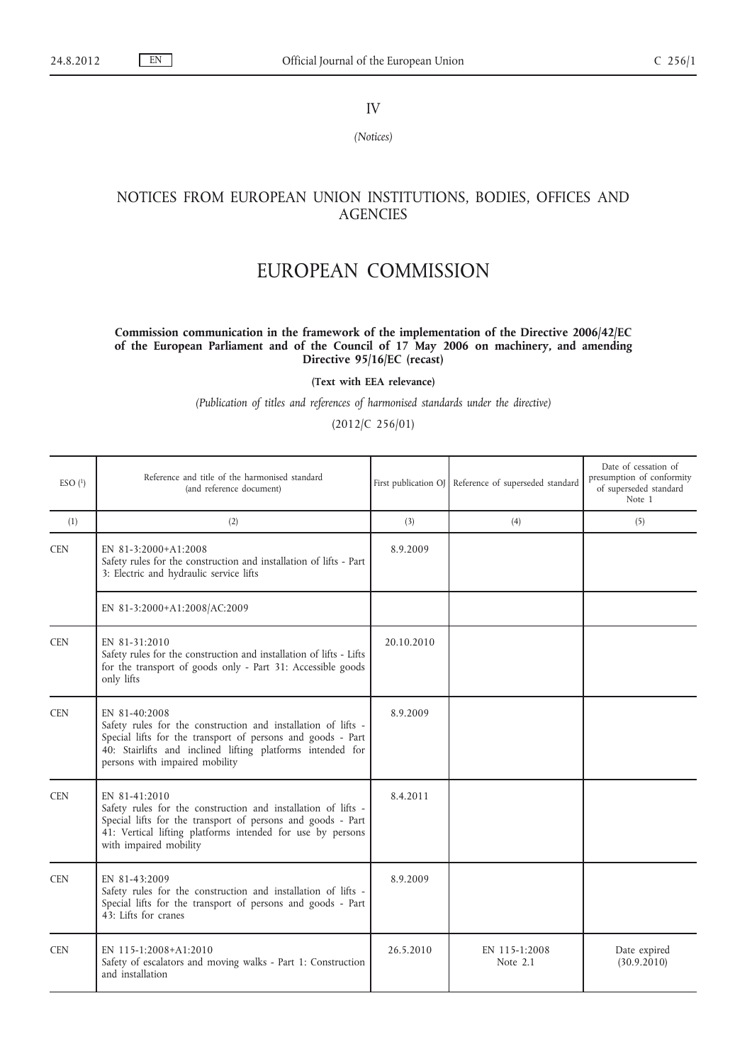IV

*(Notices)*

## NOTICES FROM EUROPEAN UNION INSTITUTIONS, BODIES, OFFICES AND AGENCIES

# EUROPEAN COMMISSION

**Commission communication in the framework of the implementation of the Directive 2006/42/EC of the European Parliament and of the Council of 17 May 2006 on machinery, and amending Directive 95/16/EC (recast)**

**(Text with EEA relevance)**

*(Publication of titles and references of harmonised standards under the directive)*

(2012/C 256/01)

| ESO [1] | Reference and title of the harmonised standard (and reference document) | First publication OJ | Reference of superseded standard | Date of cessation of presumption of conformity of superseded standard Note 1 |
|---|---|---|---|---|
| (1) | (2) | (3) | (4) | (5) |
| CEN | EN 81-3:2000+A1:2008<br>Safety rules for the construction and installation of lifts - Part 3: Electric and hydraulic service lifts | 8.9.2009 | | |
| | EN 81-3:2000+A1:2008/AC:2009 | | | |
| CEN | EN 81-31:2010<br>Safety rules for the construction and installation of lifts - Lifts for the transport of goods only - Part 31: Accessible goods only lifts | 20.10.2010 | | |
| CEN | EN 81-40:2008<br>Safety rules for the construction and installation of lifts - Special lifts for the transport of persons and goods - Part 40: Stairlifts and inclined lifting platforms intended for persons with impaired mobility | 8.9.2009 | | |
| CEN | EN 81-41:2010<br>Safety rules for the construction and installation of lifts - Special lifts for the transport of persons and goods - Part 41: Vertical lifting platforms intended for use by persons with impaired mobility | 8.4.2011 | | |
| CEN | EN 81-43:2009<br>Safety rules for the construction and installation of lifts - Special lifts for the transport of persons and goods - Part 43: Lifts for cranes | 8.9.2009 | | |
| CEN | EN 115-1:2008+A1:2010<br>Safety of escalators and moving walks - Part 1: Construction and installation | 26.5.2010 | EN 115-1:2008<br>Note 2.1 | Date expired<br>(30.9.2010) |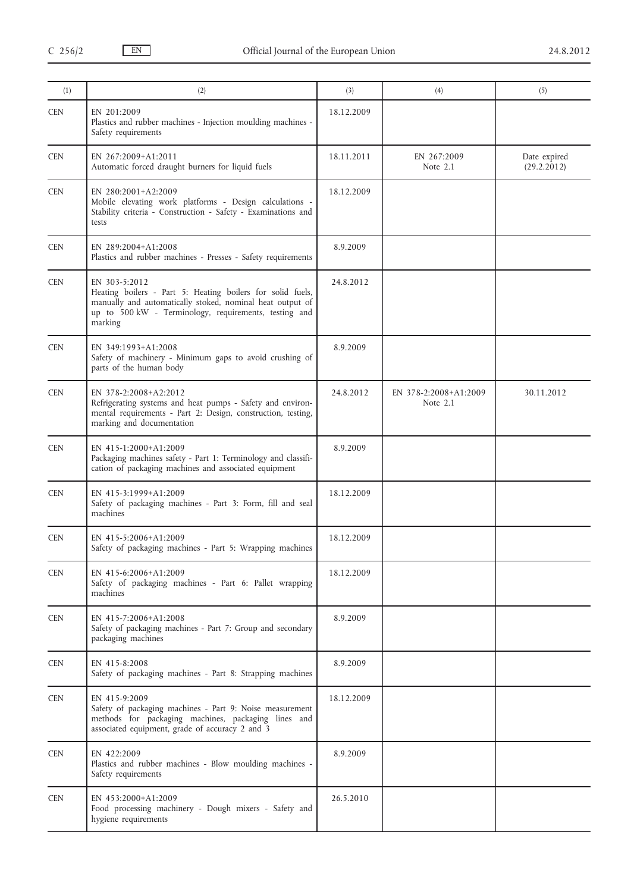| (1) | (2) | (3) | (4) | (5) |
|---|---|---|---|---|
| CEN | EN 201:2009<br>Plastics and rubber machines - Injection moulding machines - Safety requirements | 18.12.2009 | | |
| CEN | EN 267:2009+A1:2011<br>Automatic forced draught burners for liquid fuels | 18.11.2011 | EN 267:2009<br>Note 2.1 | Date expired<br>(29.2.2012) |
| CEN | EN 280:2001+A2:2009<br>Mobile elevating work platforms - Design calculations - Stability criteria - Construction - Safety - Examinations and tests | 18.12.2009 | | |
| CEN | EN 289:2004+A1:2008<br>Plastics and rubber machines - Presses - Safety requirements | 8.9.2009 | | |
| CEN | EN 303-5:2012<br>Heating boilers - Part 5: Heating boilers for solid fuels, manually and automatically stoked, nominal heat output of up to 500 kW - Terminology, requirements, testing and marking | 24.8.2012 | | |
| CEN | EN 349:1993+A1:2008<br>Safety of machinery - Minimum gaps to avoid crushing of parts of the human body | 8.9.2009 | | |
| CEN | EN 378-2:2008+A2:2012<br>Refrigerating systems and heat pumps - Safety and environmental requirements - Part 2: Design, construction, testing, marking and documentation | 24.8.2012 | EN 378-2:2008+A1:2009<br>Note 2.1 | 30.11.2012 |
| CEN | EN 415-1:2000+A1:2009<br>Packaging machines safety - Part 1: Terminology and classification of packaging machines and associated equipment | 8.9.2009 | | |
| CEN | EN 415-3:1999+A1:2009<br>Safety of packaging machines - Part 3: Form, fill and seal machines | 18.12.2009 | | |
| CEN | EN 415-5:2006+A1:2009<br>Safety of packaging machines - Part 5: Wrapping machines | 18.12.2009 | | |
| CEN | EN 415-6:2006+A1:2009<br>Safety of packaging machines - Part 6: Pallet wrapping machines | 18.12.2009 | | |
| CEN | EN 415-7:2006+A1:2008<br>Safety of packaging machines - Part 7: Group and secondary packaging machines | 8.9.2009 | | |
| CEN | EN 415-8:2008<br>Safety of packaging machines - Part 8: Strapping machines | 8.9.2009 | | |
| CEN | EN 415-9:2009<br>Safety of packaging machines - Part 9: Noise measurement methods for packaging machines, packaging lines and associated equipment, grade of accuracy 2 and 3 | 18.12.2009 | | |
| CEN | EN 422:2009<br>Plastics and rubber machines - Blow moulding machines - Safety requirements | 8.9.2009 | | |
| CEN | EN 453:2000+A1:2009<br>Food processing machinery - Dough mixers - Safety and hygiene requirements | 26.5.2010 | | |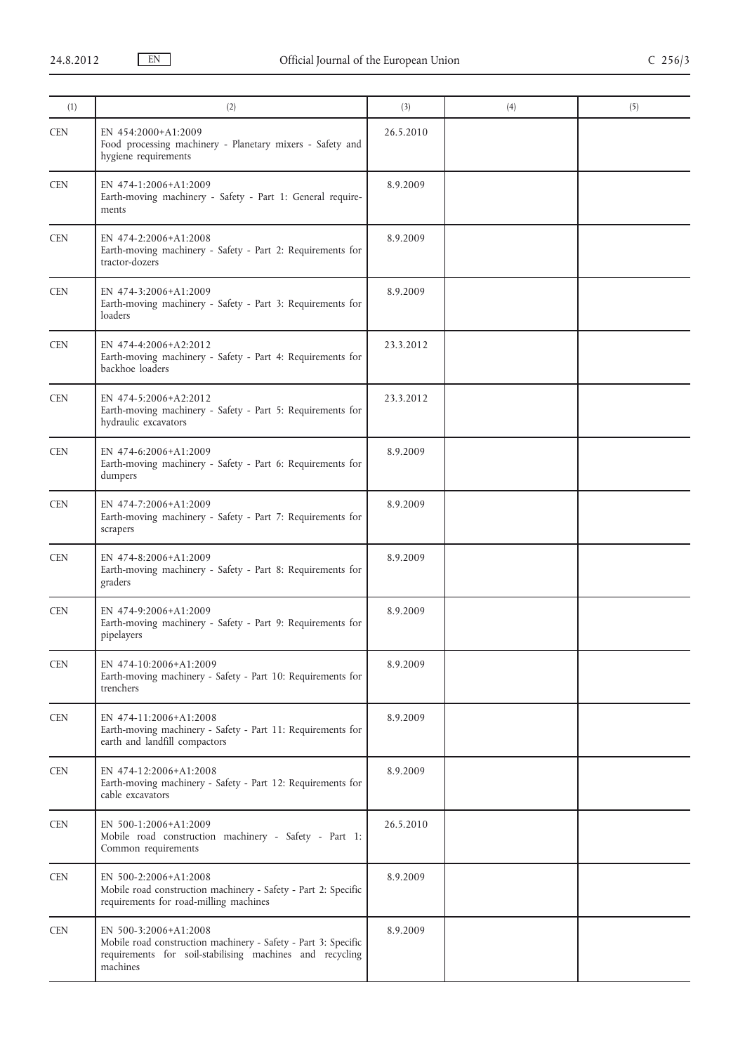| (1) | (2) | (3) | (4) | (5) |
|---|---|---|---|---|
| CEN | EN 454:2000+A1:2009<br>Food processing machinery - Planetary mixers - Safety and hygiene requirements | 26.5.2010 | | |
| CEN | EN 474-1:2006+A1:2009<br>Earth-moving machinery - Safety - Part 1: General requirements | 8.9.2009 | | |
| CEN | EN 474-2:2006+A1:2008<br>Earth-moving machinery - Safety - Part 2: Requirements for tractor-dozers | 8.9.2009 | | |
| CEN | EN 474-3:2006+A1:2009<br>Earth-moving machinery - Safety - Part 3: Requirements for loaders | 8.9.2009 | | |
| CEN | EN 474-4:2006+A2:2012<br>Earth-moving machinery - Safety - Part 4: Requirements for backhoe loaders | 23.3.2012 | | |
| CEN | EN 474-5:2006+A2:2012<br>Earth-moving machinery - Safety - Part 5: Requirements for hydraulic excavators | 23.3.2012 | | |
| CEN | EN 474-6:2006+A1:2009<br>Earth-moving machinery - Safety - Part 6: Requirements for dumpers | 8.9.2009 | | |
| CEN | EN 474-7:2006+A1:2009<br>Earth-moving machinery - Safety - Part 7: Requirements for scrapers | 8.9.2009 | | |
| CEN | EN 474-8:2006+A1:2009<br>Earth-moving machinery - Safety - Part 8: Requirements for graders | 8.9.2009 | | |
| CEN | EN 474-9:2006+A1:2009<br>Earth-moving machinery - Safety - Part 9: Requirements for pipelayers | 8.9.2009 | | |
| CEN | EN 474-10:2006+A1:2009<br>Earth-moving machinery - Safety - Part 10: Requirements for trenchers | 8.9.2009 | | |
| CEN | EN 474-11:2006+A1:2008<br>Earth-moving machinery - Safety - Part 11: Requirements for earth and landfill compactors | 8.9.2009 | | |
| CEN | EN 474-12:2006+A1:2008<br>Earth-moving machinery - Safety - Part 12: Requirements for cable excavators | 8.9.2009 | | |
| CEN | EN 500-1:2006+A1:2009<br>Mobile road construction machinery - Safety - Part 1: Common requirements | 26.5.2010 | | |
| CEN | EN 500-2:2006+A1:2008<br>Mobile road construction machinery - Safety - Part 2: Specific requirements for road-milling machines | 8.9.2009 | | |
| CEN | EN 500-3:2006+A1:2008<br>Mobile road construction machinery - Safety - Part 3: Specific requirements for soil-stabilising machines and recycling machines | 8.9.2009 | | |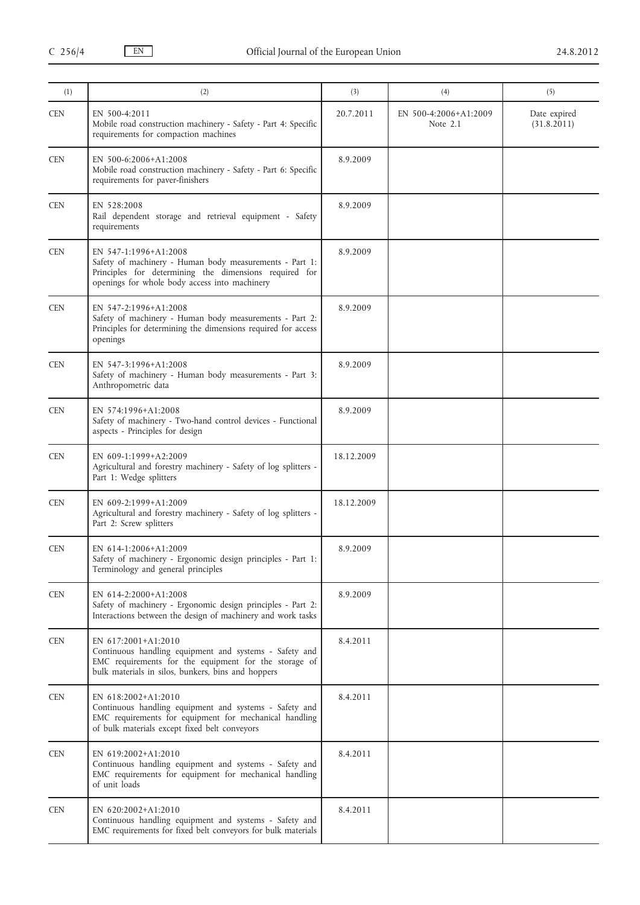| (1) | (2) | (3) | (4) | (5) |
|---|---|---|---|---|
| CEN | EN 500-4:2011<br>Mobile road construction machinery - Safety - Part 4: Specific requirements for compaction machines | 20.7.2011 | EN 500-4:2006+A1:2009<br>Note 2.1 | Date expired<br>(31.8.2011) |
| CEN | EN 500-6:2006+A1:2008<br>Mobile road construction machinery - Safety - Part 6: Specific requirements for paver-finishers | 8.9.2009 | | |
| CEN | EN 528:2008<br>Rail dependent storage and retrieval equipment - Safety requirements | 8.9.2009 | | |
| CEN | EN 547-1:1996+A1:2008<br>Safety of machinery - Human body measurements - Part 1: Principles for determining the dimensions required for openings for whole body access into machinery | 8.9.2009 | | |
| CEN | EN 547-2:1996+A1:2008<br>Safety of machinery - Human body measurements - Part 2: Principles for determining the dimensions required for access openings | 8.9.2009 | | |
| CEN | EN 547-3:1996+A1:2008<br>Safety of machinery - Human body measurements - Part 3: Anthropometric data | 8.9.2009 | | |
| CEN | EN 574:1996+A1:2008<br>Safety of machinery - Two-hand control devices - Functional aspects - Principles for design | 8.9.2009 | | |
| CEN | EN 609-1:1999+A2:2009<br>Agricultural and forestry machinery - Safety of log splitters - Part 1: Wedge splitters | 18.12.2009 | | |
| CEN | EN 609-2:1999+A1:2009<br>Agricultural and forestry machinery - Safety of log splitters - Part 2: Screw splitters | 18.12.2009 | | |
| CEN | EN 614-1:2006+A1:2009<br>Safety of machinery - Ergonomic design principles - Part 1: Terminology and general principles | 8.9.2009 | | |
| CEN | EN 614-2:2000+A1:2008<br>Safety of machinery - Ergonomic design principles - Part 2: Interactions between the design of machinery and work tasks | 8.9.2009 | | |
| CEN | EN 617:2001+A1:2010<br>Continuous handling equipment and systems - Safety and EMC requirements for the equipment for the storage of bulk materials in silos, bunkers, bins and hoppers | 8.4.2011 | | |
| CEN | EN 618:2002+A1:2010<br>Continuous handling equipment and systems - Safety and EMC requirements for equipment for mechanical handling of bulk materials except fixed belt conveyors | 8.4.2011 | | |
| CEN | EN 619:2002+A1:2010<br>Continuous handling equipment and systems - Safety and EMC requirements for equipment for mechanical handling of unit loads | 8.4.2011 | | |
| CEN | EN 620:2002+A1:2010<br>Continuous handling equipment and systems - Safety and EMC requirements for fixed belt conveyors for bulk materials | 8.4.2011 | | |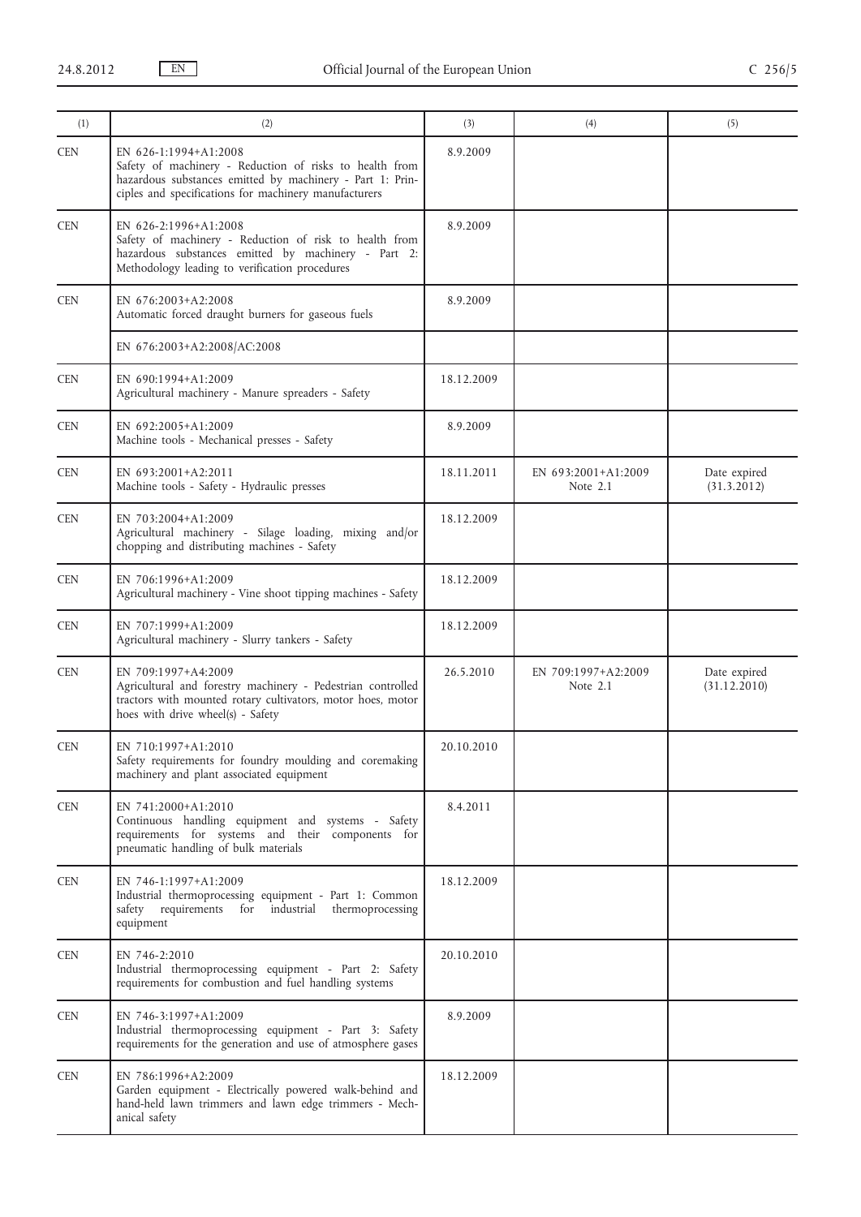| (1) | (2) | (3) | (4) | (5) |
|---|---|---|---|---|
| CEN | EN 626-1:1994+A1:2008<br>Safety of machinery - Reduction of risks to health from hazardous substances emitted by machinery - Part 1: Principles and specifications for machinery manufacturers | 8.9.2009 | | |
| CEN | EN 626-2:1996+A1:2008<br>Safety of machinery - Reduction of risk to health from hazardous substances emitted by machinery - Part 2: Methodology leading to verification procedures | 8.9.2009 | | |
| CEN | EN 676:2003+A2:2008<br>Automatic forced draught burners for gaseous fuels | 8.9.2009 | | |
| | EN 676:2003+A2:2008/AC:2008 | | | |
| CEN | EN 690:1994+A1:2009<br>Agricultural machinery - Manure spreaders - Safety | 18.12.2009 | | |
| CEN | EN 692:2005+A1:2009<br>Machine tools - Mechanical presses - Safety | 8.9.2009 | | |
| CEN | EN 693:2001+A2:2011<br>Machine tools - Safety - Hydraulic presses | 18.11.2011 | EN 693:2001+A1:2009<br>Note 2.1 | Date expired<br>(31.3.2012) |
| CEN | EN 703:2004+A1:2009<br>Agricultural machinery - Silage loading, mixing and/or chopping and distributing machines - Safety | 18.12.2009 | | |
| CEN | EN 706:1996+A1:2009<br>Agricultural machinery - Vine shoot tipping machines - Safety | 18.12.2009 | | |
| CEN | EN 707:1999+A1:2009<br>Agricultural machinery - Slurry tankers - Safety | 18.12.2009 | | |
| CEN | EN 709:1997+A4:2009<br>Agricultural and forestry machinery - Pedestrian controlled tractors with mounted rotary cultivators, motor hoes, motor hoes with drive wheel(s) - Safety | 26.5.2010 | EN 709:1997+A2:2009<br>Note 2.1 | Date expired<br>(31.12.2010) |
| CEN | EN 710:1997+A1:2010<br>Safety requirements for foundry moulding and coremaking machinery and plant associated equipment | 20.10.2010 | | |
| CEN | EN 741:2000+A1:2010<br>Continuous handling equipment and systems - Safety requirements for systems and their components for pneumatic handling of bulk materials | 8.4.2011 | | |
| CEN | EN 746-1:1997+A1:2009<br>Industrial thermoprocessing equipment - Part 1: Common safety requirements for industrial thermoprocessing equipment | 18.12.2009 | | |
| CEN | EN 746-2:2010<br>Industrial thermoprocessing equipment - Part 2: Safety requirements for combustion and fuel handling systems | 20.10.2010 | | |
| CEN | EN 746-3:1997+A1:2009<br>Industrial thermoprocessing equipment - Part 3: Safety requirements for the generation and use of atmosphere gases | 8.9.2009 | | |
| CEN | EN 786:1996+A2:2009<br>Garden equipment - Electrically powered walk-behind and hand-held lawn trimmers and lawn edge trimmers - Mechanical safety | 18.12.2009 | | |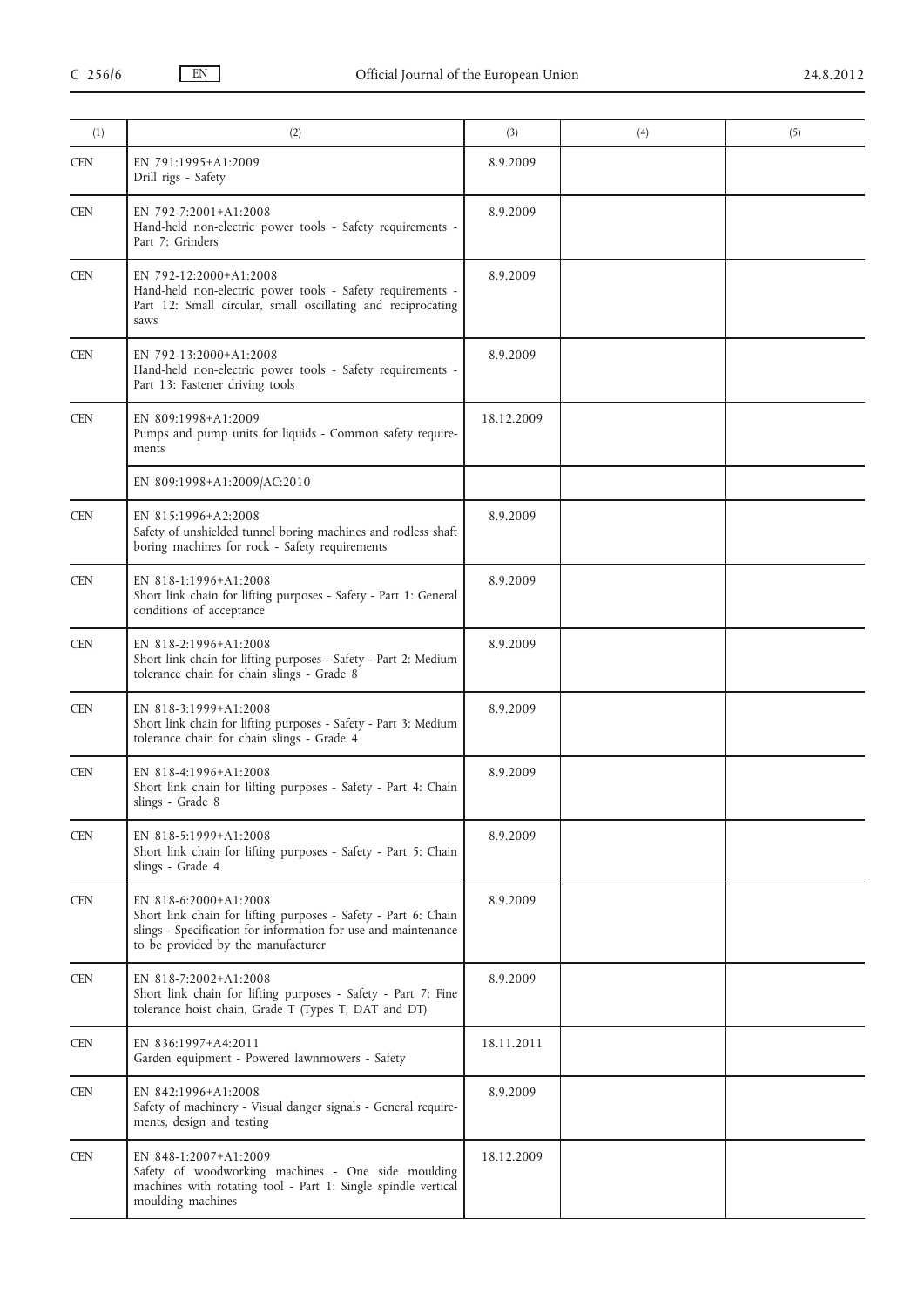| (1) | (2) | (3) | (4) | (5) |
|---|---|---|---|---|
| CEN | EN 791:1995+A1:2009<br>Drill rigs - Safety | 8.9.2009 | | |
| CEN | EN 792-7:2001+A1:2008<br>Hand-held non-electric power tools - Safety requirements - Part 7: Grinders | 8.9.2009 | | |
| CEN | EN 792-12:2000+A1:2008<br>Hand-held non-electric power tools - Safety requirements - Part 12: Small circular, small oscillating and reciprocating saws | 8.9.2009 | | |
| CEN | EN 792-13:2000+A1:2008<br>Hand-held non-electric power tools - Safety requirements - Part 13: Fastener driving tools | 8.9.2009 | | |
| CEN | EN 809:1998+A1:2009<br>Pumps and pump units for liquids - Common safety requirements | 18.12.2009 | | |
| | EN 809:1998+A1:2009/AC:2010 | | | |
| CEN | EN 815:1996+A2:2008<br>Safety of unshielded tunnel boring machines and rodless shaft boring machines for rock - Safety requirements | 8.9.2009 | | |
| CEN | EN 818-1:1996+A1:2008<br>Short link chain for lifting purposes - Safety - Part 1: General conditions of acceptance | 8.9.2009 | | |
| CEN | EN 818-2:1996+A1:2008<br>Short link chain for lifting purposes - Safety - Part 2: Medium tolerance chain for chain slings - Grade 8 | 8.9.2009 | | |
| CEN | EN 818-3:1999+A1:2008<br>Short link chain for lifting purposes - Safety - Part 3: Medium tolerance chain for chain slings - Grade 4 | 8.9.2009 | | |
| CEN | EN 818-4:1996+A1:2008<br>Short link chain for lifting purposes - Safety - Part 4: Chain slings - Grade 8 | 8.9.2009 | | |
| CEN | EN 818-5:1999+A1:2008<br>Short link chain for lifting purposes - Safety - Part 5: Chain slings - Grade 4 | 8.9.2009 | | |
| CEN | EN 818-6:2000+A1:2008<br>Short link chain for lifting purposes - Safety - Part 6: Chain slings - Specification for information for use and maintenance to be provided by the manufacturer | 8.9.2009 | | |
| CEN | EN 818-7:2002+A1:2008<br>Short link chain for lifting purposes - Safety - Part 7: Fine tolerance hoist chain, Grade T (Types T, DAT and DT) | 8.9.2009 | | |
| CEN | EN 836:1997+A4:2011<br>Garden equipment - Powered lawnmowers - Safety | 18.11.2011 | | |
| CEN | EN 842:1996+A1:2008<br>Safety of machinery - Visual danger signals - General requirements, design and testing | 8.9.2009 | | |
| CEN | EN 848-1:2007+A1:2009<br>Safety of woodworking machines - One side moulding machines with rotating tool - Part 1: Single spindle vertical moulding machines | 18.12.2009 | | |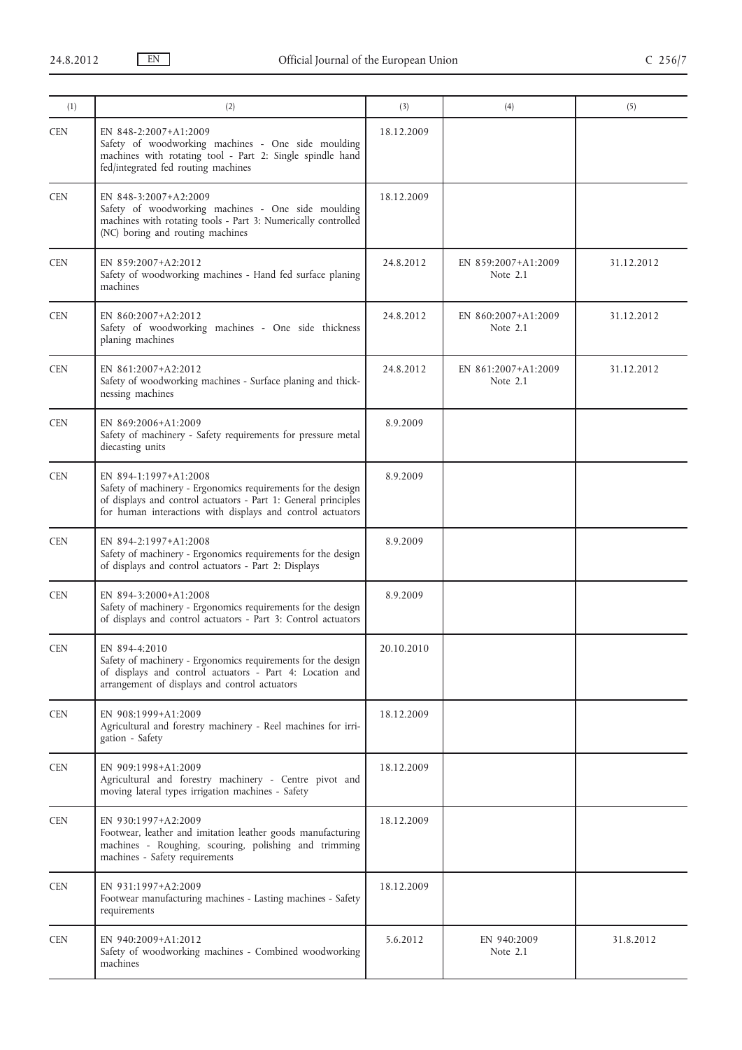| (1) | (2) | (3) | (4) | (5) |
|---|---|---|---|---|
| CEN | EN 848-2:2007+A1:2009<br>Safety of woodworking machines - One side moulding machines with rotating tool - Part 2: Single spindle hand fed/integrated fed routing machines | 18.12.2009 | | |
| CEN | EN 848-3:2007+A2:2009<br>Safety of woodworking machines - One side moulding machines with rotating tools - Part 3: Numerically controlled (NC) boring and routing machines | 18.12.2009 | | |
| CEN | EN 859:2007+A2:2012<br>Safety of woodworking machines - Hand fed surface planing machines | 24.8.2012 | EN 859:2007+A1:2009<br>Note 2.1 | 31.12.2012 |
| CEN | EN 860:2007+A2:2012<br>Safety of woodworking machines - One side thickness planing machines | 24.8.2012 | EN 860:2007+A1:2009<br>Note 2.1 | 31.12.2012 |
| CEN | EN 861:2007+A2:2012<br>Safety of woodworking machines - Surface planing and thicknessing machines | 24.8.2012 | EN 861:2007+A1:2009<br>Note 2.1 | 31.12.2012 |
| CEN | EN 869:2006+A1:2009<br>Safety of machinery - Safety requirements for pressure metal diecasting units | 8.9.2009 | | |
| CEN | EN 894-1:1997+A1:2008<br>Safety of machinery - Ergonomics requirements for the design of displays and control actuators - Part 1: General principles for human interactions with displays and control actuators | 8.9.2009 | | |
| CEN | EN 894-2:1997+A1:2008<br>Safety of machinery - Ergonomics requirements for the design of displays and control actuators - Part 2: Displays | 8.9.2009 | | |
| CEN | EN 894-3:2000+A1:2008<br>Safety of machinery - Ergonomics requirements for the design of displays and control actuators - Part 3: Control actuators | 8.9.2009 | | |
| CEN | EN 894-4:2010<br>Safety of machinery - Ergonomics requirements for the design of displays and control actuators - Part 4: Location and arrangement of displays and control actuators | 20.10.2010 | | |
| CEN | EN 908:1999+A1:2009<br>Agricultural and forestry machinery - Reel machines for irrigation - Safety | 18.12.2009 | | |
| CEN | EN 909:1998+A1:2009<br>Agricultural and forestry machinery - Centre pivot and moving lateral types irrigation machines - Safety | 18.12.2009 | | |
| CEN | EN 930:1997+A2:2009<br>Footwear, leather and imitation leather goods manufacturing machines - Roughing, scouring, polishing and trimming machines - Safety requirements | 18.12.2009 | | |
| CEN | EN 931:1997+A2:2009<br>Footwear manufacturing machines - Lasting machines - Safety requirements | 18.12.2009 | | |
| CEN | EN 940:2009+A1:2012<br>Safety of woodworking machines - Combined woodworking machines | 5.6.2012 | EN 940:2009<br>Note 2.1 | 31.8.2012 |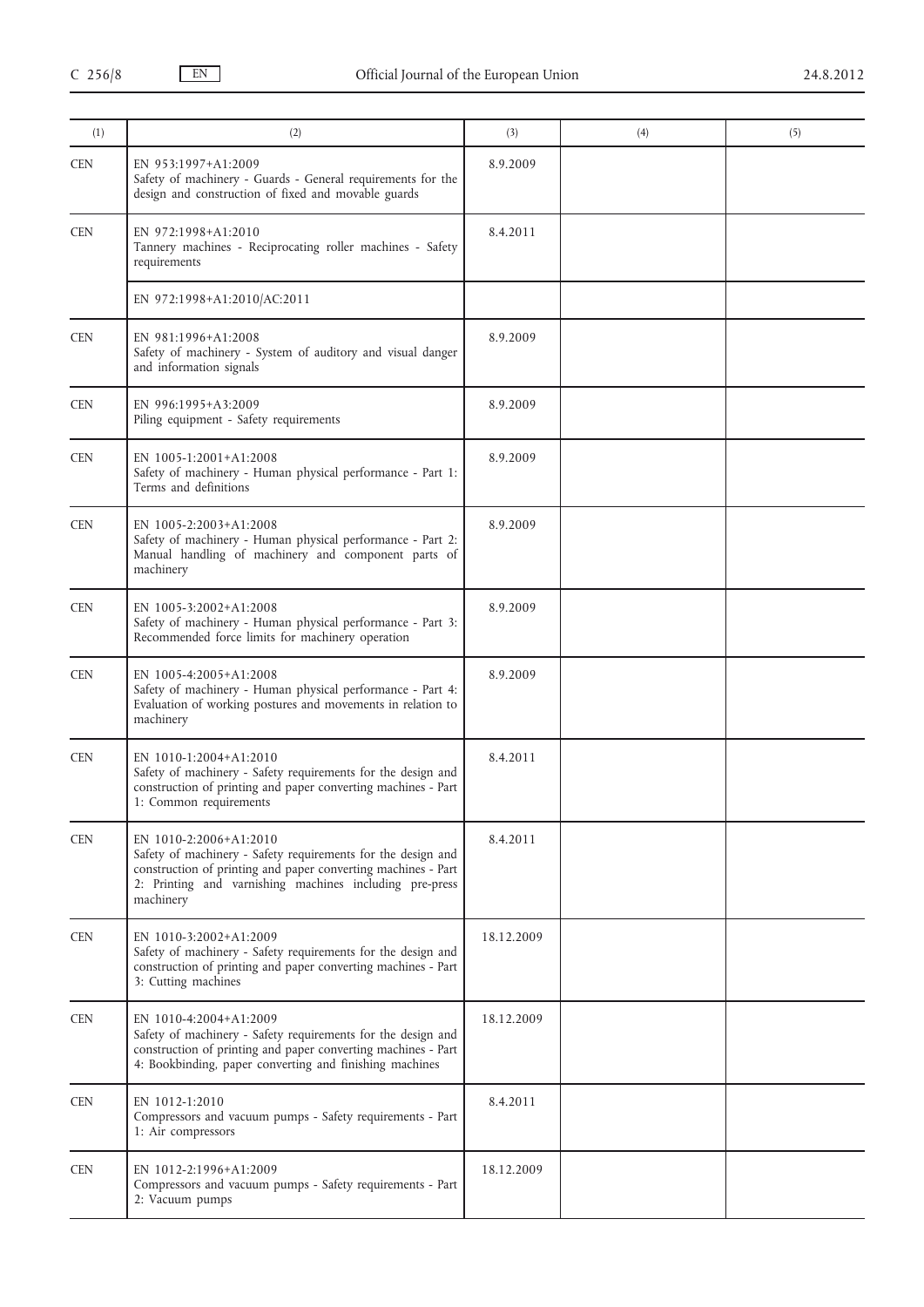| (1) | (2) | (3) | (4) | (5) |
|---|---|---|---|---|
| CEN | EN 953:1997+A1:2009<br>Safety of machinery - Guards - General requirements for the design and construction of fixed and movable guards | 8.9.2009 | | |
| CEN | EN 972:1998+A1:2010<br>Tannery machines - Reciprocating roller machines - Safety requirements | 8.4.2011 | | |
| | EN 972:1998+A1:2010/AC:2011 | | | |
| CEN | EN 981:1996+A1:2008<br>Safety of machinery - System of auditory and visual danger and information signals | 8.9.2009 | | |
| CEN | EN 996:1995+A3:2009<br>Piling equipment - Safety requirements | 8.9.2009 | | |
| CEN | EN 1005-1:2001+A1:2008<br>Safety of machinery - Human physical performance - Part 1: Terms and definitions | 8.9.2009 | | |
| CEN | EN 1005-2:2003+A1:2008<br>Safety of machinery - Human physical performance - Part 2: Manual handling of machinery and component parts of machinery | 8.9.2009 | | |
| CEN | EN 1005-3:2002+A1:2008<br>Safety of machinery - Human physical performance - Part 3: Recommended force limits for machinery operation | 8.9.2009 | | |
| CEN | EN 1005-4:2005+A1:2008<br>Safety of machinery - Human physical performance - Part 4: Evaluation of working postures and movements in relation to machinery | 8.9.2009 | | |
| CEN | EN 1010-1:2004+A1:2010<br>Safety of machinery - Safety requirements for the design and construction of printing and paper converting machines - Part 1: Common requirements | 8.4.2011 | | |
| CEN | EN 1010-2:2006+A1:2010<br>Safety of machinery - Safety requirements for the design and construction of printing and paper converting machines - Part 2: Printing and varnishing machines including pre-press machinery | 8.4.2011 | | |
| CEN | EN 1010-3:2002+A1:2009<br>Safety of machinery - Safety requirements for the design and construction of printing and paper converting machines - Part 3: Cutting machines | 18.12.2009 | | |
| CEN | EN 1010-4:2004+A1:2009<br>Safety of machinery - Safety requirements for the design and construction of printing and paper converting machines - Part 4: Bookbinding, paper converting and finishing machines | 18.12.2009 | | |
| CEN | EN 1012-1:2010<br>Compressors and vacuum pumps - Safety requirements - Part 1: Air compressors | 8.4.2011 | | |
| CEN | EN 1012-2:1996+A1:2009<br>Compressors and vacuum pumps - Safety requirements - Part 2: Vacuum pumps | 18.12.2009 | | |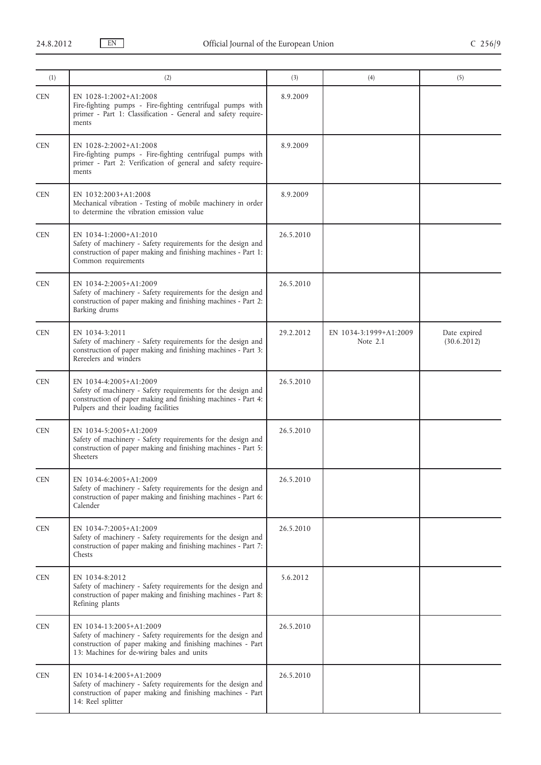| (1) | (2) | (3) | (4) | (5) |
|---|---|---|---|---|
| CEN | EN 1028-1:2002+A1:2008<br>Fire-fighting pumps - Fire-fighting centrifugal pumps with primer - Part 1: Classification - General and safety requirements | 8.9.2009 | | |
| CEN | EN 1028-2:2002+A1:2008<br>Fire-fighting pumps - Fire-fighting centrifugal pumps with primer - Part 2: Verification of general and safety requirements | 8.9.2009 | | |
| CEN | EN 1032:2003+A1:2008<br>Mechanical vibration - Testing of mobile machinery in order to determine the vibration emission value | 8.9.2009 | | |
| CEN | EN 1034-1:2000+A1:2010<br>Safety of machinery - Safety requirements for the design and construction of paper making and finishing machines - Part 1: Common requirements | 26.5.2010 | | |
| CEN | EN 1034-2:2005+A1:2009<br>Safety of machinery - Safety requirements for the design and construction of paper making and finishing machines - Part 2: Barking drums | 26.5.2010 | | |
| CEN | EN 1034-3:2011<br>Safety of machinery - Safety requirements for the design and construction of paper making and finishing machines - Part 3: Rereelers and winders | 29.2.2012 | EN 1034-3:1999+A1:2009<br>Note 2.1 | Date expired<br>(30.6.2012) |
| CEN | EN 1034-4:2005+A1:2009<br>Safety of machinery - Safety requirements for the design and construction of paper making and finishing machines - Part 4: Pulpers and their loading facilities | 26.5.2010 | | |
| CEN | EN 1034-5:2005+A1:2009<br>Safety of machinery - Safety requirements for the design and construction of paper making and finishing machines - Part 5: Sheeters | 26.5.2010 | | |
| CEN | EN 1034-6:2005+A1:2009<br>Safety of machinery - Safety requirements for the design and construction of paper making and finishing machines - Part 6: Calender | 26.5.2010 | | |
| CEN | EN 1034-7:2005+A1:2009<br>Safety of machinery - Safety requirements for the design and construction of paper making and finishing machines - Part 7: Chests | 26.5.2010 | | |
| CEN | EN 1034-8:2012<br>Safety of machinery - Safety requirements for the design and construction of paper making and finishing machines - Part 8: Refining plants | 5.6.2012 | | |
| CEN | EN 1034-13:2005+A1:2009<br>Safety of machinery - Safety requirements for the design and construction of paper making and finishing machines - Part 13: Machines for de-wiring bales and units | 26.5.2010 | | |
| CEN | EN 1034-14:2005+A1:2009<br>Safety of machinery - Safety requirements for the design and construction of paper making and finishing machines - Part 14: Reel splitter | 26.5.2010 | | |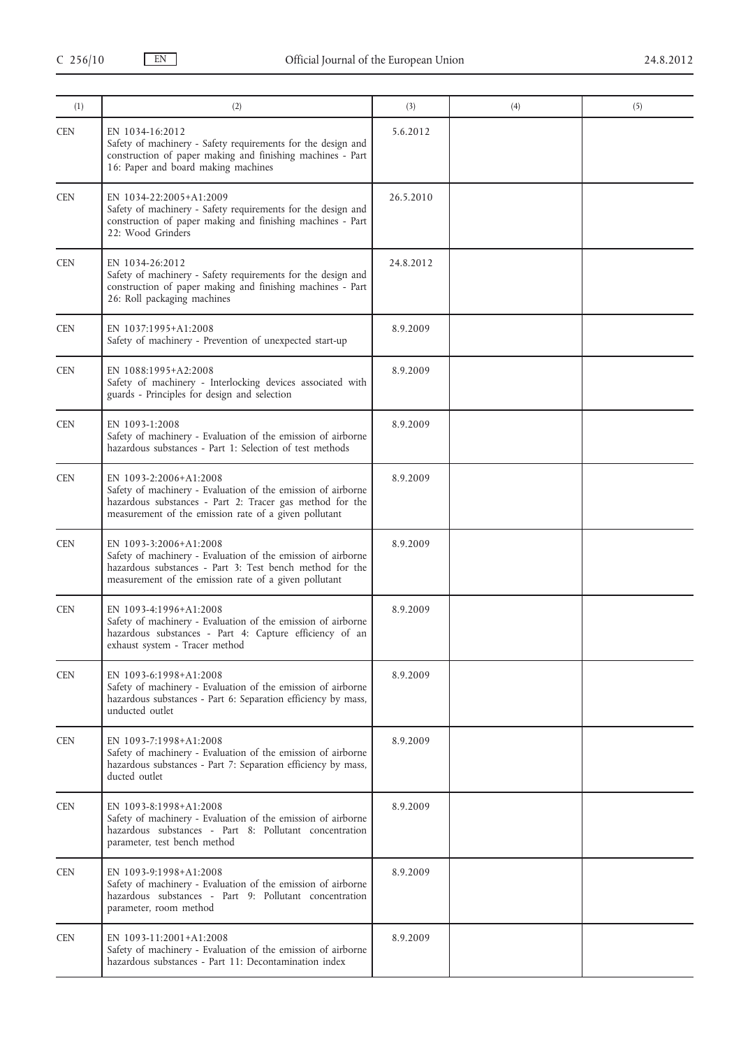| (1) | (2) | (3) | (4) | (5) |
|---|---|---|---|---|
| CEN | EN 1034-16:2012<br>Safety of machinery - Safety requirements for the design and construction of paper making and finishing machines - Part 16: Paper and board making machines | 5.6.2012 | | |
| CEN | EN 1034-22:2005+A1:2009<br>Safety of machinery - Safety requirements for the design and construction of paper making and finishing machines - Part 22: Wood Grinders | 26.5.2010 | | |
| CEN | EN 1034-26:2012<br>Safety of machinery - Safety requirements for the design and construction of paper making and finishing machines - Part 26: Roll packaging machines | 24.8.2012 | | |
| CEN | EN 1037:1995+A1:2008<br>Safety of machinery - Prevention of unexpected start-up | 8.9.2009 | | |
| CEN | EN 1088:1995+A2:2008<br>Safety of machinery - Interlocking devices associated with guards - Principles for design and selection | 8.9.2009 | | |
| CEN | EN 1093-1:2008<br>Safety of machinery - Evaluation of the emission of airborne hazardous substances - Part 1: Selection of test methods | 8.9.2009 | | |
| CEN | EN 1093-2:2006+A1:2008<br>Safety of machinery - Evaluation of the emission of airborne hazardous substances - Part 2: Tracer gas method for the measurement of the emission rate of a given pollutant | 8.9.2009 | | |
| CEN | EN 1093-3:2006+A1:2008<br>Safety of machinery - Evaluation of the emission of airborne hazardous substances - Part 3: Test bench method for the measurement of the emission rate of a given pollutant | 8.9.2009 | | |
| CEN | EN 1093-4:1996+A1:2008<br>Safety of machinery - Evaluation of the emission of airborne hazardous substances - Part 4: Capture efficiency of an exhaust system - Tracer method | 8.9.2009 | | |
| CEN | EN 1093-6:1998+A1:2008<br>Safety of machinery - Evaluation of the emission of airborne hazardous substances - Part 6: Separation efficiency by mass, unducted outlet | 8.9.2009 | | |
| CEN | EN 1093-7:1998+A1:2008<br>Safety of machinery - Evaluation of the emission of airborne hazardous substances - Part 7: Separation efficiency by mass, ducted outlet | 8.9.2009 | | |
| CEN | EN 1093-8:1998+A1:2008<br>Safety of machinery - Evaluation of the emission of airborne hazardous substances - Part 8: Pollutant concentration parameter, test bench method | 8.9.2009 | | |
| CEN | EN 1093-9:1998+A1:2008<br>Safety of machinery - Evaluation of the emission of airborne hazardous substances - Part 9: Pollutant concentration parameter, room method | 8.9.2009 | | |
| CEN | EN 1093-11:2001+A1:2008<br>Safety of machinery - Evaluation of the emission of airborne hazardous substances - Part 11: Decontamination index | 8.9.2009 | | |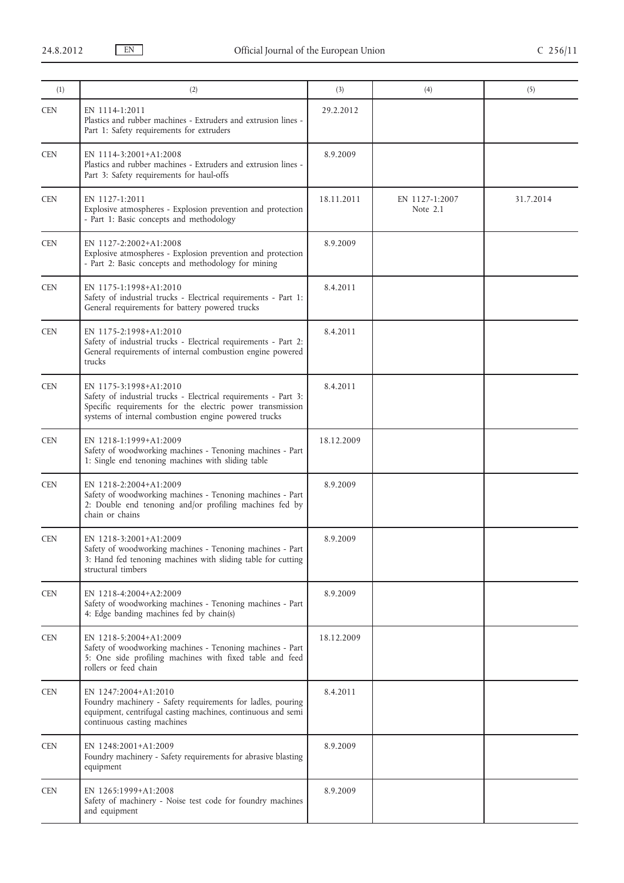| (1) | (2) | (3) | (4) | (5) |
|---|---|---|---|---|
| CEN | EN 1114-1:2011<br>Plastics and rubber machines - Extruders and extrusion lines - Part 1: Safety requirements for extruders | 29.2.2012 | | |
| CEN | EN 1114-3:2001+A1:2008<br>Plastics and rubber machines - Extruders and extrusion lines - Part 3: Safety requirements for haul-offs | 8.9.2009 | | |
| CEN | EN 1127-1:2011<br>Explosive atmospheres - Explosion prevention and protection - Part 1: Basic concepts and methodology | 18.11.2011 | EN 1127-1:2007<br>Note 2.1 | 31.7.2014 |
| CEN | EN 1127-2:2002+A1:2008<br>Explosive atmospheres - Explosion prevention and protection - Part 2: Basic concepts and methodology for mining | 8.9.2009 | | |
| CEN | EN 1175-1:1998+A1:2010<br>Safety of industrial trucks - Electrical requirements - Part 1: General requirements for battery powered trucks | 8.4.2011 | | |
| CEN | EN 1175-2:1998+A1:2010<br>Safety of industrial trucks - Electrical requirements - Part 2: General requirements of internal combustion engine powered trucks | 8.4.2011 | | |
| CEN | EN 1175-3:1998+A1:2010<br>Safety of industrial trucks - Electrical requirements - Part 3: Specific requirements for the electric power transmission systems of internal combustion engine powered trucks | 8.4.2011 | | |
| CEN | EN 1218-1:1999+A1:2009<br>Safety of woodworking machines - Tenoning machines - Part 1: Single end tenoning machines with sliding table | 18.12.2009 | | |
| CEN | EN 1218-2:2004+A1:2009<br>Safety of woodworking machines - Tenoning machines - Part 2: Double end tenoning and/or profiling machines fed by chain or chains | 8.9.2009 | | |
| CEN | EN 1218-3:2001+A1:2009<br>Safety of woodworking machines - Tenoning machines - Part 3: Hand fed tenoning machines with sliding table for cutting structural timbers | 8.9.2009 | | |
| CEN | EN 1218-4:2004+A2:2009<br>Safety of woodworking machines - Tenoning machines - Part 4: Edge banding machines fed by chain(s) | 8.9.2009 | | |
| CEN | EN 1218-5:2004+A1:2009<br>Safety of woodworking machines - Tenoning machines - Part 5: One side profiling machines with fixed table and feed rollers or feed chain | 18.12.2009 | | |
| CEN | EN 1247:2004+A1:2010<br>Foundry machinery - Safety requirements for ladles, pouring equipment, centrifugal casting machines, continuous and semi continuous casting machines | 8.4.2011 | | |
| CEN | EN 1248:2001+A1:2009<br>Foundry machinery - Safety requirements for abrasive blasting equipment | 8.9.2009 | | |
| CEN | EN 1265:1999+A1:2008<br>Safety of machinery - Noise test code for foundry machines and equipment | 8.9.2009 | | |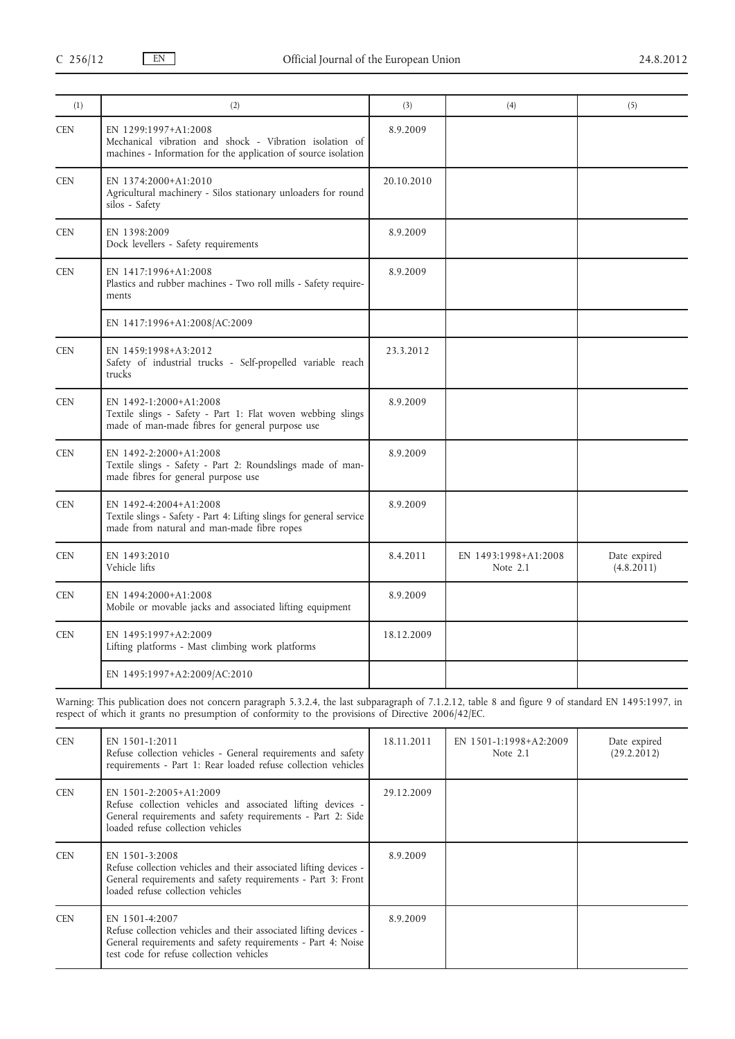| (1) | (2) | (3) | (4) | (5) |
|---|---|---|---|---|
| CEN | EN 1299:1997+A1:2008<br>Mechanical vibration and shock - Vibration isolation of machines - Information for the application of source isolation | 8.9.2009 | | |
| CEN | EN 1374:2000+A1:2010<br>Agricultural machinery - Silos stationary unloaders for round silos - Safety | 20.10.2010 | | |
| CEN | EN 1398:2009<br>Dock levellers - Safety requirements | 8.9.2009 | | |
| CEN | EN 1417:1996+A1:2008<br>Plastics and rubber machines - Two roll mills - Safety requirements | 8.9.2009 | | |
| | EN 1417:1996+A1:2008/AC:2009 | | | |
| CEN | EN 1459:1998+A3:2012<br>Safety of industrial trucks - Self-propelled variable reach trucks | 23.3.2012 | | |
| CEN | EN 1492-1:2000+A1:2008<br>Textile slings - Safety - Part 1: Flat woven webbing slings made of man-made fibres for general purpose use | 8.9.2009 | | |
| CEN | EN 1492-2:2000+A1:2008<br>Textile slings - Safety - Part 2: Roundslings made of man-made fibres for general purpose use | 8.9.2009 | | |
| CEN | EN 1492-4:2004+A1:2008<br>Textile slings - Safety - Part 4: Lifting slings for general service made from natural and man-made fibre ropes | 8.9.2009 | | |
| CEN | EN 1493:2010<br>Vehicle lifts | 8.4.2011 | EN 1493:1998+A1:2008<br>Note 2.1 | Date expired<br>(4.8.2011) |
| CEN | EN 1494:2000+A1:2008<br>Mobile or movable jacks and associated lifting equipment | 8.9.2009 | | |
| CEN | EN 1495:1997+A2:2009<br>Lifting platforms - Mast climbing work platforms | 18.12.2009 | | |
| | EN 1495:1997+A2:2009/AC:2010 | | | |

Warning: This publication does not concern paragraph 5.3.2.4, the last subparagraph of 7.1.2.12, table 8 and figure 9 of standard EN 1495:1997, in respect of which it grants no presumption of conformity to the provisions of Directive 2006/42/EC.

| (1) | (2) | (3) | (4) | (5) |
|---|---|---|---|---|
| CEN | EN 1501-1:2011<br>Refuse collection vehicles - General requirements and safety requirements - Part 1: Rear loaded refuse collection vehicles | 18.11.2011 | EN 1501-1:1998+A2:2009<br>Note 2.1 | Date expired<br>(29.2.2012) |
| CEN | EN 1501-2:2005+A1:2009<br>Refuse collection vehicles and associated lifting devices - General requirements and safety requirements - Part 2: Side loaded refuse collection vehicles | 29.12.2009 | | |
| CEN | EN 1501-3:2008<br>Refuse collection vehicles and their associated lifting devices - General requirements and safety requirements - Part 3: Front loaded refuse collection vehicles | 8.9.2009 | | |
| CEN | EN 1501-4:2007<br>Refuse collection vehicles and their associated lifting devices - General requirements and safety requirements - Part 4: Noise test code for refuse collection vehicles | 8.9.2009 | | |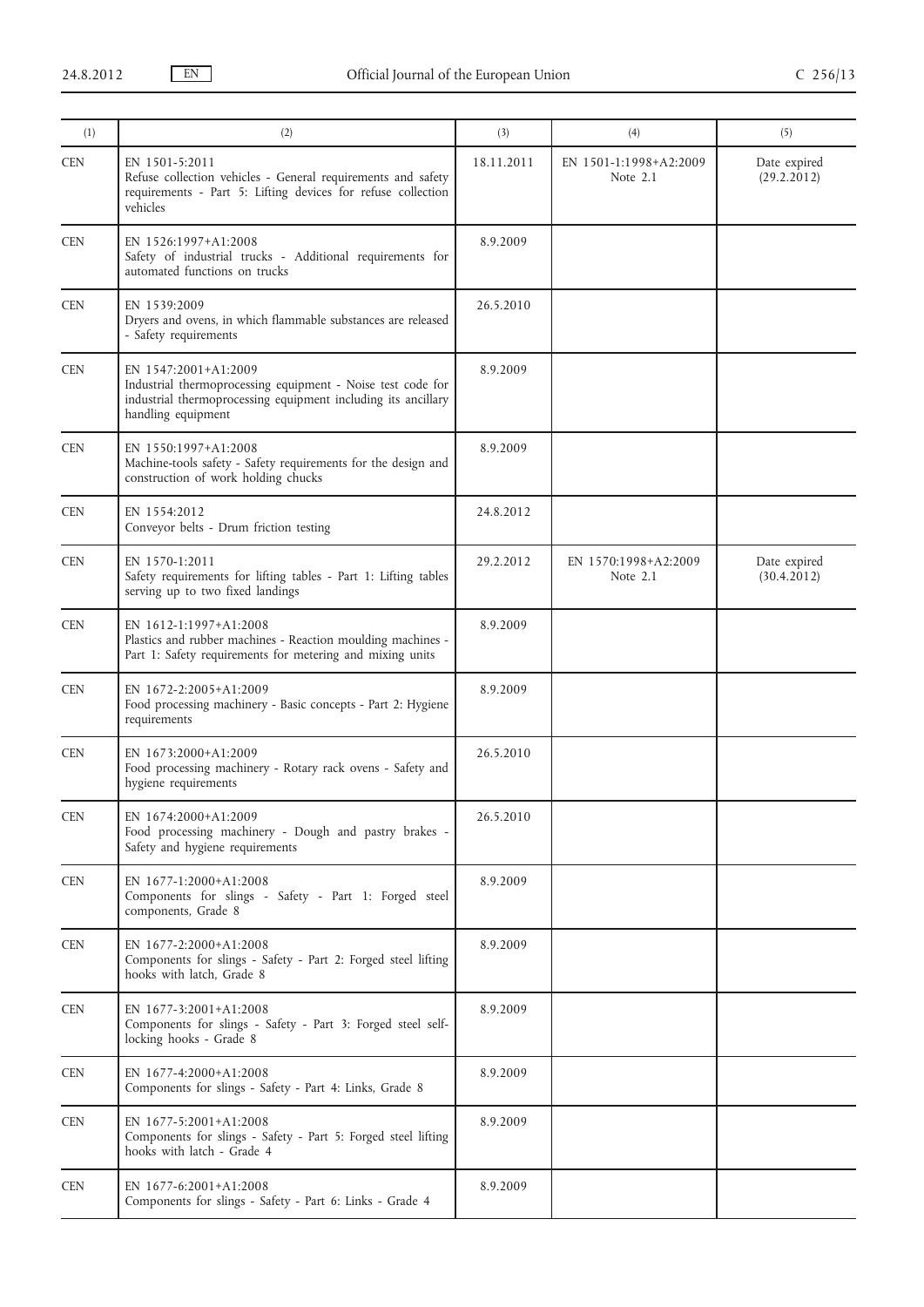| (1) | (2) | (3) | (4) | (5) |
|---|---|---|---|---|
| CEN | EN 1501-5:2011<br>Refuse collection vehicles - General requirements and safety requirements - Part 5: Lifting devices for refuse collection vehicles | 18.11.2011 | EN 1501-1:1998+A2:2009<br>Note 2.1 | Date expired<br>(29.2.2012) |
| CEN | EN 1526:1997+A1:2008<br>Safety of industrial trucks - Additional requirements for automated functions on trucks | 8.9.2009 | | |
| CEN | EN 1539:2009<br>Dryers and ovens, in which flammable substances are released - Safety requirements | 26.5.2010 | | |
| CEN | EN 1547:2001+A1:2009<br>Industrial thermoprocessing equipment - Noise test code for industrial thermoprocessing equipment including its ancillary handling equipment | 8.9.2009 | | |
| CEN | EN 1550:1997+A1:2008<br>Machine-tools safety - Safety requirements for the design and construction of work holding chucks | 8.9.2009 | | |
| CEN | EN 1554:2012<br>Conveyor belts - Drum friction testing | 24.8.2012 | | |
| CEN | EN 1570-1:2011<br>Safety requirements for lifting tables - Part 1: Lifting tables serving up to two fixed landings | 29.2.2012 | EN 1570:1998+A2:2009<br>Note 2.1 | Date expired<br>(30.4.2012) |
| CEN | EN 1612-1:1997+A1:2008<br>Plastics and rubber machines - Reaction moulding machines - Part 1: Safety requirements for metering and mixing units | 8.9.2009 | | |
| CEN | EN 1672-2:2005+A1:2009<br>Food processing machinery - Basic concepts - Part 2: Hygiene requirements | 8.9.2009 | | |
| CEN | EN 1673:2000+A1:2009<br>Food processing machinery - Rotary rack ovens - Safety and hygiene requirements | 26.5.2010 | | |
| CEN | EN 1674:2000+A1:2009<br>Food processing machinery - Dough and pastry brakes - Safety and hygiene requirements | 26.5.2010 | | |
| CEN | EN 1677-1:2000+A1:2008<br>Components for slings - Safety - Part 1: Forged steel components, Grade 8 | 8.9.2009 | | |
| CEN | EN 1677-2:2000+A1:2008<br>Components for slings - Safety - Part 2: Forged steel lifting hooks with latch, Grade 8 | 8.9.2009 | | |
| CEN | EN 1677-3:2001+A1:2008<br>Components for slings - Safety - Part 3: Forged steel self-locking hooks - Grade 8 | 8.9.2009 | | |
| CEN | EN 1677-4:2000+A1:2008<br>Components for slings - Safety - Part 4: Links, Grade 8 | 8.9.2009 | | |
| CEN | EN 1677-5:2001+A1:2008<br>Components for slings - Safety - Part 5: Forged steel lifting hooks with latch - Grade 4 | 8.9.2009 | | |
| CEN | EN 1677-6:2001+A1:2008<br>Components for slings - Safety - Part 6: Links - Grade 4 | 8.9.2009 | | |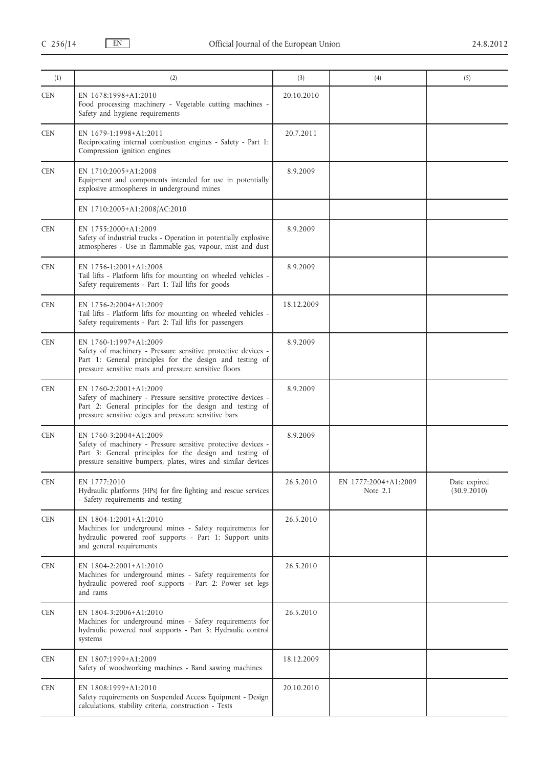| (1) | (2) | (3) | (4) | (5) |
|---|---|---|---|---|
| CEN | EN 1678:1998+A1:2010<br>Food processing machinery - Vegetable cutting machines - Safety and hygiene requirements | 20.10.2010 | | |
| CEN | EN 1679-1:1998+A1:2011<br>Reciprocating internal combustion engines - Safety - Part 1: Compression ignition engines | 20.7.2011 | | |
| CEN | EN 1710:2005+A1:2008<br>Equipment and components intended for use in potentially explosive atmospheres in underground mines | 8.9.2009 | | |
| | EN 1710:2005+A1:2008/AC:2010 | | | |
| CEN | EN 1755:2000+A1:2009<br>Safety of industrial trucks - Operation in potentially explosive atmospheres - Use in flammable gas, vapour, mist and dust | 8.9.2009 | | |
| CEN | EN 1756-1:2001+A1:2008<br>Tail lifts - Platform lifts for mounting on wheeled vehicles - Safety requirements - Part 1: Tail lifts for goods | 8.9.2009 | | |
| CEN | EN 1756-2:2004+A1:2009<br>Tail lifts - Platform lifts for mounting on wheeled vehicles - Safety requirements - Part 2: Tail lifts for passengers | 18.12.2009 | | |
| CEN | EN 1760-1:1997+A1:2009<br>Safety of machinery - Pressure sensitive protective devices - Part 1: General principles for the design and testing of pressure sensitive mats and pressure sensitive floors | 8.9.2009 | | |
| CEN | EN 1760-2:2001+A1:2009<br>Safety of machinery - Pressure sensitive protective devices - Part 2: General principles for the design and testing of pressure sensitive edges and pressure sensitive bars | 8.9.2009 | | |
| CEN | EN 1760-3:2004+A1:2009<br>Safety of machinery - Pressure sensitive protective devices - Part 3: General principles for the design and testing of pressure sensitive bumpers, plates, wires and similar devices | 8.9.2009 | | |
| CEN | EN 1777:2010<br>Hydraulic platforms (HPs) for fire fighting and rescue services - Safety requirements and testing | 26.5.2010 | EN 1777:2004+A1:2009<br>Note 2.1 | Date expired<br>(30.9.2010) |
| CEN | EN 1804-1:2001+A1:2010<br>Machines for underground mines - Safety requirements for hydraulic powered roof supports - Part 1: Support units and general requirements | 26.5.2010 | | |
| CEN | EN 1804-2:2001+A1:2010<br>Machines for underground mines - Safety requirements for hydraulic powered roof supports - Part 2: Power set legs and rams | 26.5.2010 | | |
| CEN | EN 1804-3:2006+A1:2010<br>Machines for underground mines - Safety requirements for hydraulic powered roof supports - Part 3: Hydraulic control systems | 26.5.2010 | | |
| CEN | EN 1807:1999+A1:2009<br>Safety of woodworking machines - Band sawing machines | 18.12.2009 | | |
| CEN | EN 1808:1999+A1:2010<br>Safety requirements on Suspended Access Equipment - Design calculations, stability criteria, construction - Tests | 20.10.2010 | | |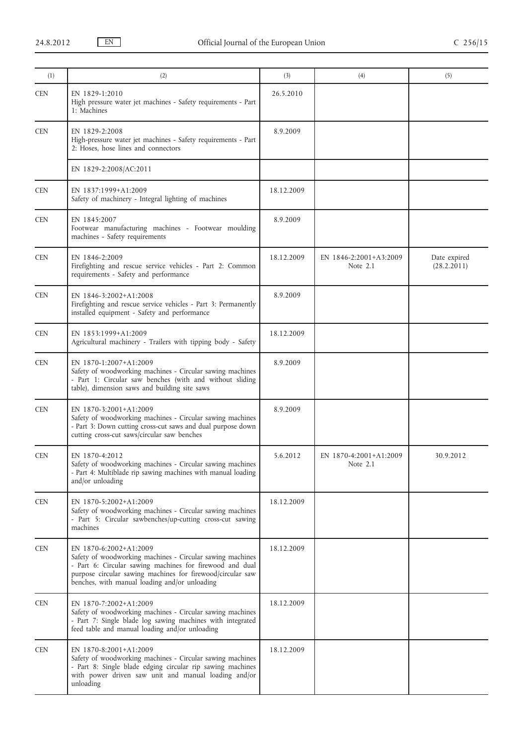| (1) | (2) | (3) | (4) | (5) |
|---|---|---|---|---|
| CEN | EN 1829-1:2010<br>High pressure water jet machines - Safety requirements - Part 1: Machines | 26.5.2010 | | |
| CEN | EN 1829-2:2008<br>High-pressure water jet machines - Safety requirements - Part 2: Hoses, hose lines and connectors | 8.9.2009 | | |
| | EN 1829-2:2008/AC:2011 | | | |
| CEN | EN 1837:1999+A1:2009<br>Safety of machinery - Integral lighting of machines | 18.12.2009 | | |
| CEN | EN 1845:2007<br>Footwear manufacturing machines - Footwear moulding machines - Safety requirements | 8.9.2009 | | |
| CEN | EN 1846-2:2009<br>Firefighting and rescue service vehicles - Part 2: Common requirements - Safety and performance | 18.12.2009 | EN 1846-2:2001+A3:2009<br>Note 2.1 | Date expired<br>(28.2.2011) |
| CEN | EN 1846-3:2002+A1:2008<br>Firefighting and rescue service vehicles - Part 3: Permanently installed equipment - Safety and performance | 8.9.2009 | | |
| CEN | EN 1853:1999+A1:2009<br>Agricultural machinery - Trailers with tipping body - Safety | 18.12.2009 | | |
| CEN | EN 1870-1:2007+A1:2009<br>Safety of woodworking machines - Circular sawing machines - Part 1: Circular saw benches (with and without sliding table), dimension saws and building site saws | 8.9.2009 | | |
| CEN | EN 1870-3:2001+A1:2009<br>Safety of woodworking machines - Circular sawing machines - Part 3: Down cutting cross-cut saws and dual purpose down cutting cross-cut saws/circular saw benches | 8.9.2009 | | |
| CEN | EN 1870-4:2012<br>Safety of woodworking machines - Circular sawing machines - Part 4: Multiblade rip sawing machines with manual loading and/or unloading | 5.6.2012 | EN 1870-4:2001+A1:2009<br>Note 2.1 | 30.9.2012 |
| CEN | EN 1870-5:2002+A1:2009<br>Safety of woodworking machines - Circular sawing machines - Part 5: Circular sawbenches/up-cutting cross-cut sawing machines | 18.12.2009 | | |
| CEN | EN 1870-6:2002+A1:2009<br>Safety of woodworking machines - Circular sawing machines - Part 6: Circular sawing machines for firewood and dual purpose circular sawing machines for firewood/circular saw benches, with manual loading and/or unloading | 18.12.2009 | | |
| CEN | EN 1870-7:2002+A1:2009<br>Safety of woodworking machines - Circular sawing machines - Part 7: Single blade log sawing machines with integrated feed table and manual loading and/or unloading | 18.12.2009 | | |
| CEN | EN 1870-8:2001+A1:2009<br>Safety of woodworking machines - Circular sawing machines - Part 8: Single blade edging circular rip sawing machines with power driven saw unit and manual loading and/or unloading | 18.12.2009 | | |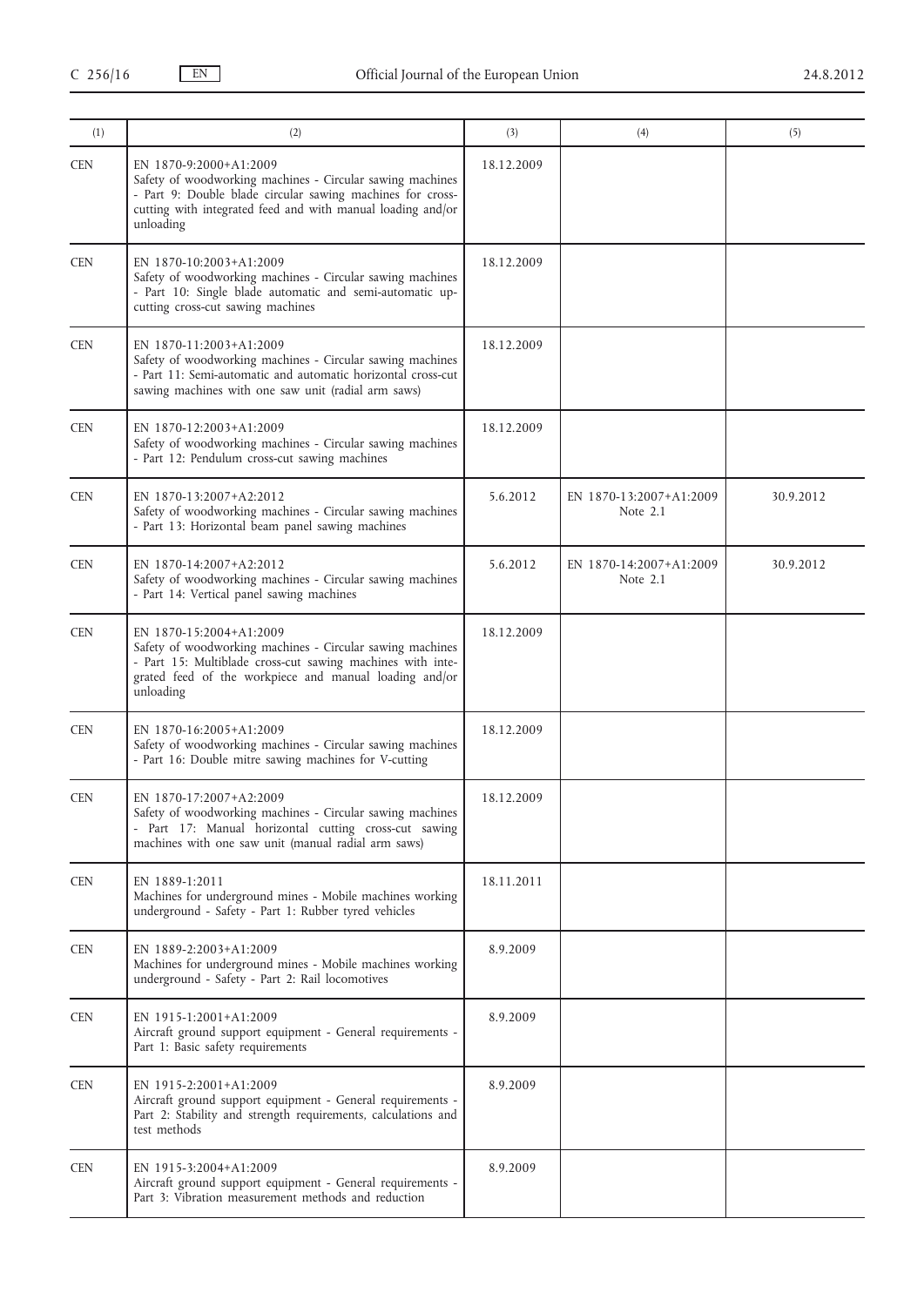| (1) | (2) | (3) | (4) | (5) |
|---|---|---|---|---|
| CEN | EN 1870-9:2000+A1:2009<br>Safety of woodworking machines - Circular sawing machines - Part 9: Double blade circular sawing machines for cross-cutting with integrated feed and with manual loading and/or unloading | 18.12.2009 | | |
| CEN | EN 1870-10:2003+A1:2009<br>Safety of woodworking machines - Circular sawing machines - Part 10: Single blade automatic and semi-automatic up-cutting cross-cut sawing machines | 18.12.2009 | | |
| CEN | EN 1870-11:2003+A1:2009<br>Safety of woodworking machines - Circular sawing machines - Part 11: Semi-automatic and automatic horizontal cross-cut sawing machines with one saw unit (radial arm saws) | 18.12.2009 | | |
| CEN | EN 1870-12:2003+A1:2009<br>Safety of woodworking machines - Circular sawing machines - Part 12: Pendulum cross-cut sawing machines | 18.12.2009 | | |
| CEN | EN 1870-13:2007+A2:2012<br>Safety of woodworking machines - Circular sawing machines - Part 13: Horizontal beam panel sawing machines | 5.6.2012 | EN 1870-13:2007+A1:2009<br>Note 2.1 | 30.9.2012 |
| CEN | EN 1870-14:2007+A2:2012<br>Safety of woodworking machines - Circular sawing machines - Part 14: Vertical panel sawing machines | 5.6.2012 | EN 1870-14:2007+A1:2009<br>Note 2.1 | 30.9.2012 |
| CEN | EN 1870-15:2004+A1:2009<br>Safety of woodworking machines - Circular sawing machines - Part 15: Multiblade cross-cut sawing machines with integrated feed of the workpiece and manual loading and/or unloading | 18.12.2009 | | |
| CEN | EN 1870-16:2005+A1:2009<br>Safety of woodworking machines - Circular sawing machines - Part 16: Double mitre sawing machines for V-cutting | 18.12.2009 | | |
| CEN | EN 1870-17:2007+A2:2009<br>Safety of woodworking machines - Circular sawing machines - Part 17: Manual horizontal cutting cross-cut sawing machines with one saw unit (manual radial arm saws) | 18.12.2009 | | |
| CEN | EN 1889-1:2011<br>Machines for underground mines - Mobile machines working underground - Safety - Part 1: Rubber tyred vehicles | 18.11.2011 | | |
| CEN | EN 1889-2:2003+A1:2009<br>Machines for underground mines - Mobile machines working underground - Safety - Part 2: Rail locomotives | 8.9.2009 | | |
| CEN | EN 1915-1:2001+A1:2009<br>Aircraft ground support equipment - General requirements - Part 1: Basic safety requirements | 8.9.2009 | | |
| CEN | EN 1915-2:2001+A1:2009<br>Aircraft ground support equipment - General requirements - Part 2: Stability and strength requirements, calculations and test methods | 8.9.2009 | | |
| CEN | EN 1915-3:2004+A1:2009<br>Aircraft ground support equipment - General requirements - Part 3: Vibration measurement methods and reduction | 8.9.2009 | | |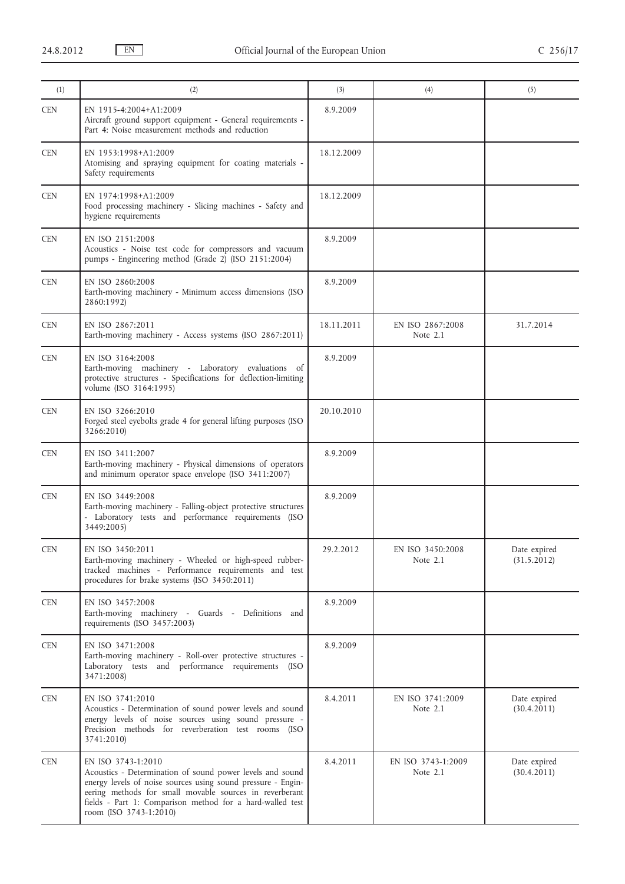| (1) | (2) | (3) | (4) | (5) |
|---|---|---|---|---|
| CEN | EN 1915-4:2004+A1:2009<br>Aircraft ground support equipment - General requirements - Part 4: Noise measurement methods and reduction | 8.9.2009 | | |
| CEN | EN 1953:1998+A1:2009<br>Atomising and spraying equipment for coating materials - Safety requirements | 18.12.2009 | | |
| CEN | EN 1974:1998+A1:2009<br>Food processing machinery - Slicing machines - Safety and hygiene requirements | 18.12.2009 | | |
| CEN | EN ISO 2151:2008<br>Acoustics - Noise test code for compressors and vacuum pumps - Engineering method (Grade 2) (ISO 2151:2004) | 8.9.2009 | | |
| CEN | EN ISO 2860:2008<br>Earth-moving machinery - Minimum access dimensions (ISO 2860:1992) | 8.9.2009 | | |
| CEN | EN ISO 2867:2011<br>Earth-moving machinery - Access systems (ISO 2867:2011) | 18.11.2011 | EN ISO 2867:2008<br>Note 2.1 | 31.7.2014 |
| CEN | EN ISO 3164:2008<br>Earth-moving machinery - Laboratory evaluations of protective structures - Specifications for deflection-limiting volume (ISO 3164:1995) | 8.9.2009 | | |
| CEN | EN ISO 3266:2010<br>Forged steel eyebolts grade 4 for general lifting purposes (ISO 3266:2010) | 20.10.2010 | | |
| CEN | EN ISO 3411:2007<br>Earth-moving machinery - Physical dimensions of operators and minimum operator space envelope (ISO 3411:2007) | 8.9.2009 | | |
| CEN | EN ISO 3449:2008<br>Earth-moving machinery - Falling-object protective structures - Laboratory tests and performance requirements (ISO 3449:2005) | 8.9.2009 | | |
| CEN | EN ISO 3450:2011<br>Earth-moving machinery - Wheeled or high-speed rubber-tracked machines - Performance requirements and test procedures for brake systems (ISO 3450:2011) | 29.2.2012 | EN ISO 3450:2008<br>Note 2.1 | Date expired<br>(31.5.2012) |
| CEN | EN ISO 3457:2008<br>Earth-moving machinery - Guards - Definitions and requirements (ISO 3457:2003) | 8.9.2009 | | |
| CEN | EN ISO 3471:2008<br>Earth-moving machinery - Roll-over protective structures - Laboratory tests and performance requirements (ISO 3471:2008) | 8.9.2009 | | |
| CEN | EN ISO 3741:2010<br>Acoustics - Determination of sound power levels and sound energy levels of noise sources using sound pressure - Precision methods for reverberation test rooms (ISO 3741:2010) | 8.4.2011 | EN ISO 3741:2009<br>Note 2.1 | Date expired<br>(30.4.2011) |
| CEN | EN ISO 3743-1:2010<br>Acoustics - Determination of sound power levels and sound energy levels of noise sources using sound pressure - Engineering methods for small movable sources in reverberant fields - Part 1: Comparison method for a hard-walled test room (ISO 3743-1:2010) | 8.4.2011 | EN ISO 3743-1:2009<br>Note 2.1 | Date expired<br>(30.4.2011) |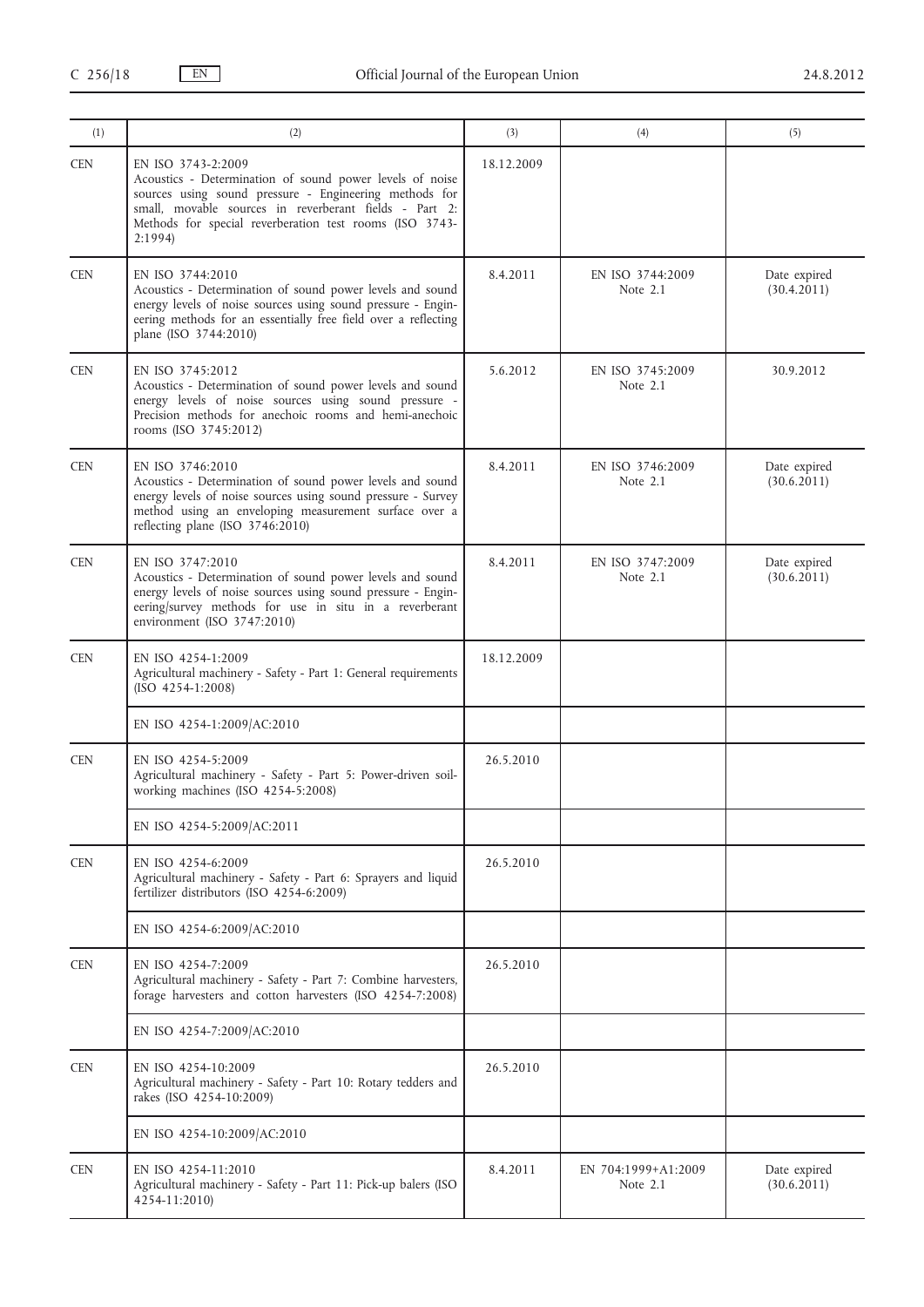| (1) | (2) | (3) | (4) | (5) |
|---|---|---|---|---|
| CEN | EN ISO 3743-2:2009<br>Acoustics - Determination of sound power levels of noise sources using sound pressure - Engineering methods for small, movable sources in reverberant fields - Part 2: Methods for special reverberation test rooms (ISO 3743-2:1994) | 18.12.2009 | | |
| CEN | EN ISO 3744:2010<br>Acoustics - Determination of sound power levels and sound energy levels of noise sources using sound pressure - Engineering methods for an essentially free field over a reflecting plane (ISO 3744:2010) | 8.4.2011 | EN ISO 3744:2009<br>Note 2.1 | Date expired<br>(30.4.2011) |
| CEN | EN ISO 3745:2012<br>Acoustics - Determination of sound power levels and sound energy levels of noise sources using sound pressure - Precision methods for anechoic rooms and hemi-anechoic rooms (ISO 3745:2012) | 5.6.2012 | EN ISO 3745:2009<br>Note 2.1 | 30.9.2012 |
| CEN | EN ISO 3746:2010<br>Acoustics - Determination of sound power levels and sound energy levels of noise sources using sound pressure - Survey method using an enveloping measurement surface over a reflecting plane (ISO 3746:2010) | 8.4.2011 | EN ISO 3746:2009<br>Note 2.1 | Date expired<br>(30.6.2011) |
| CEN | EN ISO 3747:2010<br>Acoustics - Determination of sound power levels and sound energy levels of noise sources using sound pressure - Engineering/survey methods for use in situ in a reverberant environment (ISO 3747:2010) | 8.4.2011 | EN ISO 3747:2009<br>Note 2.1 | Date expired<br>(30.6.2011) |
| CEN | EN ISO 4254-1:2009<br>Agricultural machinery - Safety - Part 1: General requirements (ISO 4254-1:2008) | 18.12.2009 | | |
| | EN ISO 4254-1:2009/AC:2010 | | | |
| CEN | EN ISO 4254-5:2009<br>Agricultural machinery - Safety - Part 5: Power-driven soil-working machines (ISO 4254-5:2008) | 26.5.2010 | | |
| | EN ISO 4254-5:2009/AC:2011 | | | |
| CEN | EN ISO 4254-6:2009<br>Agricultural machinery - Safety - Part 6: Sprayers and liquid fertilizer distributors (ISO 4254-6:2009) | 26.5.2010 | | |
| | EN ISO 4254-6:2009/AC:2010 | | | |
| CEN | EN ISO 4254-7:2009<br>Agricultural machinery - Safety - Part 7: Combine harvesters, forage harvesters and cotton harvesters (ISO 4254-7:2008) | 26.5.2010 | | |
| | EN ISO 4254-7:2009/AC:2010 | | | |
| CEN | EN ISO 4254-10:2009<br>Agricultural machinery - Safety - Part 10: Rotary tedders and rakes (ISO 4254-10:2009) | 26.5.2010 | | |
| | EN ISO 4254-10:2009/AC:2010 | | | |
| CEN | EN ISO 4254-11:2010<br>Agricultural machinery - Safety - Part 11: Pick-up balers (ISO 4254-11:2010) | 8.4.2011 | EN 704:1999+A1:2009<br>Note 2.1 | Date expired<br>(30.6.2011) |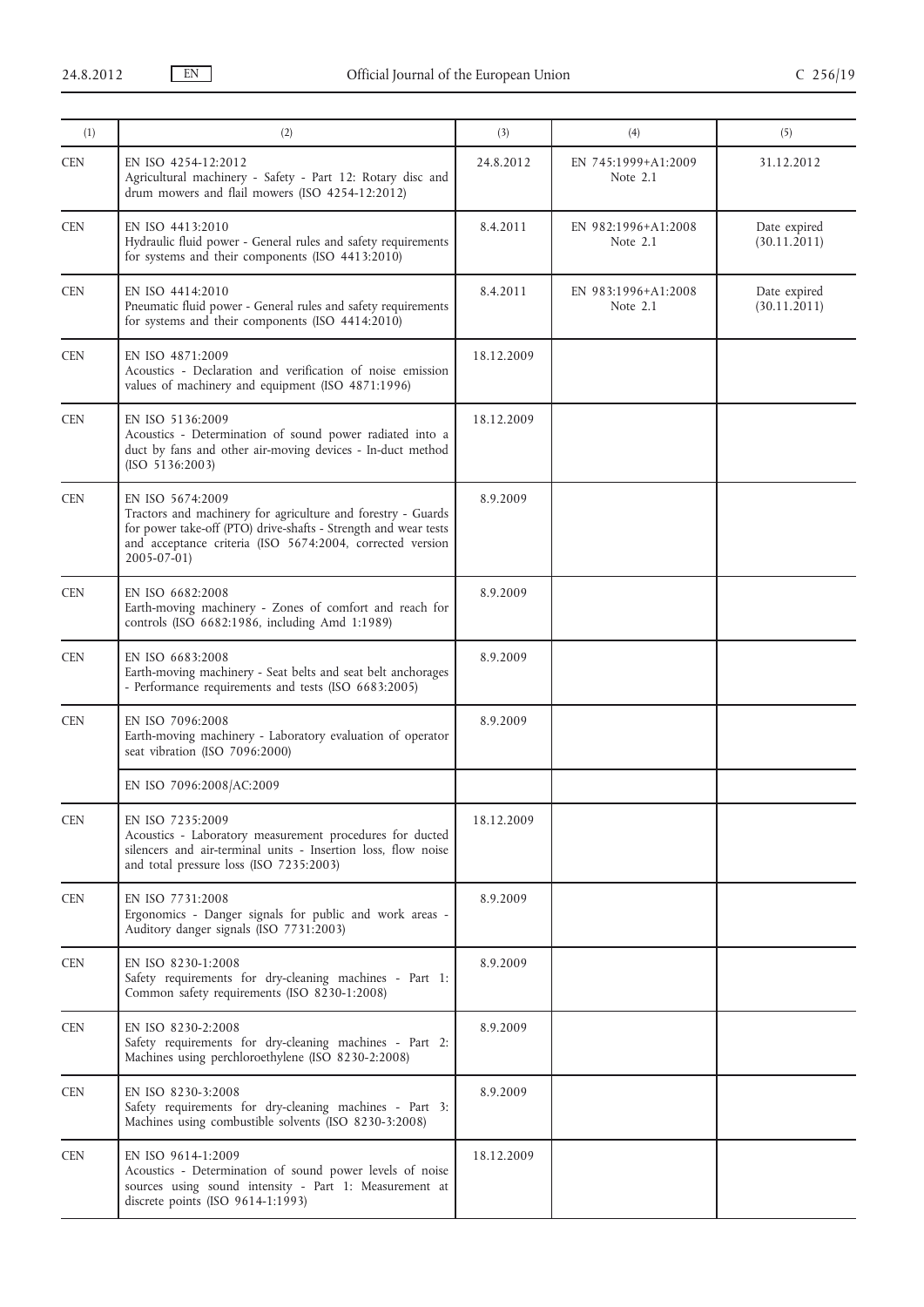| (1) | (2) | (3) | (4) | (5) |
|---|---|---|---|---|
| CEN | EN ISO 4254-12:2012<br>Agricultural machinery - Safety - Part 12: Rotary disc and drum mowers and flail mowers (ISO 4254-12:2012) | 24.8.2012 | EN 745:1999+A1:2009<br>Note 2.1 | 31.12.2012 |
| CEN | EN ISO 4413:2010<br>Hydraulic fluid power - General rules and safety requirements for systems and their components (ISO 4413:2010) | 8.4.2011 | EN 982:1996+A1:2008<br>Note 2.1 | Date expired<br>(30.11.2011) |
| CEN | EN ISO 4414:2010<br>Pneumatic fluid power - General rules and safety requirements for systems and their components (ISO 4414:2010) | 8.4.2011 | EN 983:1996+A1:2008<br>Note 2.1 | Date expired<br>(30.11.2011) |
| CEN | EN ISO 4871:2009<br>Acoustics - Declaration and verification of noise emission values of machinery and equipment (ISO 4871:1996) | 18.12.2009 | | |
| CEN | EN ISO 5136:2009<br>Acoustics - Determination of sound power radiated into a duct by fans and other air-moving devices - In-duct method (ISO 5136:2003) | 18.12.2009 | | |
| CEN | EN ISO 5674:2009<br>Tractors and machinery for agriculture and forestry - Guards for power take-off (PTO) drive-shafts - Strength and wear tests and acceptance criteria (ISO 5674:2004, corrected version 2005-07-01) | 8.9.2009 | | |
| CEN | EN ISO 6682:2008<br>Earth-moving machinery - Zones of comfort and reach for controls (ISO 6682:1986, including Amd 1:1989) | 8.9.2009 | | |
| CEN | EN ISO 6683:2008<br>Earth-moving machinery - Seat belts and seat belt anchorages - Performance requirements and tests (ISO 6683:2005) | 8.9.2009 | | |
| CEN | EN ISO 7096:2008<br>Earth-moving machinery - Laboratory evaluation of operator seat vibration (ISO 7096:2000) | 8.9.2009 | | |
| | EN ISO 7096:2008/AC:2009 | | | |
| CEN | EN ISO 7235:2009<br>Acoustics - Laboratory measurement procedures for ducted silencers and air-terminal units - Insertion loss, flow noise and total pressure loss (ISO 7235:2003) | 18.12.2009 | | |
| CEN | EN ISO 7731:2008<br>Ergonomics - Danger signals for public and work areas - Auditory danger signals (ISO 7731:2003) | 8.9.2009 | | |
| CEN | EN ISO 8230-1:2008<br>Safety requirements for dry-cleaning machines - Part 1: Common safety requirements (ISO 8230-1:2008) | 8.9.2009 | | |
| CEN | EN ISO 8230-2:2008<br>Safety requirements for dry-cleaning machines - Part 2: Machines using perchloroethylene (ISO 8230-2:2008) | 8.9.2009 | | |
| CEN | EN ISO 8230-3:2008<br>Safety requirements for dry-cleaning machines - Part 3: Machines using combustible solvents (ISO 8230-3:2008) | 8.9.2009 | | |
| CEN | EN ISO 9614-1:2009<br>Acoustics - Determination of sound power levels of noise sources using sound intensity - Part 1: Measurement at discrete points (ISO 9614-1:1993) | 18.12.2009 | | |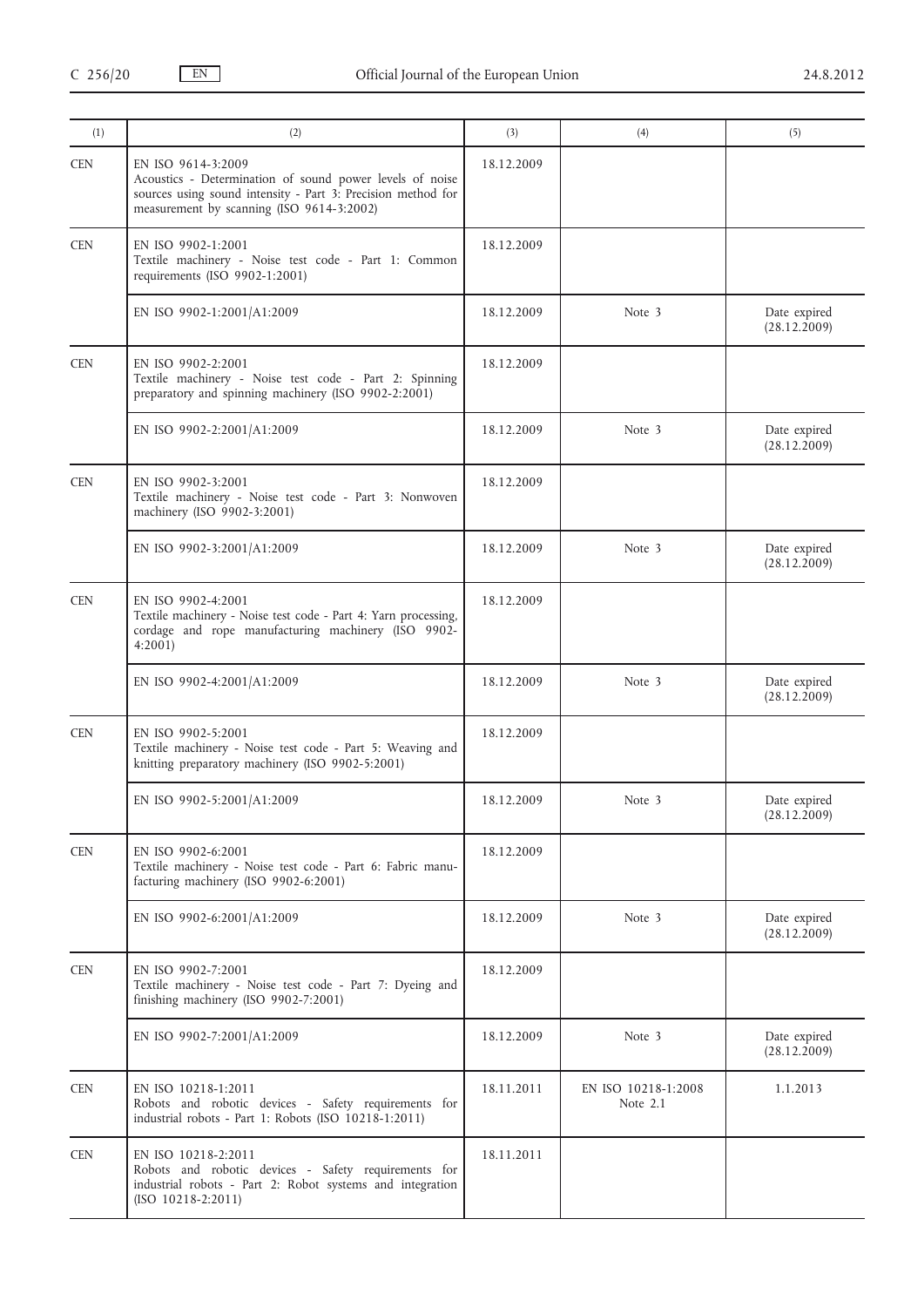| (1) | (2) | (3) | (4) | (5) |
|---|---|---|---|---|
| CEN | EN ISO 9614-3:2009<br>Acoustics - Determination of sound power levels of noise sources using sound intensity - Part 3: Precision method for measurement by scanning (ISO 9614-3:2002) | 18.12.2009 | | |
| CEN | EN ISO 9902-1:2001<br>Textile machinery - Noise test code - Part 1: Common requirements (ISO 9902-1:2001) | 18.12.2009 | | |
| | EN ISO 9902-1:2001/A1:2009 | 18.12.2009 | Note 3 | Date expired (28.12.2009) |
| CEN | EN ISO 9902-2:2001<br>Textile machinery - Noise test code - Part 2: Spinning preparatory and spinning machinery (ISO 9902-2:2001) | 18.12.2009 | | |
| | EN ISO 9902-2:2001/A1:2009 | 18.12.2009 | Note 3 | Date expired (28.12.2009) |
| CEN | EN ISO 9902-3:2001<br>Textile machinery - Noise test code - Part 3: Nonwoven machinery (ISO 9902-3:2001) | 18.12.2009 | | |
| | EN ISO 9902-3:2001/A1:2009 | 18.12.2009 | Note 3 | Date expired (28.12.2009) |
| CEN | EN ISO 9902-4:2001<br>Textile machinery - Noise test code - Part 4: Yarn processing, cordage and rope manufacturing machinery (ISO 9902-4:2001) | 18.12.2009 | | |
| | EN ISO 9902-4:2001/A1:2009 | 18.12.2009 | Note 3 | Date expired (28.12.2009) |
| CEN | EN ISO 9902-5:2001<br>Textile machinery - Noise test code - Part 5: Weaving and knitting preparatory machinery (ISO 9902-5:2001) | 18.12.2009 | | |
| | EN ISO 9902-5:2001/A1:2009 | 18.12.2009 | Note 3 | Date expired (28.12.2009) |
| CEN | EN ISO 9902-6:2001<br>Textile machinery - Noise test code - Part 6: Fabric manufacturing machinery (ISO 9902-6:2001) | 18.12.2009 | | |
| | EN ISO 9902-6:2001/A1:2009 | 18.12.2009 | Note 3 | Date expired (28.12.2009) |
| CEN | EN ISO 9902-7:2001<br>Textile machinery - Noise test code - Part 7: Dyeing and finishing machinery (ISO 9902-7:2001) | 18.12.2009 | | |
| | EN ISO 9902-7:2001/A1:2009 | 18.12.2009 | Note 3 | Date expired (28.12.2009) |
| CEN | EN ISO 10218-1:2011<br>Robots and robotic devices - Safety requirements for industrial robots - Part 1: Robots (ISO 10218-1:2011) | 18.11.2011 | EN ISO 10218-1:2008<br>Note 2.1 | 1.1.2013 |
| CEN | EN ISO 10218-2:2011<br>Robots and robotic devices - Safety requirements for industrial robots - Part 2: Robot systems and integration (ISO 10218-2:2011) | 18.11.2011 | | |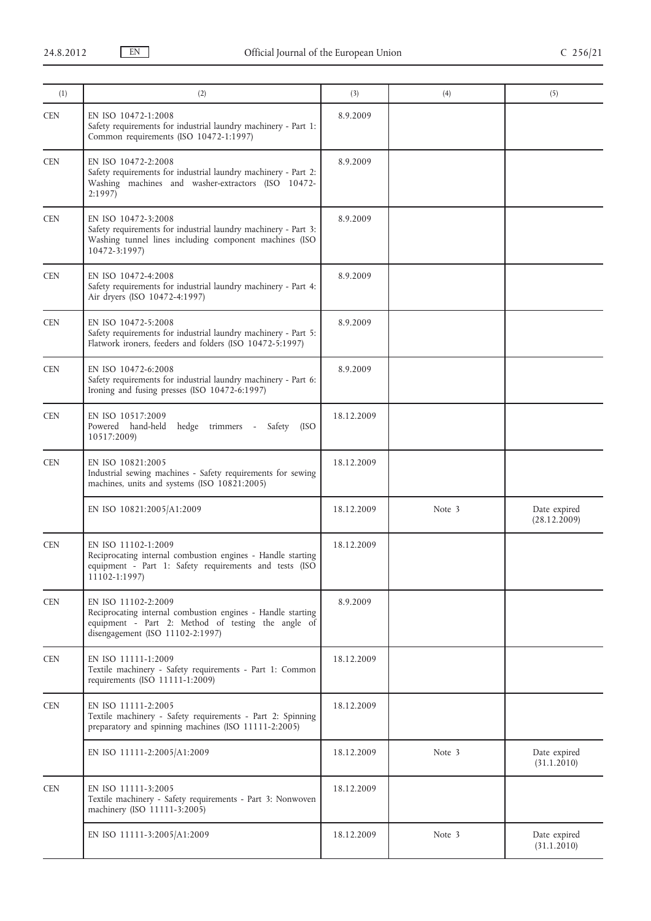| (1) | (2) | (3) | (4) | (5) |
|---|---|---|---|---|
| CEN | EN ISO 10472-1:2008<br>Safety requirements for industrial laundry machinery - Part 1: Common requirements (ISO 10472-1:1997) | 8.9.2009 | | |
| CEN | EN ISO 10472-2:2008<br>Safety requirements for industrial laundry machinery - Part 2: Washing machines and washer-extractors (ISO 10472-2:1997) | 8.9.2009 | | |
| CEN | EN ISO 10472-3:2008<br>Safety requirements for industrial laundry machinery - Part 3: Washing tunnel lines including component machines (ISO 10472-3:1997) | 8.9.2009 | | |
| CEN | EN ISO 10472-4:2008<br>Safety requirements for industrial laundry machinery - Part 4: Air dryers (ISO 10472-4:1997) | 8.9.2009 | | |
| CEN | EN ISO 10472-5:2008<br>Safety requirements for industrial laundry machinery - Part 5: Flatwork ironers, feeders and folders (ISO 10472-5:1997) | 8.9.2009 | | |
| CEN | EN ISO 10472-6:2008<br>Safety requirements for industrial laundry machinery - Part 6: Ironing and fusing presses (ISO 10472-6:1997) | 8.9.2009 | | |
| CEN | EN ISO 10517:2009<br>Powered hand-held hedge trimmers - Safety (ISO 10517:2009) | 18.12.2009 | | |
| CEN | EN ISO 10821:2005<br>Industrial sewing machines - Safety requirements for sewing machines, units and systems (ISO 10821:2005) | 18.12.2009 | | |
| | EN ISO 10821:2005/A1:2009 | 18.12.2009 | Note 3 | Date expired (28.12.2009) |
| CEN | EN ISO 11102-1:2009<br>Reciprocating internal combustion engines - Handle starting equipment - Part 1: Safety requirements and tests (ISO 11102-1:1997) | 18.12.2009 | | |
| CEN | EN ISO 11102-2:2009<br>Reciprocating internal combustion engines - Handle starting equipment - Part 2: Method of testing the angle of disengagement (ISO 11102-2:1997) | 8.9.2009 | | |
| CEN | EN ISO 11111-1:2009<br>Textile machinery - Safety requirements - Part 1: Common requirements (ISO 11111-1:2009) | 18.12.2009 | | |
| CEN | EN ISO 11111-2:2005<br>Textile machinery - Safety requirements - Part 2: Spinning preparatory and spinning machines (ISO 11111-2:2005) | 18.12.2009 | | |
| | EN ISO 11111-2:2005/A1:2009 | 18.12.2009 | Note 3 | Date expired (31.1.2010) |
| CEN | EN ISO 11111-3:2005<br>Textile machinery - Safety requirements - Part 3: Nonwoven machinery (ISO 11111-3:2005) | 18.12.2009 | | |
| | EN ISO 11111-3:2005/A1:2009 | 18.12.2009 | Note 3 | Date expired (31.1.2010) |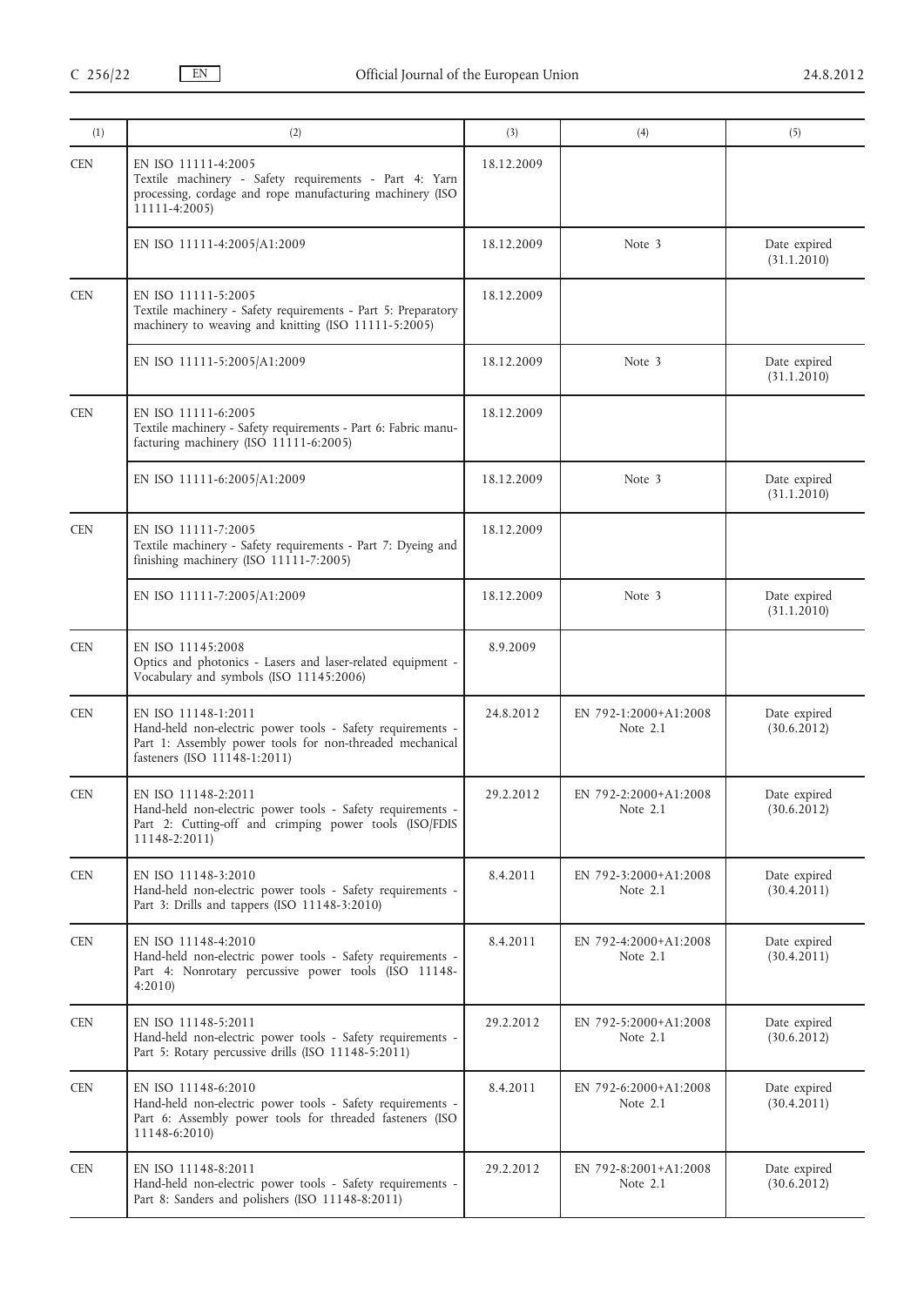| (1) | (2) | (3) | (4) | (5) |
|---|---|---|---|---|
| CEN | EN ISO 11111-4:2005<br>Textile machinery - Safety requirements - Part 4: Yarn processing, cordage and rope manufacturing machinery (ISO 11111-4:2005) | 18.12.2009 | | |
| | EN ISO 11111-4:2005/A1:2009 | 18.12.2009 | Note 3 | Date expired (31.1.2010) |
| CEN | EN ISO 11111-5:2005<br>Textile machinery - Safety requirements - Part 5: Preparatory machinery to weaving and knitting (ISO 11111-5:2005) | 18.12.2009 | | |
| | EN ISO 11111-5:2005/A1:2009 | 18.12.2009 | Note 3 | Date expired (31.1.2010) |
| CEN | EN ISO 11111-6:2005<br>Textile machinery - Safety requirements - Part 6: Fabric manufacturing machinery (ISO 11111-6:2005) | 18.12.2009 | | |
| | EN ISO 11111-6:2005/A1:2009 | 18.12.2009 | Note 3 | Date expired (31.1.2010) |
| CEN | EN ISO 11111-7:2005<br>Textile machinery - Safety requirements - Part 7: Dyeing and finishing machinery (ISO 11111-7:2005) | 18.12.2009 | | |
| | EN ISO 11111-7:2005/A1:2009 | 18.12.2009 | Note 3 | Date expired (31.1.2010) |
| CEN | EN ISO 11145:2008<br>Optics and photonics - Lasers and laser-related equipment - Vocabulary and symbols (ISO 11145:2006) | 8.9.2009 | | |
| CEN | EN ISO 11148-1:2011<br>Hand-held non-electric power tools - Safety requirements - Part 1: Assembly power tools for non-threaded mechanical fasteners (ISO 11148-1:2011) | 24.8.2012 | EN 792-1:2000+A1:2008<br>Note 2.1 | Date expired (30.6.2012) |
| CEN | EN ISO 11148-2:2011<br>Hand-held non-electric power tools - Safety requirements - Part 2: Cutting-off and crimping power tools (ISO/FDIS 11148-2:2011) | 29.2.2012 | EN 792-2:2000+A1:2008<br>Note 2.1 | Date expired (30.6.2012) |
| CEN | EN ISO 11148-3:2010<br>Hand-held non-electric power tools - Safety requirements - Part 3: Drills and tappers (ISO 11148-3:2010) | 8.4.2011 | EN 792-3:2000+A1:2008<br>Note 2.1 | Date expired (30.4.2011) |
| CEN | EN ISO 11148-4:2010<br>Hand-held non-electric power tools - Safety requirements - Part 4: Nonrotary percussive power tools (ISO 11148-4:2010) | 8.4.2011 | EN 792-4:2000+A1:2008<br>Note 2.1 | Date expired (30.4.2011) |
| CEN | EN ISO 11148-5:2011<br>Hand-held non-electric power tools - Safety requirements - Part 5: Rotary percussive drills (ISO 11148-5:2011) | 29.2.2012 | EN 792-5:2000+A1:2008<br>Note 2.1 | Date expired (30.6.2012) |
| CEN | EN ISO 11148-6:2010<br>Hand-held non-electric power tools - Safety requirements - Part 6: Assembly power tools for threaded fasteners (ISO 11148-6:2010) | 8.4.2011 | EN 792-6:2000+A1:2008<br>Note 2.1 | Date expired (30.4.2011) |
| CEN | EN ISO 11148-8:2011<br>Hand-held non-electric power tools - Safety requirements - Part 8: Sanders and polishers (ISO 11148-8:2011) | 29.2.2012 | EN 792-8:2001+A1:2008<br>Note 2.1 | Date expired (30.6.2012) |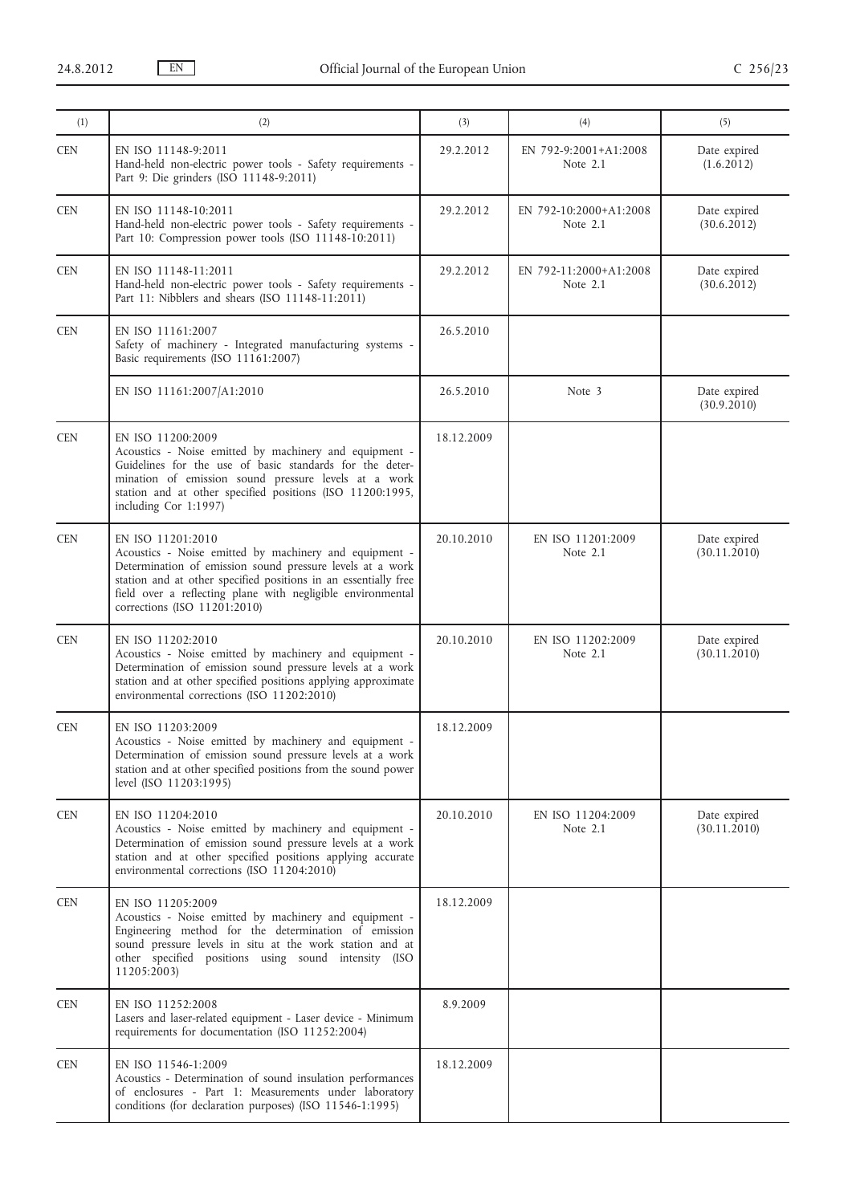| (1) | (2) | (3) | (4) | (5) |
|---|---|---|---|---|
| CEN | EN ISO 11148-9:2011<br>Hand-held non-electric power tools - Safety requirements - Part 9: Die grinders (ISO 11148-9:2011) | 29.2.2012 | EN 792-9:2001+A1:2008<br>Note 2.1 | Date expired<br>(1.6.2012) |
| CEN | EN ISO 11148-10:2011<br>Hand-held non-electric power tools - Safety requirements - Part 10: Compression power tools (ISO 11148-10:2011) | 29.2.2012 | EN 792-10:2000+A1:2008<br>Note 2.1 | Date expired<br>(30.6.2012) |
| CEN | EN ISO 11148-11:2011<br>Hand-held non-electric power tools - Safety requirements - Part 11: Nibblers and shears (ISO 11148-11:2011) | 29.2.2012 | EN 792-11:2000+A1:2008<br>Note 2.1 | Date expired<br>(30.6.2012) |
| CEN | EN ISO 11161:2007<br>Safety of machinery - Integrated manufacturing systems - Basic requirements (ISO 11161:2007) | 26.5.2010 | | |
| | EN ISO 11161:2007/A1:2010 | 26.5.2010 | Note 3 | Date expired<br>(30.9.2010) |
| CEN | EN ISO 11200:2009<br>Acoustics - Noise emitted by machinery and equipment - Guidelines for the use of basic standards for the determination of emission sound pressure levels at a work station and at other specified positions (ISO 11200:1995, including Cor 1:1997) | 18.12.2009 | | |
| CEN | EN ISO 11201:2010<br>Acoustics - Noise emitted by machinery and equipment - Determination of emission sound pressure levels at a work station and at other specified positions in an essentially free field over a reflecting plane with negligible environmental corrections (ISO 11201:2010) | 20.10.2010 | EN ISO 11201:2009<br>Note 2.1 | Date expired<br>(30.11.2010) |
| CEN | EN ISO 11202:2010<br>Acoustics - Noise emitted by machinery and equipment - Determination of emission sound pressure levels at a work station and at other specified positions applying approximate environmental corrections (ISO 11202:2010) | 20.10.2010 | EN ISO 11202:2009<br>Note 2.1 | Date expired<br>(30.11.2010) |
| CEN | EN ISO 11203:2009<br>Acoustics - Noise emitted by machinery and equipment - Determination of emission sound pressure levels at a work station and at other specified positions from the sound power level (ISO 11203:1995) | 18.12.2009 | | |
| CEN | EN ISO 11204:2010<br>Acoustics - Noise emitted by machinery and equipment - Determination of emission sound pressure levels at a work station and at other specified positions applying accurate environmental corrections (ISO 11204:2010) | 20.10.2010 | EN ISO 11204:2009<br>Note 2.1 | Date expired<br>(30.11.2010) |
| CEN | EN ISO 11205:2009<br>Acoustics - Noise emitted by machinery and equipment - Engineering method for the determination of emission sound pressure levels in situ at the work station and at other specified positions using sound intensity (ISO 11205:2003) | 18.12.2009 | | |
| CEN | EN ISO 11252:2008<br>Lasers and laser-related equipment - Laser device - Minimum requirements for documentation (ISO 11252:2004) | 8.9.2009 | | |
| CEN | EN ISO 11546-1:2009<br>Acoustics - Determination of sound insulation performances of enclosures - Part 1: Measurements under laboratory conditions (for declaration purposes) (ISO 11546-1:1995) | 18.12.2009 | | |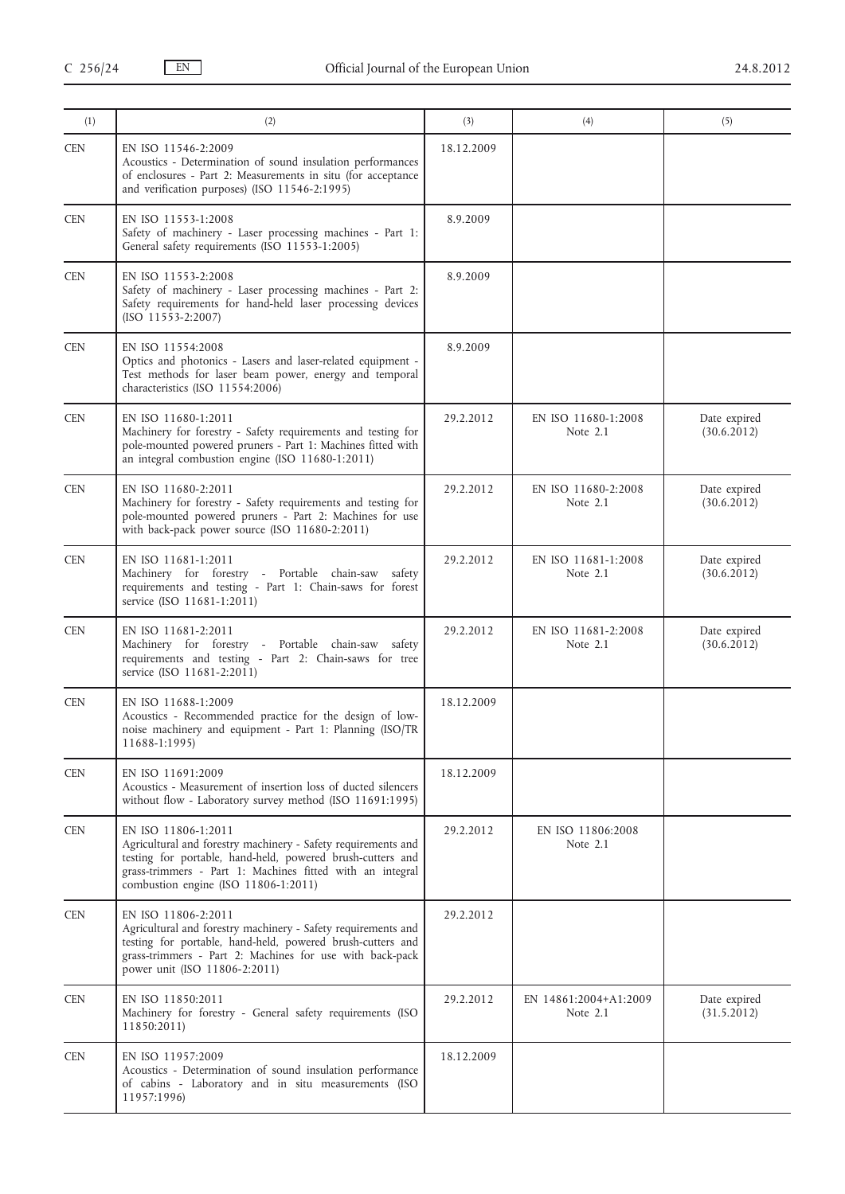| (1) | (2) | (3) | (4) | (5) |
|---|---|---|---|---|
| CEN | EN ISO 11546-2:2009<br>Acoustics - Determination of sound insulation performances of enclosures - Part 2: Measurements in situ (for acceptance and verification purposes) (ISO 11546-2:1995) | 18.12.2009 | | |
| CEN | EN ISO 11553-1:2008<br>Safety of machinery - Laser processing machines - Part 1: General safety requirements (ISO 11553-1:2005) | 8.9.2009 | | |
| CEN | EN ISO 11553-2:2008<br>Safety of machinery - Laser processing machines - Part 2: Safety requirements for hand-held laser processing devices (ISO 11553-2:2007) | 8.9.2009 | | |
| CEN | EN ISO 11554:2008<br>Optics and photonics - Lasers and laser-related equipment - Test methods for laser beam power, energy and temporal characteristics (ISO 11554:2006) | 8.9.2009 | | |
| CEN | EN ISO 11680-1:2011<br>Machinery for forestry - Safety requirements and testing for pole-mounted powered pruners - Part 1: Machines fitted with an integral combustion engine (ISO 11680-1:2011) | 29.2.2012 | EN ISO 11680-1:2008<br>Note 2.1 | Date expired<br>(30.6.2012) |
| CEN | EN ISO 11680-2:2011<br>Machinery for forestry - Safety requirements and testing for pole-mounted powered pruners - Part 2: Machines for use with back-pack power source (ISO 11680-2:2011) | 29.2.2012 | EN ISO 11680-2:2008<br>Note 2.1 | Date expired<br>(30.6.2012) |
| CEN | EN ISO 11681-1:2011<br>Machinery for forestry - Portable chain-saw safety requirements and testing - Part 1: Chain-saws for forest service (ISO 11681-1:2011) | 29.2.2012 | EN ISO 11681-1:2008<br>Note 2.1 | Date expired<br>(30.6.2012) |
| CEN | EN ISO 11681-2:2011<br>Machinery for forestry - Portable chain-saw safety requirements and testing - Part 2: Chain-saws for tree service (ISO 11681-2:2011) | 29.2.2012 | EN ISO 11681-2:2008<br>Note 2.1 | Date expired<br>(30.6.2012) |
| CEN | EN ISO 11688-1:2009<br>Acoustics - Recommended practice for the design of low-noise machinery and equipment - Part 1: Planning (ISO/TR 11688-1:1995) | 18.12.2009 | | |
| CEN | EN ISO 11691:2009<br>Acoustics - Measurement of insertion loss of ducted silencers without flow - Laboratory survey method (ISO 11691:1995) | 18.12.2009 | | |
| CEN | EN ISO 11806-1:2011<br>Agricultural and forestry machinery - Safety requirements and testing for portable, hand-held, powered brush-cutters and grass-trimmers - Part 1: Machines fitted with an integral combustion engine (ISO 11806-1:2011) | 29.2.2012 | EN ISO 11806:2008<br>Note 2.1 | |
| CEN | EN ISO 11806-2:2011<br>Agricultural and forestry machinery - Safety requirements and testing for portable, hand-held, powered brush-cutters and grass-trimmers - Part 2: Machines for use with back-pack power unit (ISO 11806-2:2011) | 29.2.2012 | | |
| CEN | EN ISO 11850:2011<br>Machinery for forestry - General safety requirements (ISO 11850:2011) | 29.2.2012 | EN 14861:2004+A1:2009<br>Note 2.1 | Date expired<br>(31.5.2012) |
| CEN | EN ISO 11957:2009<br>Acoustics - Determination of sound insulation performance of cabins - Laboratory and in situ measurements (ISO 11957:1996) | 18.12.2009 | | |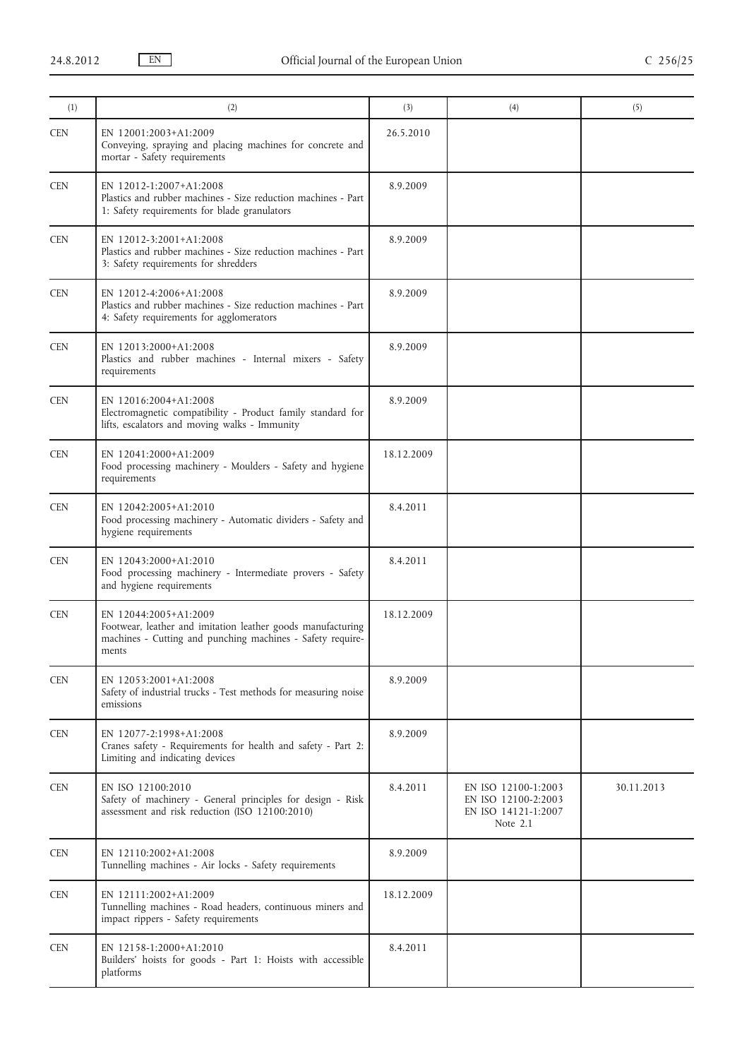| (1) | (2) | (3) | (4) | (5) |
|---|---|---|---|---|
| CEN | EN 12001:2003+A1:2009<br>Conveying, spraying and placing machines for concrete and mortar - Safety requirements | 26.5.2010 | | |
| CEN | EN 12012-1:2007+A1:2008<br>Plastics and rubber machines - Size reduction machines - Part 1: Safety requirements for blade granulators | 8.9.2009 | | |
| CEN | EN 12012-3:2001+A1:2008<br>Plastics and rubber machines - Size reduction machines - Part 3: Safety requirements for shredders | 8.9.2009 | | |
| CEN | EN 12012-4:2006+A1:2008<br>Plastics and rubber machines - Size reduction machines - Part 4: Safety requirements for agglomerators | 8.9.2009 | | |
| CEN | EN 12013:2000+A1:2008<br>Plastics and rubber machines - Internal mixers - Safety requirements | 8.9.2009 | | |
| CEN | EN 12016:2004+A1:2008<br>Electromagnetic compatibility - Product family standard for lifts, escalators and moving walks - Immunity | 8.9.2009 | | |
| CEN | EN 12041:2000+A1:2009<br>Food processing machinery - Moulders - Safety and hygiene requirements | 18.12.2009 | | |
| CEN | EN 12042:2005+A1:2010<br>Food processing machinery - Automatic dividers - Safety and hygiene requirements | 8.4.2011 | | |
| CEN | EN 12043:2000+A1:2010<br>Food processing machinery - Intermediate provers - Safety and hygiene requirements | 8.4.2011 | | |
| CEN | EN 12044:2005+A1:2009<br>Footwear, leather and imitation leather goods manufacturing machines - Cutting and punching machines - Safety requirements | 18.12.2009 | | |
| CEN | EN 12053:2001+A1:2008<br>Safety of industrial trucks - Test methods for measuring noise emissions | 8.9.2009 | | |
| CEN | EN 12077-2:1998+A1:2008<br>Cranes safety - Requirements for health and safety - Part 2: Limiting and indicating devices | 8.9.2009 | | |
| CEN | EN ISO 12100:2010<br>Safety of machinery - General principles for design - Risk assessment and risk reduction (ISO 12100:2010) | 8.4.2011 | EN ISO 12100-1:2003<br>EN ISO 12100-2:2003<br>EN ISO 14121-1:2007<br>Note 2.1 | 30.11.2013 |
| CEN | EN 12110:2002+A1:2008<br>Tunnelling machines - Air locks - Safety requirements | 8.9.2009 | | |
| CEN | EN 12111:2002+A1:2009<br>Tunnelling machines - Road headers, continuous miners and impact rippers - Safety requirements | 18.12.2009 | | |
| CEN | EN 12158-1:2000+A1:2010<br>Builders' hoists for goods - Part 1: Hoists with accessible platforms | 8.4.2011 | | |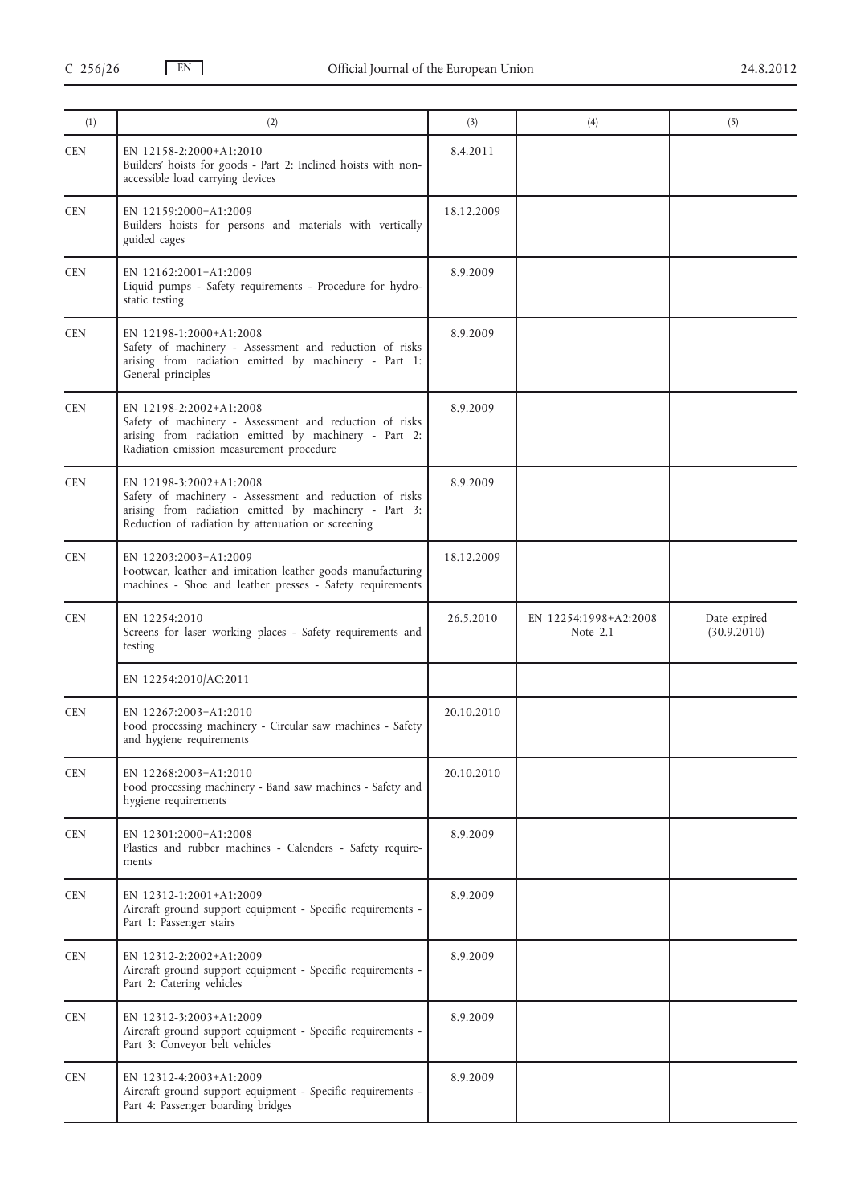| (1) | (2) | (3) | (4) | (5) |
|---|---|---|---|---|
| CEN | EN 12158-2:2000+A1:2010<br>Builders' hoists for goods - Part 2: Inclined hoists with non-accessible load carrying devices | 8.4.2011 | | |
| CEN | EN 12159:2000+A1:2009<br>Builders hoists for persons and materials with vertically guided cages | 18.12.2009 | | |
| CEN | EN 12162:2001+A1:2009<br>Liquid pumps - Safety requirements - Procedure for hydrostatic testing | 8.9.2009 | | |
| CEN | EN 12198-1:2000+A1:2008<br>Safety of machinery - Assessment and reduction of risks arising from radiation emitted by machinery - Part 1: General principles | 8.9.2009 | | |
| CEN | EN 12198-2:2002+A1:2008<br>Safety of machinery - Assessment and reduction of risks arising from radiation emitted by machinery - Part 2: Radiation emission measurement procedure | 8.9.2009 | | |
| CEN | EN 12198-3:2002+A1:2008<br>Safety of machinery - Assessment and reduction of risks arising from radiation emitted by machinery - Part 3: Reduction of radiation by attenuation or screening | 8.9.2009 | | |
| CEN | EN 12203:2003+A1:2009<br>Footwear, leather and imitation leather goods manufacturing machines - Shoe and leather presses - Safety requirements | 18.12.2009 | | |
| CEN | EN 12254:2010<br>Screens for laser working places - Safety requirements and testing | 26.5.2010 | EN 12254:1998+A2:2008<br>Note 2.1 | Date expired<br>(30.9.2010) |
| | EN 12254:2010/AC:2011 | | | |
| CEN | EN 12267:2003+A1:2010<br>Food processing machinery - Circular saw machines - Safety and hygiene requirements | 20.10.2010 | | |
| CEN | EN 12268:2003+A1:2010<br>Food processing machinery - Band saw machines - Safety and hygiene requirements | 20.10.2010 | | |
| CEN | EN 12301:2000+A1:2008<br>Plastics and rubber machines - Calenders - Safety requirements | 8.9.2009 | | |
| CEN | EN 12312-1:2001+A1:2009<br>Aircraft ground support equipment - Specific requirements - Part 1: Passenger stairs | 8.9.2009 | | |
| CEN | EN 12312-2:2002+A1:2009<br>Aircraft ground support equipment - Specific requirements - Part 2: Catering vehicles | 8.9.2009 | | |
| CEN | EN 12312-3:2003+A1:2009<br>Aircraft ground support equipment - Specific requirements - Part 3: Conveyor belt vehicles | 8.9.2009 | | |
| CEN | EN 12312-4:2003+A1:2009<br>Aircraft ground support equipment - Specific requirements - Part 4: Passenger boarding bridges | 8.9.2009 | | |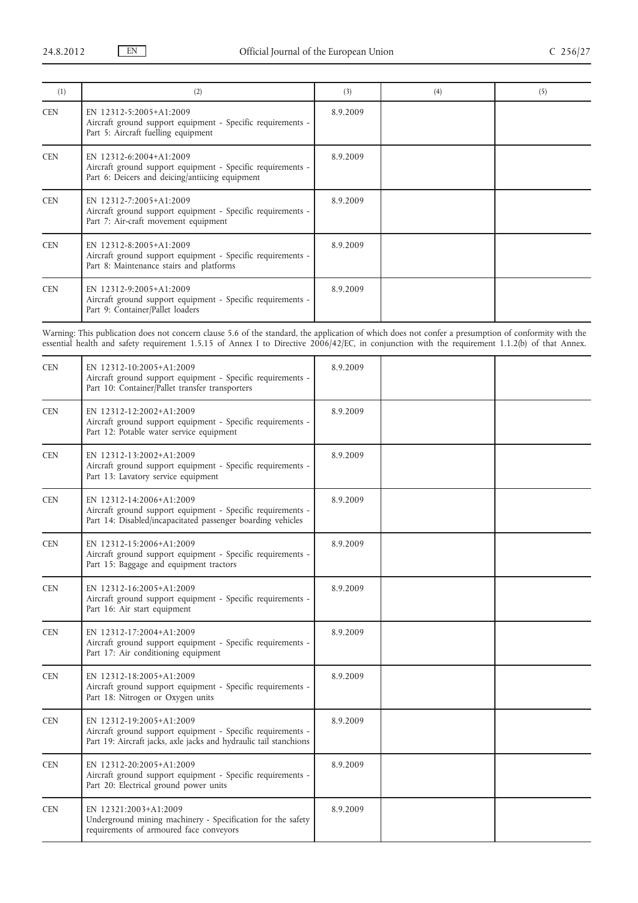| (1) | (2) | (3) | (4) | (5) |
|---|---|---|---|---|
| CEN | EN 12312-5:2005+A1:2009<br>Aircraft ground support equipment - Specific requirements - Part 5: Aircraft fuelling equipment | 8.9.2009 | | |
| CEN | EN 12312-6:2004+A1:2009<br>Aircraft ground support equipment - Specific requirements - Part 6: Deicers and deicing/antiicing equipment | 8.9.2009 | | |
| CEN | EN 12312-7:2005+A1:2009<br>Aircraft ground support equipment - Specific requirements - Part 7: Air-craft movement equipment | 8.9.2009 | | |
| CEN | EN 12312-8:2005+A1:2009<br>Aircraft ground support equipment - Specific requirements - Part 8: Maintenance stairs and platforms | 8.9.2009 | | |
| CEN | EN 12312-9:2005+A1:2009<br>Aircraft ground support equipment - Specific requirements - Part 9: Container/Pallet loaders | 8.9.2009 | | |

Warning: This publication does not concern clause 5.6 of the standard, the application of which does not confer a presumption of conformity with the essential health and safety requirement 1.5.15 of Annex I to Directive 2006/42/EC, in conjunction with the requirement 1.1.2(b) of that Annex.

| (1) | (2) | (3) | (4) | (5) |
|---|---|---|---|---|
| CEN | EN 12312-10:2005+A1:2009<br>Aircraft ground support equipment - Specific requirements - Part 10: Container/Pallet transfer transporters | 8.9.2009 | | |
| CEN | EN 12312-12:2002+A1:2009<br>Aircraft ground support equipment - Specific requirements - Part 12: Potable water service equipment | 8.9.2009 | | |
| CEN | EN 12312-13:2002+A1:2009<br>Aircraft ground support equipment - Specific requirements - Part 13: Lavatory service equipment | 8.9.2009 | | |
| CEN | EN 12312-14:2006+A1:2009<br>Aircraft ground support equipment - Specific requirements - Part 14: Disabled/incapacitated passenger boarding vehicles | 8.9.2009 | | |
| CEN | EN 12312-15:2006+A1:2009<br>Aircraft ground support equipment - Specific requirements - Part 15: Baggage and equipment tractors | 8.9.2009 | | |
| CEN | EN 12312-16:2005+A1:2009<br>Aircraft ground support equipment - Specific requirements - Part 16: Air start equipment | 8.9.2009 | | |
| CEN | EN 12312-17:2004+A1:2009<br>Aircraft ground support equipment - Specific requirements - Part 17: Air conditioning equipment | 8.9.2009 | | |
| CEN | EN 12312-18:2005+A1:2009<br>Aircraft ground support equipment - Specific requirements - Part 18: Nitrogen or Oxygen units | 8.9.2009 | | |
| CEN | EN 12312-19:2005+A1:2009<br>Aircraft ground support equipment - Specific requirements - Part 19: Aircraft jacks, axle jacks and hydraulic tail stanchions | 8.9.2009 | | |
| CEN | EN 12312-20:2005+A1:2009<br>Aircraft ground support equipment - Specific requirements - Part 20: Electrical ground power units | 8.9.2009 | | |
| CEN | EN 12321:2003+A1:2009<br>Underground mining machinery - Specification for the safety requirements of armoured face conveyors | 8.9.2009 | | |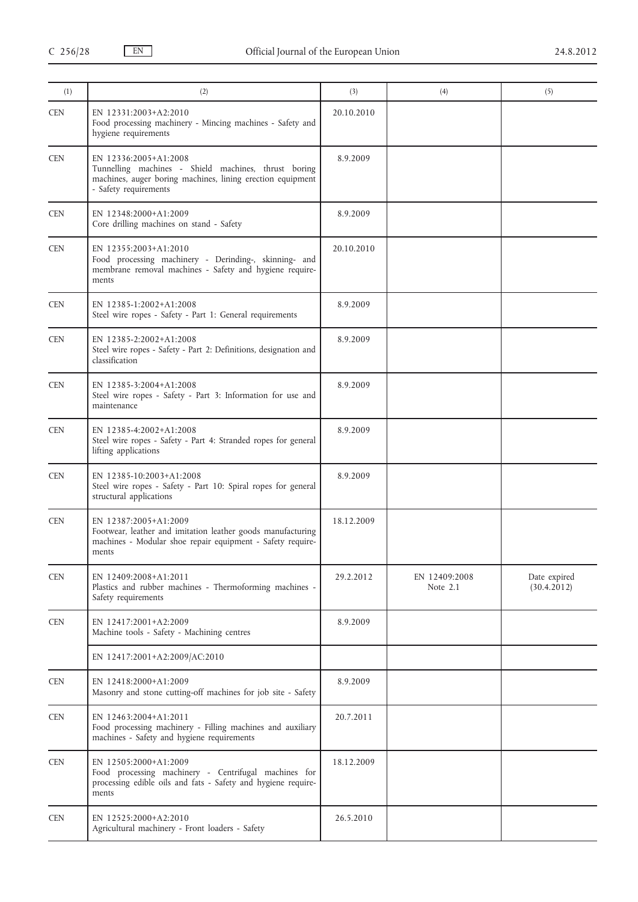| (1) | (2) | (3) | (4) | (5) |
|---|---|---|---|---|
| CEN | EN 12331:2003+A2:2010<br>Food processing machinery - Mincing machines - Safety and hygiene requirements | 20.10.2010 | | |
| CEN | EN 12336:2005+A1:2008<br>Tunnelling machines - Shield machines, thrust boring machines, auger boring machines, lining erection equipment - Safety requirements | 8.9.2009 | | |
| CEN | EN 12348:2000+A1:2009<br>Core drilling machines on stand - Safety | 8.9.2009 | | |
| CEN | EN 12355:2003+A1:2010<br>Food processing machinery - Derinding-, skinning- and membrane removal machines - Safety and hygiene requirements | 20.10.2010 | | |
| CEN | EN 12385-1:2002+A1:2008<br>Steel wire ropes - Safety - Part 1: General requirements | 8.9.2009 | | |
| CEN | EN 12385-2:2002+A1:2008<br>Steel wire ropes - Safety - Part 2: Definitions, designation and classification | 8.9.2009 | | |
| CEN | EN 12385-3:2004+A1:2008<br>Steel wire ropes - Safety - Part 3: Information for use and maintenance | 8.9.2009 | | |
| CEN | EN 12385-4:2002+A1:2008<br>Steel wire ropes - Safety - Part 4: Stranded ropes for general lifting applications | 8.9.2009 | | |
| CEN | EN 12385-10:2003+A1:2008<br>Steel wire ropes - Safety - Part 10: Spiral ropes for general structural applications | 8.9.2009 | | |
| CEN | EN 12387:2005+A1:2009<br>Footwear, leather and imitation leather goods manufacturing machines - Modular shoe repair equipment - Safety requirements | 18.12.2009 | | |
| CEN | EN 12409:2008+A1:2011<br>Plastics and rubber machines - Thermoforming machines - Safety requirements | 29.2.2012 | EN 12409:2008<br>Note 2.1 | Date expired<br>(30.4.2012) |
| CEN | EN 12417:2001+A2:2009<br>Machine tools - Safety - Machining centres | 8.9.2009 | | |
| | EN 12417:2001+A2:2009/AC:2010 | | | |
| CEN | EN 12418:2000+A1:2009<br>Masonry and stone cutting-off machines for job site - Safety | 8.9.2009 | | |
| CEN | EN 12463:2004+A1:2011<br>Food processing machinery - Filling machines and auxiliary machines - Safety and hygiene requirements | 20.7.2011 | | |
| CEN | EN 12505:2000+A1:2009<br>Food processing machinery - Centrifugal machines for processing edible oils and fats - Safety and hygiene requirements | 18.12.2009 | | |
| CEN | EN 12525:2000+A2:2010<br>Agricultural machinery - Front loaders - Safety | 26.5.2010 | | |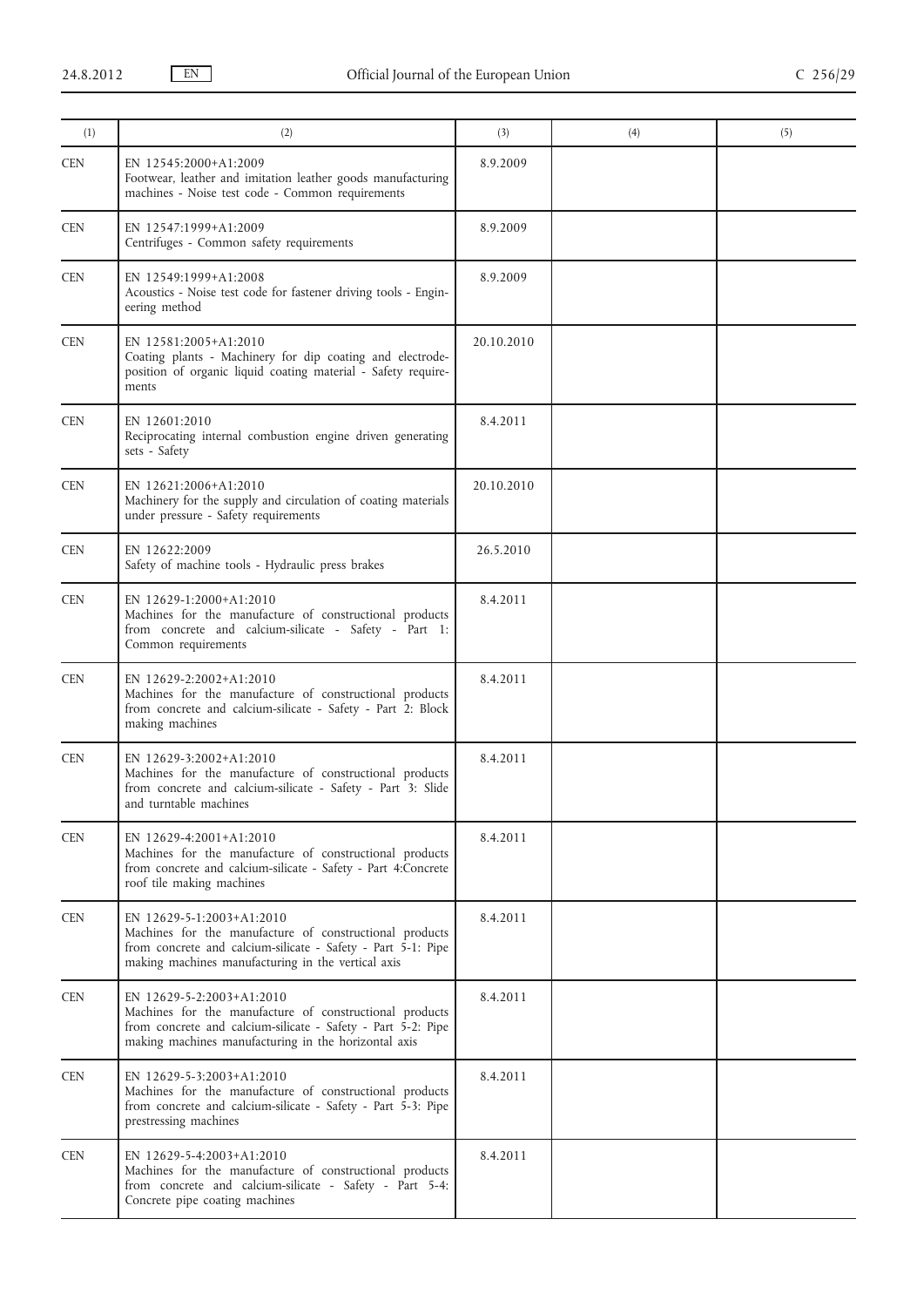| (1) | (2) | (3) | (4) | (5) |
|---|---|---|---|---|
| CEN | EN 12545:2000+A1:2009<br>Footwear, leather and imitation leather goods manufacturing machines - Noise test code - Common requirements | 8.9.2009 | | |
| CEN | EN 12547:1999+A1:2009<br>Centrifuges - Common safety requirements | 8.9.2009 | | |
| CEN | EN 12549:1999+A1:2008<br>Acoustics - Noise test code for fastener driving tools - Engineering method | 8.9.2009 | | |
| CEN | EN 12581:2005+A1:2010<br>Coating plants - Machinery for dip coating and electrodeposition of organic liquid coating material - Safety requirements | 20.10.2010 | | |
| CEN | EN 12601:2010<br>Reciprocating internal combustion engine driven generating sets - Safety | 8.4.2011 | | |
| CEN | EN 12621:2006+A1:2010<br>Machinery for the supply and circulation of coating materials under pressure - Safety requirements | 20.10.2010 | | |
| CEN | EN 12622:2009<br>Safety of machine tools - Hydraulic press brakes | 26.5.2010 | | |
| CEN | EN 12629-1:2000+A1:2010<br>Machines for the manufacture of constructional products from concrete and calcium-silicate - Safety - Part 1: Common requirements | 8.4.2011 | | |
| CEN | EN 12629-2:2002+A1:2010<br>Machines for the manufacture of constructional products from concrete and calcium-silicate - Safety - Part 2: Block making machines | 8.4.2011 | | |
| CEN | EN 12629-3:2002+A1:2010<br>Machines for the manufacture of constructional products from concrete and calcium-silicate - Safety - Part 3: Slide and turntable machines | 8.4.2011 | | |
| CEN | EN 12629-4:2001+A1:2010<br>Machines for the manufacture of constructional products from concrete and calcium-silicate - Safety - Part 4:Concrete roof tile making machines | 8.4.2011 | | |
| CEN | EN 12629-5-1:2003+A1:2010<br>Machines for the manufacture of constructional products from concrete and calcium-silicate - Safety - Part 5-1: Pipe making machines manufacturing in the vertical axis | 8.4.2011 | | |
| CEN | EN 12629-5-2:2003+A1:2010<br>Machines for the manufacture of constructional products from concrete and calcium-silicate - Safety - Part 5-2: Pipe making machines manufacturing in the horizontal axis | 8.4.2011 | | |
| CEN | EN 12629-5-3:2003+A1:2010<br>Machines for the manufacture of constructional products from concrete and calcium-silicate - Safety - Part 5-3: Pipe prestressing machines | 8.4.2011 | | |
| CEN | EN 12629-5-4:2003+A1:2010<br>Machines for the manufacture of constructional products from concrete and calcium-silicate - Safety - Part 5-4: Concrete pipe coating machines | 8.4.2011 | | |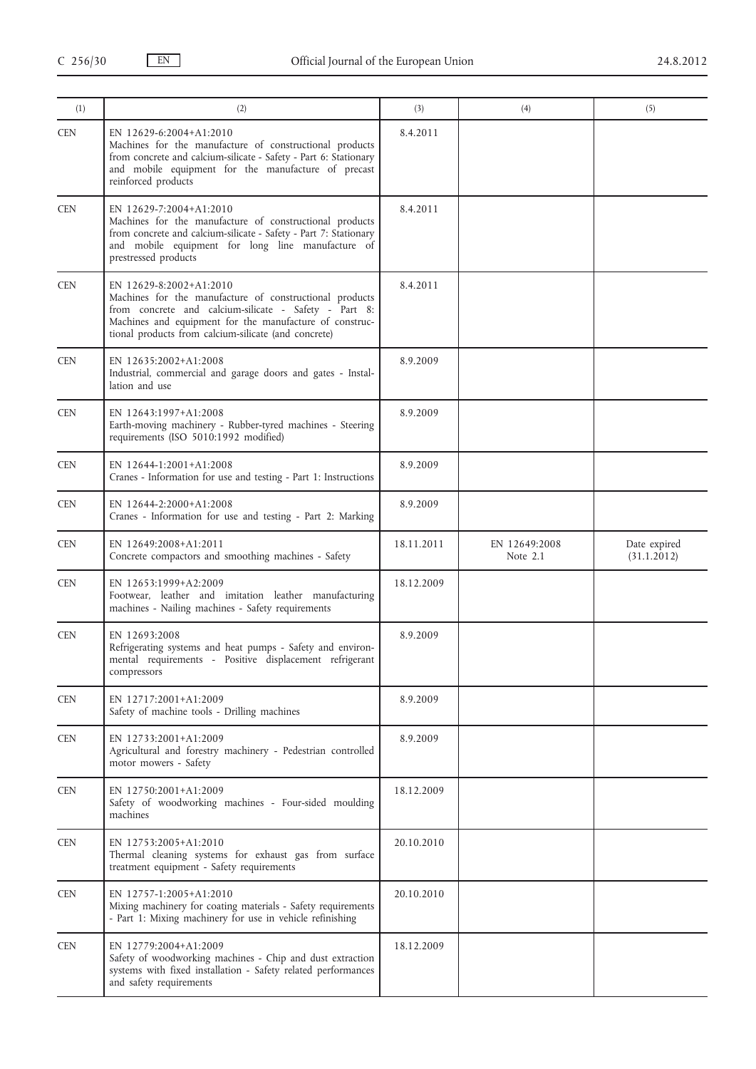| (1) | (2) | (3) | (4) | (5) |
|---|---|---|---|---|
| CEN | EN 12629-6:2004+A1:2010<br>Machines for the manufacture of constructional products from concrete and calcium-silicate - Safety - Part 6: Stationary and mobile equipment for the manufacture of precast reinforced products | 8.4.2011 | | |
| CEN | EN 12629-7:2004+A1:2010<br>Machines for the manufacture of constructional products from concrete and calcium-silicate - Safety - Part 7: Stationary and mobile equipment for long line manufacture of prestressed products | 8.4.2011 | | |
| CEN | EN 12629-8:2002+A1:2010<br>Machines for the manufacture of constructional products from concrete and calcium-silicate - Safety - Part 8: Machines and equipment for the manufacture of constructional products from calcium-silicate (and concrete) | 8.4.2011 | | |
| CEN | EN 12635:2002+A1:2008<br>Industrial, commercial and garage doors and gates - Installation and use | 8.9.2009 | | |
| CEN | EN 12643:1997+A1:2008<br>Earth-moving machinery - Rubber-tyred machines - Steering requirements (ISO 5010:1992 modified) | 8.9.2009 | | |
| CEN | EN 12644-1:2001+A1:2008<br>Cranes - Information for use and testing - Part 1: Instructions | 8.9.2009 | | |
| CEN | EN 12644-2:2000+A1:2008<br>Cranes - Information for use and testing - Part 2: Marking | 8.9.2009 | | |
| CEN | EN 12649:2008+A1:2011<br>Concrete compactors and smoothing machines - Safety | 18.11.2011 | EN 12649:2008<br>Note 2.1 | Date expired<br>(31.1.2012) |
| CEN | EN 12653:1999+A2:2009<br>Footwear, leather and imitation leather manufacturing machines - Nailing machines - Safety requirements | 18.12.2009 | | |
| CEN | EN 12693:2008<br>Refrigerating systems and heat pumps - Safety and environmental requirements - Positive displacement refrigerant compressors | 8.9.2009 | | |
| CEN | EN 12717:2001+A1:2009<br>Safety of machine tools - Drilling machines | 8.9.2009 | | |
| CEN | EN 12733:2001+A1:2009<br>Agricultural and forestry machinery - Pedestrian controlled motor mowers - Safety | 8.9.2009 | | |
| CEN | EN 12750:2001+A1:2009<br>Safety of woodworking machines - Four-sided moulding machines | 18.12.2009 | | |
| CEN | EN 12753:2005+A1:2010<br>Thermal cleaning systems for exhaust gas from surface treatment equipment - Safety requirements | 20.10.2010 | | |
| CEN | EN 12757-1:2005+A1:2010<br>Mixing machinery for coating materials - Safety requirements - Part 1: Mixing machinery for use in vehicle refinishing | 20.10.2010 | | |
| CEN | EN 12779:2004+A1:2009<br>Safety of woodworking machines - Chip and dust extraction systems with fixed installation - Safety related performances and safety requirements | 18.12.2009 | | |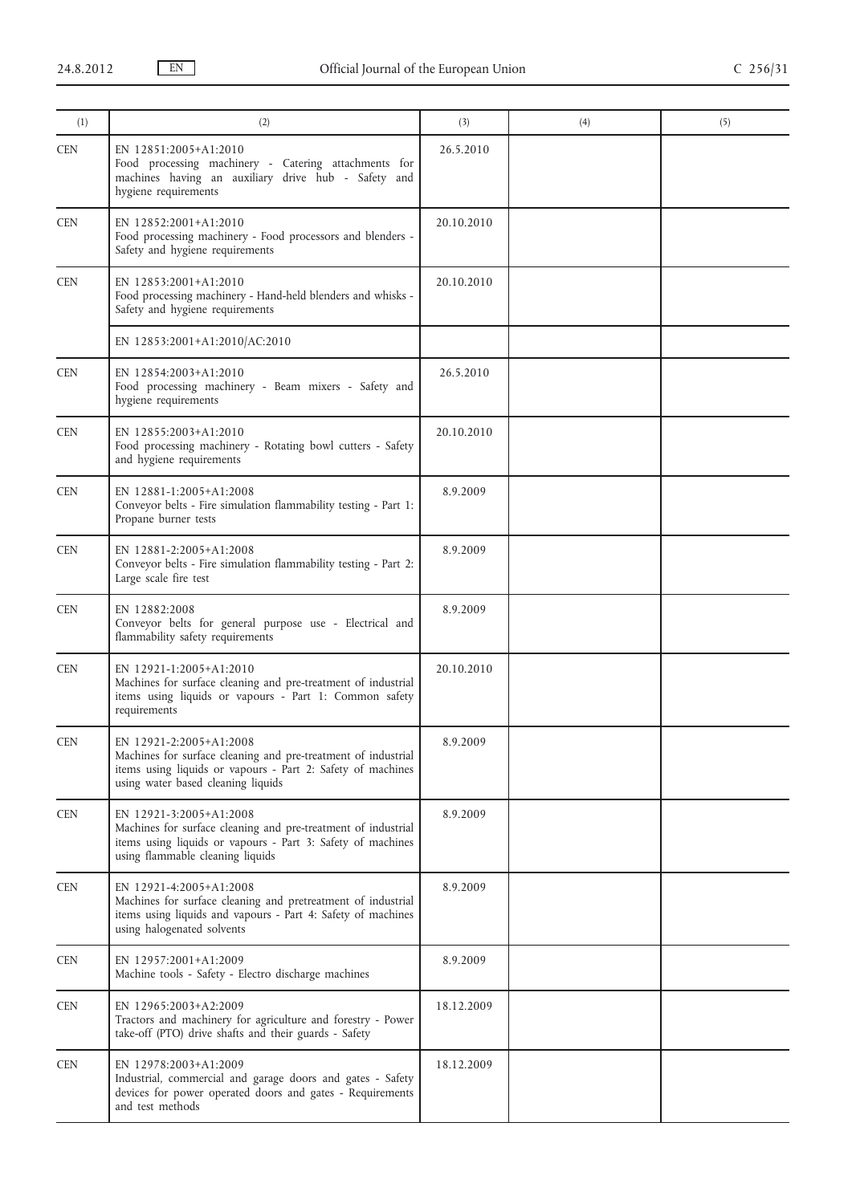| (1) | (2) | (3) | (4) | (5) |
|---|---|---|---|---|
| CEN | EN 12851:2005+A1:2010<br>Food processing machinery - Catering attachments for machines having an auxiliary drive hub - Safety and hygiene requirements | 26.5.2010 | | |
| CEN | EN 12852:2001+A1:2010<br>Food processing machinery - Food processors and blenders - Safety and hygiene requirements | 20.10.2010 | | |
| CEN | EN 12853:2001+A1:2010<br>Food processing machinery - Hand-held blenders and whisks - Safety and hygiene requirements | 20.10.2010 | | |
| | EN 12853:2001+A1:2010/AC:2010 | | | |
| CEN | EN 12854:2003+A1:2010<br>Food processing machinery - Beam mixers - Safety and hygiene requirements | 26.5.2010 | | |
| CEN | EN 12855:2003+A1:2010<br>Food processing machinery - Rotating bowl cutters - Safety and hygiene requirements | 20.10.2010 | | |
| CEN | EN 12881-1:2005+A1:2008<br>Conveyor belts - Fire simulation flammability testing - Part 1: Propane burner tests | 8.9.2009 | | |
| CEN | EN 12881-2:2005+A1:2008<br>Conveyor belts - Fire simulation flammability testing - Part 2: Large scale fire test | 8.9.2009 | | |
| CEN | EN 12882:2008<br>Conveyor belts for general purpose use - Electrical and flammability safety requirements | 8.9.2009 | | |
| CEN | EN 12921-1:2005+A1:2010<br>Machines for surface cleaning and pre-treatment of industrial items using liquids or vapours - Part 1: Common safety requirements | 20.10.2010 | | |
| CEN | EN 12921-2:2005+A1:2008<br>Machines for surface cleaning and pre-treatment of industrial items using liquids or vapours - Part 2: Safety of machines using water based cleaning liquids | 8.9.2009 | | |
| CEN | EN 12921-3:2005+A1:2008<br>Machines for surface cleaning and pre-treatment of industrial items using liquids or vapours - Part 3: Safety of machines using flammable cleaning liquids | 8.9.2009 | | |
| CEN | EN 12921-4:2005+A1:2008<br>Machines for surface cleaning and pretreatment of industrial items using liquids and vapours - Part 4: Safety of machines using halogenated solvents | 8.9.2009 | | |
| CEN | EN 12957:2001+A1:2009<br>Machine tools - Safety - Electro discharge machines | 8.9.2009 | | |
| CEN | EN 12965:2003+A2:2009<br>Tractors and machinery for agriculture and forestry - Power take-off (PTO) drive shafts and their guards - Safety | 18.12.2009 | | |
| CEN | EN 12978:2003+A1:2009<br>Industrial, commercial and garage doors and gates - Safety devices for power operated doors and gates - Requirements and test methods | 18.12.2009 | | |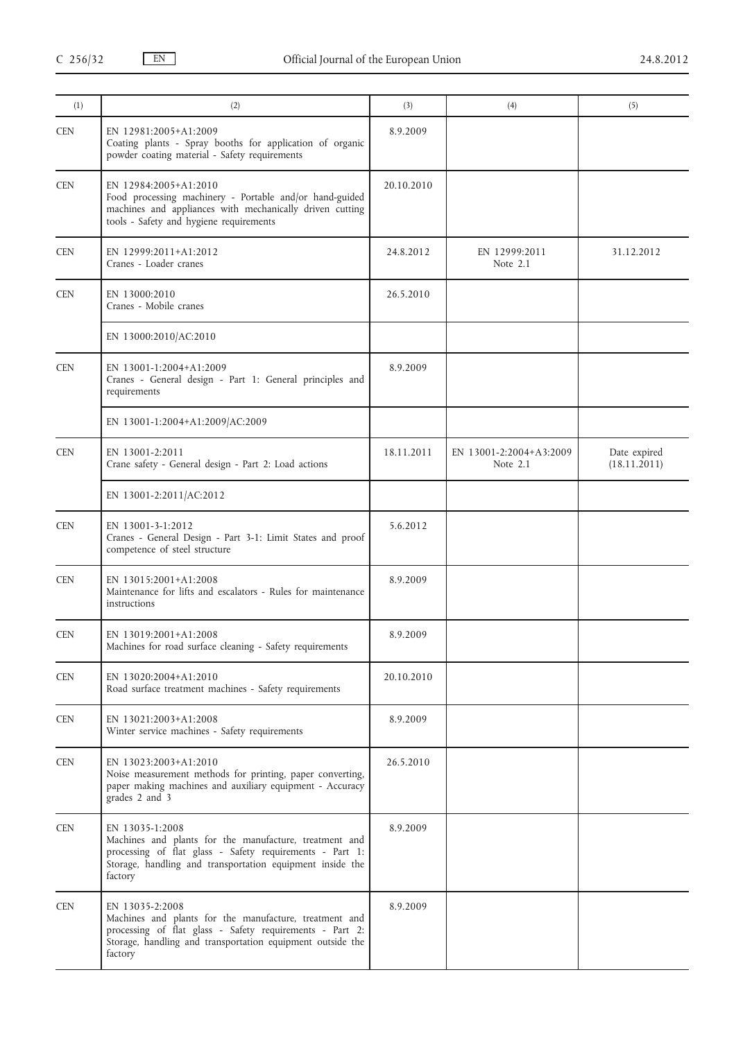| (1) | (2) | (3) | (4) | (5) |
|---|---|---|---|---|
| CEN | EN 12981:2005+A1:2009<br>Coating plants - Spray booths for application of organic powder coating material - Safety requirements | 8.9.2009 | | |
| CEN | EN 12984:2005+A1:2010<br>Food processing machinery - Portable and/or hand-guided machines and appliances with mechanically driven cutting tools - Safety and hygiene requirements | 20.10.2010 | | |
| CEN | EN 12999:2011+A1:2012<br>Cranes - Loader cranes | 24.8.2012 | EN 12999:2011<br>Note 2.1 | 31.12.2012 |
| CEN | EN 13000:2010<br>Cranes - Mobile cranes | 26.5.2010 | | |
| | EN 13000:2010/AC:2010 | | | |
| CEN | EN 13001-1:2004+A1:2009<br>Cranes - General design - Part 1: General principles and requirements | 8.9.2009 | | |
| | EN 13001-1:2004+A1:2009/AC:2009 | | | |
| CEN | EN 13001-2:2011<br>Crane safety - General design - Part 2: Load actions | 18.11.2011 | EN 13001-2:2004+A3:2009<br>Note 2.1 | Date expired<br>(18.11.2011) |
| | EN 13001-2:2011/AC:2012 | | | |
| CEN | EN 13001-3-1:2012<br>Cranes - General Design - Part 3-1: Limit States and proof competence of steel structure | 5.6.2012 | | |
| CEN | EN 13015:2001+A1:2008<br>Maintenance for lifts and escalators - Rules for maintenance instructions | 8.9.2009 | | |
| CEN | EN 13019:2001+A1:2008<br>Machines for road surface cleaning - Safety requirements | 8.9.2009 | | |
| CEN | EN 13020:2004+A1:2010<br>Road surface treatment machines - Safety requirements | 20.10.2010 | | |
| CEN | EN 13021:2003+A1:2008<br>Winter service machines - Safety requirements | 8.9.2009 | | |
| CEN | EN 13023:2003+A1:2010<br>Noise measurement methods for printing, paper converting, paper making machines and auxiliary equipment - Accuracy grades 2 and 3 | 26.5.2010 | | |
| CEN | EN 13035-1:2008<br>Machines and plants for the manufacture, treatment and processing of flat glass - Safety requirements - Part 1: Storage, handling and transportation equipment inside the factory | 8.9.2009 | | |
| CEN | EN 13035-2:2008<br>Machines and plants for the manufacture, treatment and processing of flat glass - Safety requirements - Part 2: Storage, handling and transportation equipment outside the factory | 8.9.2009 | | |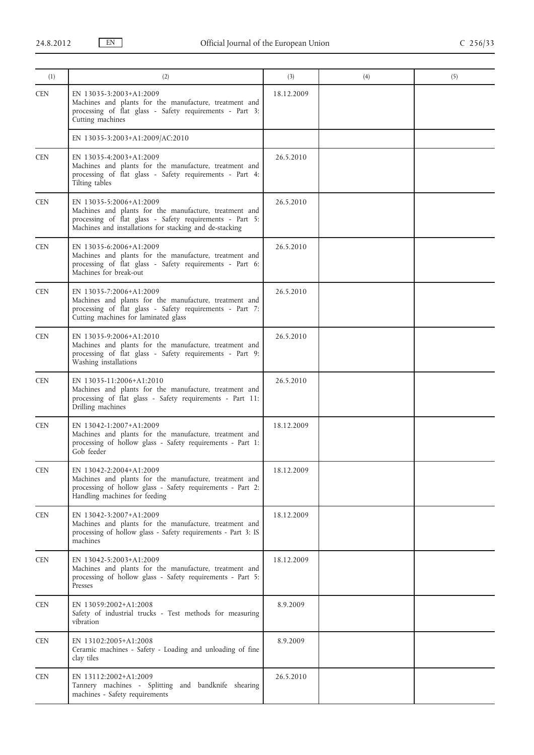| (1) | (2) | (3) | (4) | (5) |
|---|---|---|---|---|
| CEN | EN 13035-3:2003+A1:2009<br>Machines and plants for the manufacture, treatment and processing of flat glass - Safety requirements - Part 3: Cutting machines | 18.12.2009 | | |
| | EN 13035-3:2003+A1:2009/AC:2010 | | | |
| CEN | EN 13035-4:2003+A1:2009<br>Machines and plants for the manufacture, treatment and processing of flat glass - Safety requirements - Part 4: Tilting tables | 26.5.2010 | | |
| CEN | EN 13035-5:2006+A1:2009<br>Machines and plants for the manufacture, treatment and processing of flat glass - Safety requirements - Part 5: Machines and installations for stacking and de-stacking | 26.5.2010 | | |
| CEN | EN 13035-6:2006+A1:2009<br>Machines and plants for the manufacture, treatment and processing of flat glass - Safety requirements - Part 6: Machines for break-out | 26.5.2010 | | |
| CEN | EN 13035-7:2006+A1:2009<br>Machines and plants for the manufacture, treatment and processing of flat glass - Safety requirements - Part 7: Cutting machines for laminated glass | 26.5.2010 | | |
| CEN | EN 13035-9:2006+A1:2010<br>Machines and plants for the manufacture, treatment and processing of flat glass - Safety requirements - Part 9: Washing installations | 26.5.2010 | | |
| CEN | EN 13035-11:2006+A1:2010<br>Machines and plants for the manufacture, treatment and processing of flat glass - Safety requirements - Part 11: Drilling machines | 26.5.2010 | | |
| CEN | EN 13042-1:2007+A1:2009<br>Machines and plants for the manufacture, treatment and processing of hollow glass - Safety requirements - Part 1: Gob feeder | 18.12.2009 | | |
| CEN | EN 13042-2:2004+A1:2009<br>Machines and plants for the manufacture, treatment and processing of hollow glass - Safety requirements - Part 2: Handling machines for feeding | 18.12.2009 | | |
| CEN | EN 13042-3:2007+A1:2009<br>Machines and plants for the manufacture, treatment and processing of hollow glass - Safety requirements - Part 3: IS machines | 18.12.2009 | | |
| CEN | EN 13042-5:2003+A1:2009<br>Machines and plants for the manufacture, treatment and processing of hollow glass - Safety requirements - Part 5: Presses | 18.12.2009 | | |
| CEN | EN 13059:2002+A1:2008<br>Safety of industrial trucks - Test methods for measuring vibration | 8.9.2009 | | |
| CEN | EN 13102:2005+A1:2008<br>Ceramic machines - Safety - Loading and unloading of fine clay tiles | 8.9.2009 | | |
| CEN | EN 13112:2002+A1:2009<br>Tannery machines - Splitting and bandknife shearing machines - Safety requirements | 26.5.2010 | | |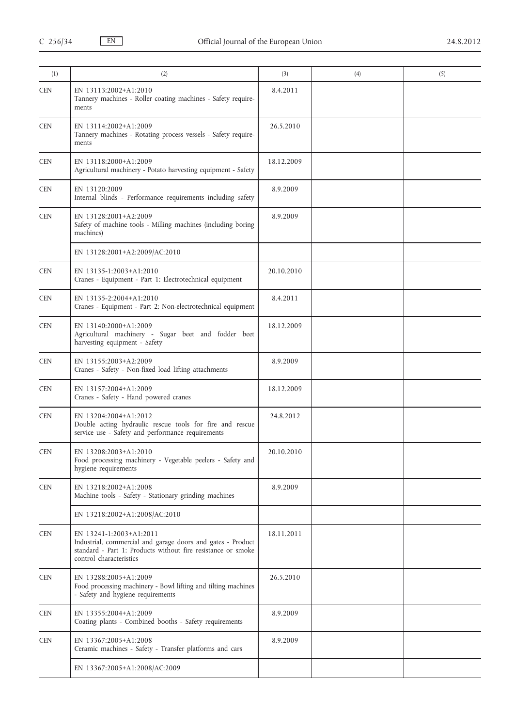| (1) | (2) | (3) | (4) | (5) |
|---|---|---|---|---|
| CEN | EN 13113:2002+A1:2010<br>Tannery machines - Roller coating machines - Safety requirements | 8.4.2011 | | |
| CEN | EN 13114:2002+A1:2009<br>Tannery machines - Rotating process vessels - Safety requirements | 26.5.2010 | | |
| CEN | EN 13118:2000+A1:2009<br>Agricultural machinery - Potato harvesting equipment - Safety | 18.12.2009 | | |
| CEN | EN 13120:2009<br>Internal blinds - Performance requirements including safety | 8.9.2009 | | |
| CEN | EN 13128:2001+A2:2009<br>Safety of machine tools - Milling machines (including boring machines) | 8.9.2009 | | |
| | EN 13128:2001+A2:2009/AC:2010 | | | |
| CEN | EN 13135-1:2003+A1:2010<br>Cranes - Equipment - Part 1: Electrotechnical equipment | 20.10.2010 | | |
| CEN | EN 13135-2:2004+A1:2010<br>Cranes - Equipment - Part 2: Non-electrotechnical equipment | 8.4.2011 | | |
| CEN | EN 13140:2000+A1:2009<br>Agricultural machinery - Sugar beet and fodder beet harvesting equipment - Safety | 18.12.2009 | | |
| CEN | EN 13155:2003+A2:2009<br>Cranes - Safety - Non-fixed load lifting attachments | 8.9.2009 | | |
| CEN | EN 13157:2004+A1:2009<br>Cranes - Safety - Hand powered cranes | 18.12.2009 | | |
| CEN | EN 13204:2004+A1:2012<br>Double acting hydraulic rescue tools for fire and rescue service use - Safety and performance requirements | 24.8.2012 | | |
| CEN | EN 13208:2003+A1:2010<br>Food processing machinery - Vegetable peelers - Safety and hygiene requirements | 20.10.2010 | | |
| CEN | EN 13218:2002+A1:2008<br>Machine tools - Safety - Stationary grinding machines | 8.9.2009 | | |
| | EN 13218:2002+A1:2008/AC:2010 | | | |
| CEN | EN 13241-1:2003+A1:2011<br>Industrial, commercial and garage doors and gates - Product standard - Part 1: Products without fire resistance or smoke control characteristics | 18.11.2011 | | |
| CEN | EN 13288:2005+A1:2009<br>Food processing machinery - Bowl lifting and tilting machines - Safety and hygiene requirements | 26.5.2010 | | |
| CEN | EN 13355:2004+A1:2009<br>Coating plants - Combined booths - Safety requirements | 8.9.2009 | | |
| CEN | EN 13367:2005+A1:2008<br>Ceramic machines - Safety - Transfer platforms and cars | 8.9.2009 | | |
| | EN 13367:2005+A1:2008/AC:2009 | | | |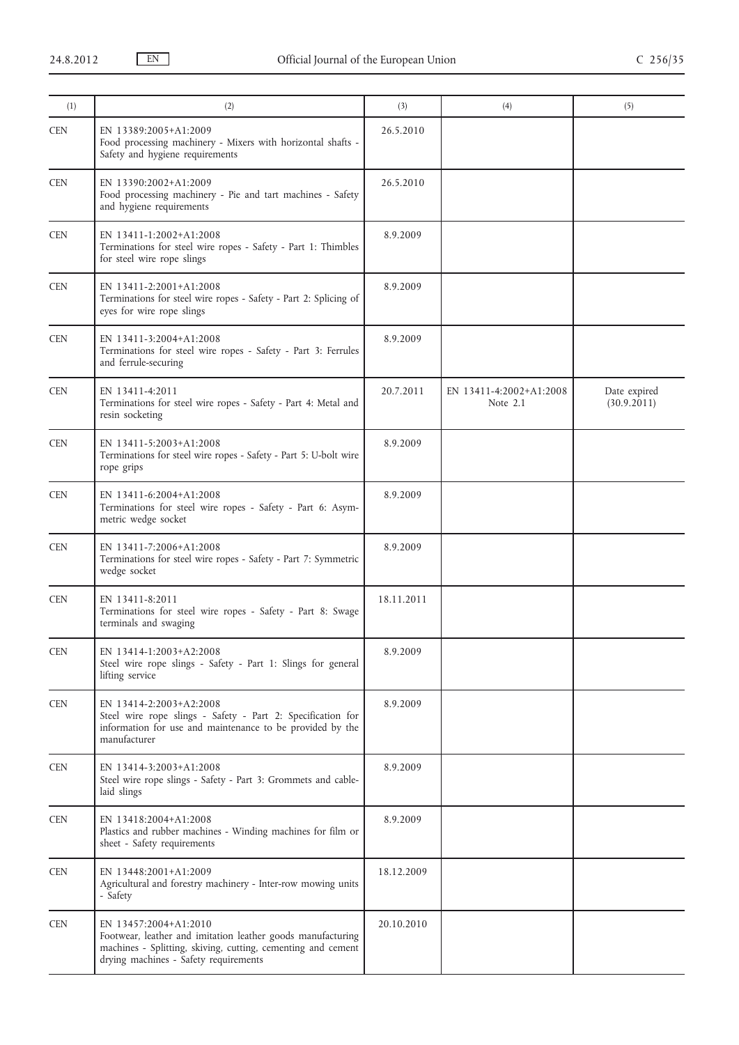| (1) | (2) | (3) | (4) | (5) |
|---|---|---|---|---|
| CEN | EN 13389:2005+A1:2009<br>Food processing machinery - Mixers with horizontal shafts - Safety and hygiene requirements | 26.5.2010 | | |
| CEN | EN 13390:2002+A1:2009<br>Food processing machinery - Pie and tart machines - Safety and hygiene requirements | 26.5.2010 | | |
| CEN | EN 13411-1:2002+A1:2008<br>Terminations for steel wire ropes - Safety - Part 1: Thimbles for steel wire rope slings | 8.9.2009 | | |
| CEN | EN 13411-2:2001+A1:2008<br>Terminations for steel wire ropes - Safety - Part 2: Splicing of eyes for wire rope slings | 8.9.2009 | | |
| CEN | EN 13411-3:2004+A1:2008<br>Terminations for steel wire ropes - Safety - Part 3: Ferrules and ferrule-securing | 8.9.2009 | | |
| CEN | EN 13411-4:2011<br>Terminations for steel wire ropes - Safety - Part 4: Metal and resin socketing | 20.7.2011 | EN 13411-4:2002+A1:2008<br>Note 2.1 | Date expired<br>(30.9.2011) |
| CEN | EN 13411-5:2003+A1:2008<br>Terminations for steel wire ropes - Safety - Part 5: U-bolt wire rope grips | 8.9.2009 | | |
| CEN | EN 13411-6:2004+A1:2008<br>Terminations for steel wire ropes - Safety - Part 6: Asymmetric wedge socket | 8.9.2009 | | |
| CEN | EN 13411-7:2006+A1:2008<br>Terminations for steel wire ropes - Safety - Part 7: Symmetric wedge socket | 8.9.2009 | | |
| CEN | EN 13411-8:2011<br>Terminations for steel wire ropes - Safety - Part 8: Swage terminals and swaging | 18.11.2011 | | |
| CEN | EN 13414-1:2003+A2:2008<br>Steel wire rope slings - Safety - Part 1: Slings for general lifting service | 8.9.2009 | | |
| CEN | EN 13414-2:2003+A2:2008<br>Steel wire rope slings - Safety - Part 2: Specification for information for use and maintenance to be provided by the manufacturer | 8.9.2009 | | |
| CEN | EN 13414-3:2003+A1:2008<br>Steel wire rope slings - Safety - Part 3: Grommets and cable-laid slings | 8.9.2009 | | |
| CEN | EN 13418:2004+A1:2008<br>Plastics and rubber machines - Winding machines for film or sheet - Safety requirements | 8.9.2009 | | |
| CEN | EN 13448:2001+A1:2009<br>Agricultural and forestry machinery - Inter-row mowing units - Safety | 18.12.2009 | | |
| CEN | EN 13457:2004+A1:2010<br>Footwear, leather and imitation leather goods manufacturing machines - Splitting, skiving, cutting, cementing and cement drying machines - Safety requirements | 20.10.2010 | | |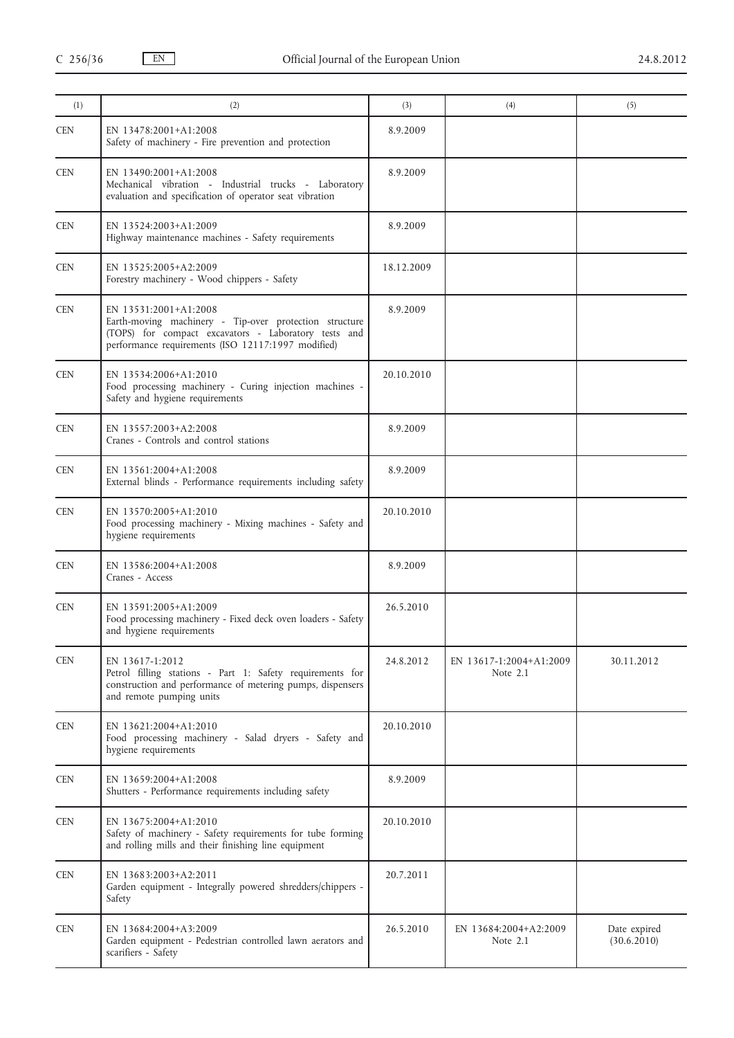| (1) | (2) | (3) | (4) | (5) |
|---|---|---|---|---|
| CEN | EN 13478:2001+A1:2008<br>Safety of machinery - Fire prevention and protection | 8.9.2009 | | |
| CEN | EN 13490:2001+A1:2008<br>Mechanical vibration - Industrial trucks - Laboratory evaluation and specification of operator seat vibration | 8.9.2009 | | |
| CEN | EN 13524:2003+A1:2009<br>Highway maintenance machines - Safety requirements | 8.9.2009 | | |
| CEN | EN 13525:2005+A2:2009<br>Forestry machinery - Wood chippers - Safety | 18.12.2009 | | |
| CEN | EN 13531:2001+A1:2008<br>Earth-moving machinery - Tip-over protection structure (TOPS) for compact excavators - Laboratory tests and performance requirements (ISO 12117:1997 modified) | 8.9.2009 | | |
| CEN | EN 13534:2006+A1:2010<br>Food processing machinery - Curing injection machines - Safety and hygiene requirements | 20.10.2010 | | |
| CEN | EN 13557:2003+A2:2008<br>Cranes - Controls and control stations | 8.9.2009 | | |
| CEN | EN 13561:2004+A1:2008<br>External blinds - Performance requirements including safety | 8.9.2009 | | |
| CEN | EN 13570:2005+A1:2010<br>Food processing machinery - Mixing machines - Safety and hygiene requirements | 20.10.2010 | | |
| CEN | EN 13586:2004+A1:2008<br>Cranes - Access | 8.9.2009 | | |
| CEN | EN 13591:2005+A1:2009<br>Food processing machinery - Fixed deck oven loaders - Safety and hygiene requirements | 26.5.2010 | | |
| CEN | EN 13617-1:2012<br>Petrol filling stations - Part 1: Safety requirements for construction and performance of metering pumps, dispensers and remote pumping units | 24.8.2012 | EN 13617-1:2004+A1:2009<br>Note 2.1 | 30.11.2012 |
| CEN | EN 13621:2004+A1:2010<br>Food processing machinery - Salad dryers - Safety and hygiene requirements | 20.10.2010 | | |
| CEN | EN 13659:2004+A1:2008<br>Shutters - Performance requirements including safety | 8.9.2009 | | |
| CEN | EN 13675:2004+A1:2010<br>Safety of machinery - Safety requirements for tube forming and rolling mills and their finishing line equipment | 20.10.2010 | | |
| CEN | EN 13683:2003+A2:2011<br>Garden equipment - Integrally powered shredders/chippers - Safety | 20.7.2011 | | |
| CEN | EN 13684:2004+A3:2009<br>Garden equipment - Pedestrian controlled lawn aerators and scarifiers - Safety | 26.5.2010 | EN 13684:2004+A2:2009<br>Note 2.1 | Date expired<br>(30.6.2010) |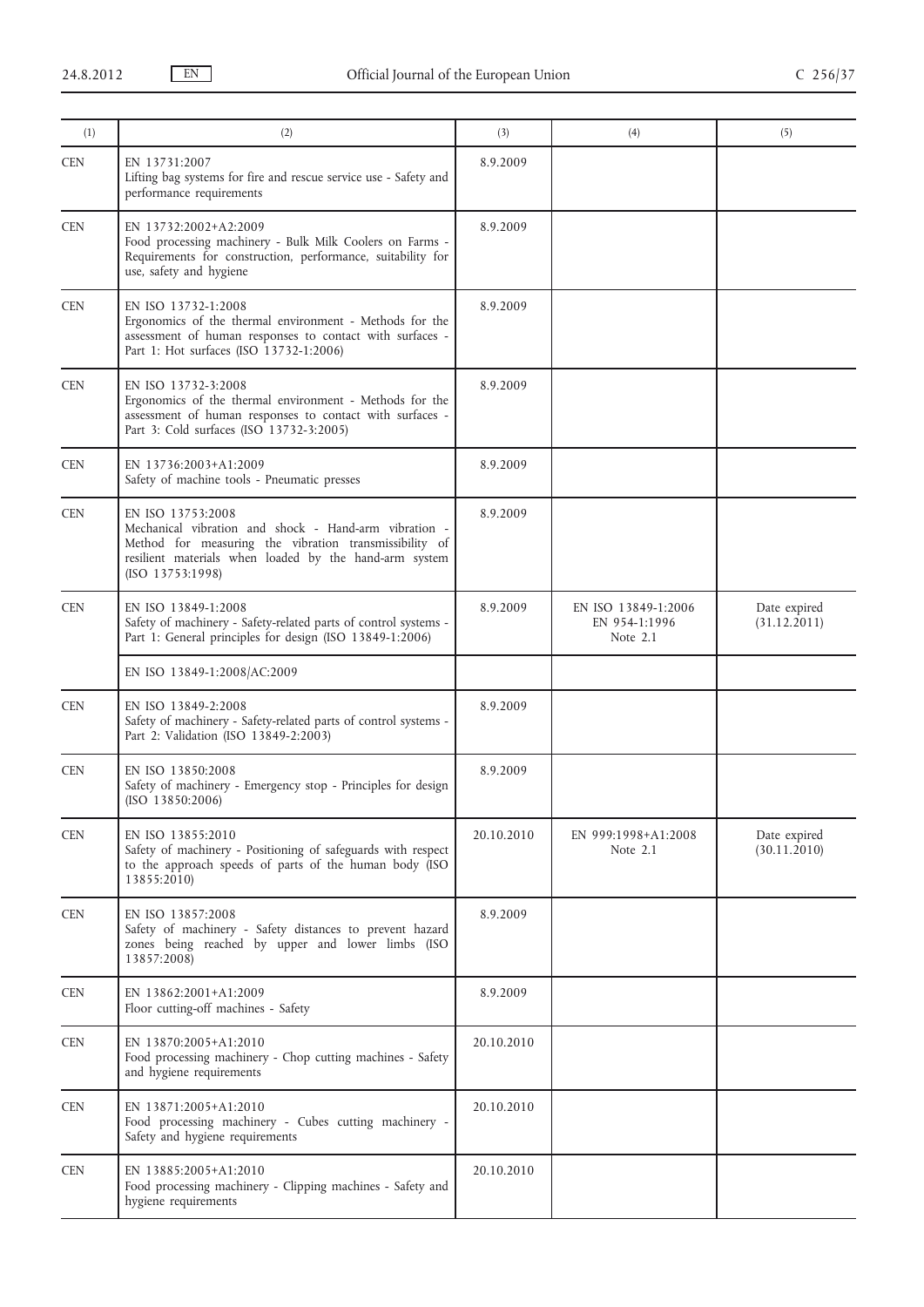| (1) | (2) | (3) | (4) | (5) |
|---|---|---|---|---|
| CEN | EN 13731:2007<br>Lifting bag systems for fire and rescue service use - Safety and performance requirements | 8.9.2009 | | |
| CEN | EN 13732:2002+A2:2009<br>Food processing machinery - Bulk Milk Coolers on Farms - Requirements for construction, performance, suitability for use, safety and hygiene | 8.9.2009 | | |
| CEN | EN ISO 13732-1:2008<br>Ergonomics of the thermal environment - Methods for the assessment of human responses to contact with surfaces - Part 1: Hot surfaces (ISO 13732-1:2006) | 8.9.2009 | | |
| CEN | EN ISO 13732-3:2008<br>Ergonomics of the thermal environment - Methods for the assessment of human responses to contact with surfaces - Part 3: Cold surfaces (ISO 13732-3:2005) | 8.9.2009 | | |
| CEN | EN 13736:2003+A1:2009<br>Safety of machine tools - Pneumatic presses | 8.9.2009 | | |
| CEN | EN ISO 13753:2008<br>Mechanical vibration and shock - Hand-arm vibration - Method for measuring the vibration transmissibility of resilient materials when loaded by the hand-arm system (ISO 13753:1998) | 8.9.2009 | | |
| CEN | EN ISO 13849-1:2008<br>Safety of machinery - Safety-related parts of control systems - Part 1: General principles for design (ISO 13849-1:2006) | 8.9.2009 | EN ISO 13849-1:2006<br>EN 954-1:1996<br>Note 2.1 | Date expired<br>(31.12.2011) |
| | EN ISO 13849-1:2008/AC:2009 | | | |
| CEN | EN ISO 13849-2:2008<br>Safety of machinery - Safety-related parts of control systems - Part 2: Validation (ISO 13849-2:2003) | 8.9.2009 | | |
| CEN | EN ISO 13850:2008<br>Safety of machinery - Emergency stop - Principles for design (ISO 13850:2006) | 8.9.2009 | | |
| CEN | EN ISO 13855:2010<br>Safety of machinery - Positioning of safeguards with respect to the approach speeds of parts of the human body (ISO 13855:2010) | 20.10.2010 | EN 999:1998+A1:2008<br>Note 2.1 | Date expired<br>(30.11.2010) |
| CEN | EN ISO 13857:2008<br>Safety of machinery - Safety distances to prevent hazard zones being reached by upper and lower limbs (ISO 13857:2008) | 8.9.2009 | | |
| CEN | EN 13862:2001+A1:2009<br>Floor cutting-off machines - Safety | 8.9.2009 | | |
| CEN | EN 13870:2005+A1:2010<br>Food processing machinery - Chop cutting machines - Safety and hygiene requirements | 20.10.2010 | | |
| CEN | EN 13871:2005+A1:2010<br>Food processing machinery - Cubes cutting machinery - Safety and hygiene requirements | 20.10.2010 | | |
| CEN | EN 13885:2005+A1:2010<br>Food processing machinery - Clipping machines - Safety and hygiene requirements | 20.10.2010 | | |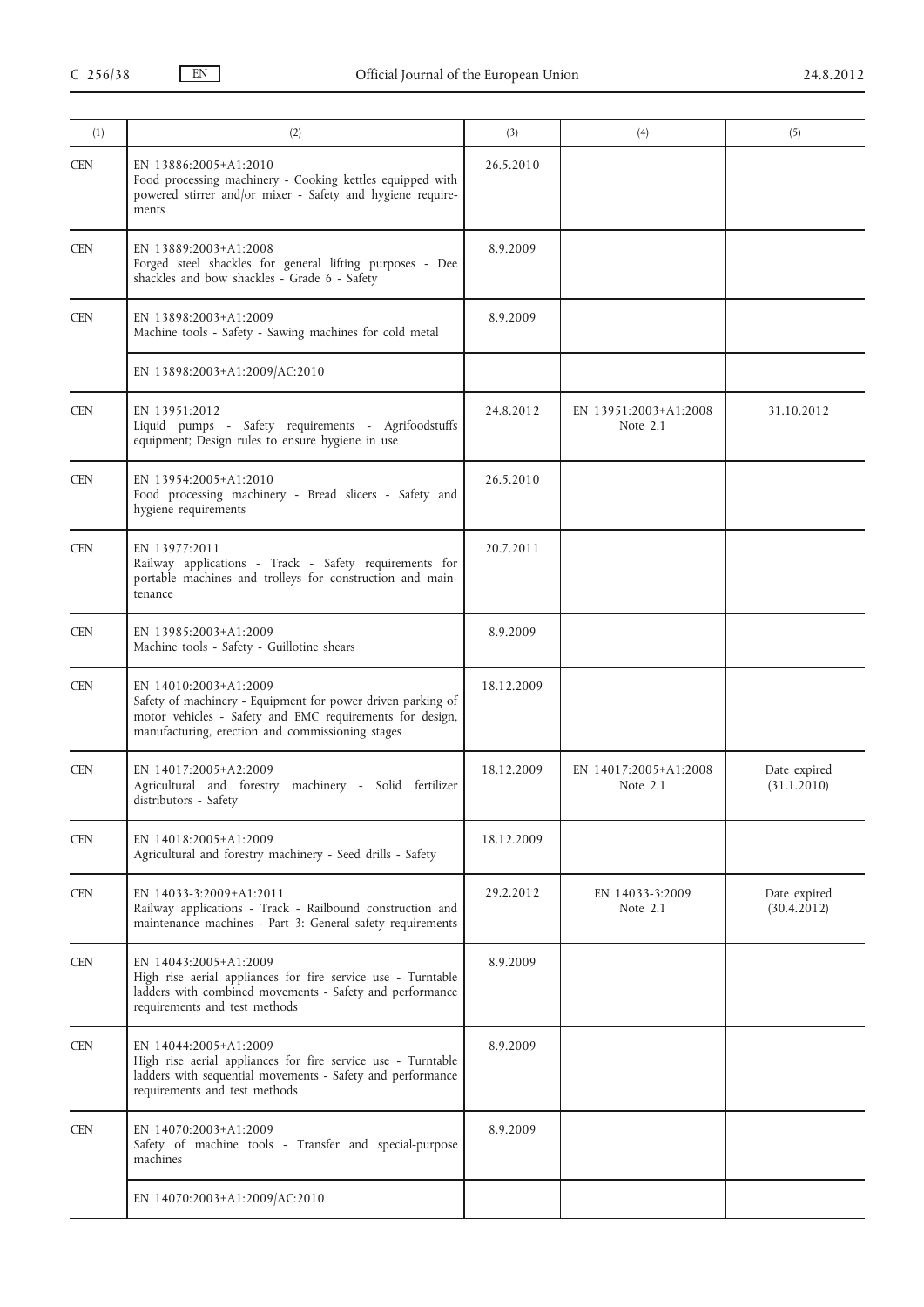| (1) | (2) | (3) | (4) | (5) |
|---|---|---|---|---|
| CEN | EN 13886:2005+A1:2010<br>Food processing machinery - Cooking kettles equipped with powered stirrer and/or mixer - Safety and hygiene requirements | 26.5.2010 | | |
| CEN | EN 13889:2003+A1:2008<br>Forged steel shackles for general lifting purposes - Dee shackles and bow shackles - Grade 6 - Safety | 8.9.2009 | | |
| CEN | EN 13898:2003+A1:2009<br>Machine tools - Safety - Sawing machines for cold metal | 8.9.2009 | | |
| | EN 13898:2003+A1:2009/AC:2010 | | | |
| CEN | EN 13951:2012<br>Liquid pumps - Safety requirements - Agrifoodstuffs equipment; Design rules to ensure hygiene in use | 24.8.2012 | EN 13951:2003+A1:2008<br>Note 2.1 | 31.10.2012 |
| CEN | EN 13954:2005+A1:2010<br>Food processing machinery - Bread slicers - Safety and hygiene requirements | 26.5.2010 | | |
| CEN | EN 13977:2011<br>Railway applications - Track - Safety requirements for portable machines and trolleys for construction and maintenance | 20.7.2011 | | |
| CEN | EN 13985:2003+A1:2009<br>Machine tools - Safety - Guillotine shears | 8.9.2009 | | |
| CEN | EN 14010:2003+A1:2009<br>Safety of machinery - Equipment for power driven parking of motor vehicles - Safety and EMC requirements for design, manufacturing, erection and commissioning stages | 18.12.2009 | | |
| CEN | EN 14017:2005+A2:2009<br>Agricultural and forestry machinery - Solid fertilizer distributors - Safety | 18.12.2009 | EN 14017:2005+A1:2008<br>Note 2.1 | Date expired<br>(31.1.2010) |
| CEN | EN 14018:2005+A1:2009<br>Agricultural and forestry machinery - Seed drills - Safety | 18.12.2009 | | |
| CEN | EN 14033-3:2009+A1:2011<br>Railway applications - Track - Railbound construction and maintenance machines - Part 3: General safety requirements | 29.2.2012 | EN 14033-3:2009<br>Note 2.1 | Date expired<br>(30.4.2012) |
| CEN | EN 14043:2005+A1:2009<br>High rise aerial appliances for fire service use - Turntable ladders with combined movements - Safety and performance requirements and test methods | 8.9.2009 | | |
| CEN | EN 14044:2005+A1:2009<br>High rise aerial appliances for fire service use - Turntable ladders with sequential movements - Safety and performance requirements and test methods | 8.9.2009 | | |
| CEN | EN 14070:2003+A1:2009<br>Safety of machine tools - Transfer and special-purpose machines | 8.9.2009 | | |
| | EN 14070:2003+A1:2009/AC:2010 | | | |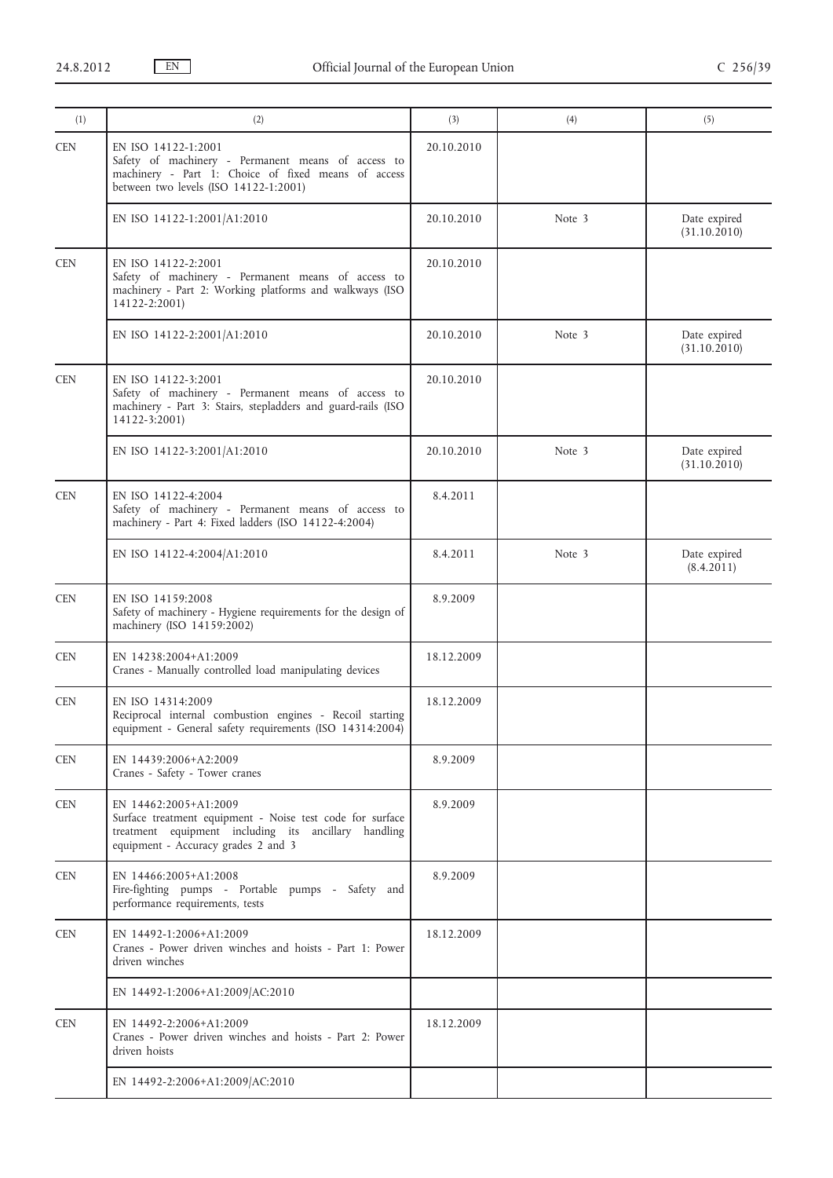| (1) | (2) | (3) | (4) | (5) |
|---|---|---|---|---|
| CEN | EN ISO 14122-1:2001<br>Safety of machinery - Permanent means of access to machinery - Part 1: Choice of fixed means of access between two levels (ISO 14122-1:2001) | 20.10.2010 | | |
| | EN ISO 14122-1:2001/A1:2010 | 20.10.2010 | Note 3 | Date expired (31.10.2010) |
| CEN | EN ISO 14122-2:2001<br>Safety of machinery - Permanent means of access to machinery - Part 2: Working platforms and walkways (ISO 14122-2:2001) | 20.10.2010 | | |
| | EN ISO 14122-2:2001/A1:2010 | 20.10.2010 | Note 3 | Date expired (31.10.2010) |
| CEN | EN ISO 14122-3:2001<br>Safety of machinery - Permanent means of access to machinery - Part 3: Stairs, stepladders and guard-rails (ISO 14122-3:2001) | 20.10.2010 | | |
| | EN ISO 14122-3:2001/A1:2010 | 20.10.2010 | Note 3 | Date expired (31.10.2010) |
| CEN | EN ISO 14122-4:2004<br>Safety of machinery - Permanent means of access to machinery - Part 4: Fixed ladders (ISO 14122-4:2004) | 8.4.2011 | | |
| | EN ISO 14122-4:2004/A1:2010 | 8.4.2011 | Note 3 | Date expired (8.4.2011) |
| CEN | EN ISO 14159:2008<br>Safety of machinery - Hygiene requirements for the design of machinery (ISO 14159:2002) | 8.9.2009 | | |
| CEN | EN 14238:2004+A1:2009<br>Cranes - Manually controlled load manipulating devices | 18.12.2009 | | |
| CEN | EN ISO 14314:2009<br>Reciprocal internal combustion engines - Recoil starting equipment - General safety requirements (ISO 14314:2004) | 18.12.2009 | | |
| CEN | EN 14439:2006+A2:2009<br>Cranes - Safety - Tower cranes | 8.9.2009 | | |
| CEN | EN 14462:2005+A1:2009<br>Surface treatment equipment - Noise test code for surface treatment equipment including its ancillary handling equipment - Accuracy grades 2 and 3 | 8.9.2009 | | |
| CEN | EN 14466:2005+A1:2008<br>Fire-fighting pumps - Portable pumps - Safety and performance requirements, tests | 8.9.2009 | | |
| CEN | EN 14492-1:2006+A1:2009<br>Cranes - Power driven winches and hoists - Part 1: Power driven winches | 18.12.2009 | | |
| | EN 14492-1:2006+A1:2009/AC:2010 | | | |
| CEN | EN 14492-2:2006+A1:2009<br>Cranes - Power driven winches and hoists - Part 2: Power driven hoists | 18.12.2009 | | |
| | EN 14492-2:2006+A1:2009/AC:2010 | | | |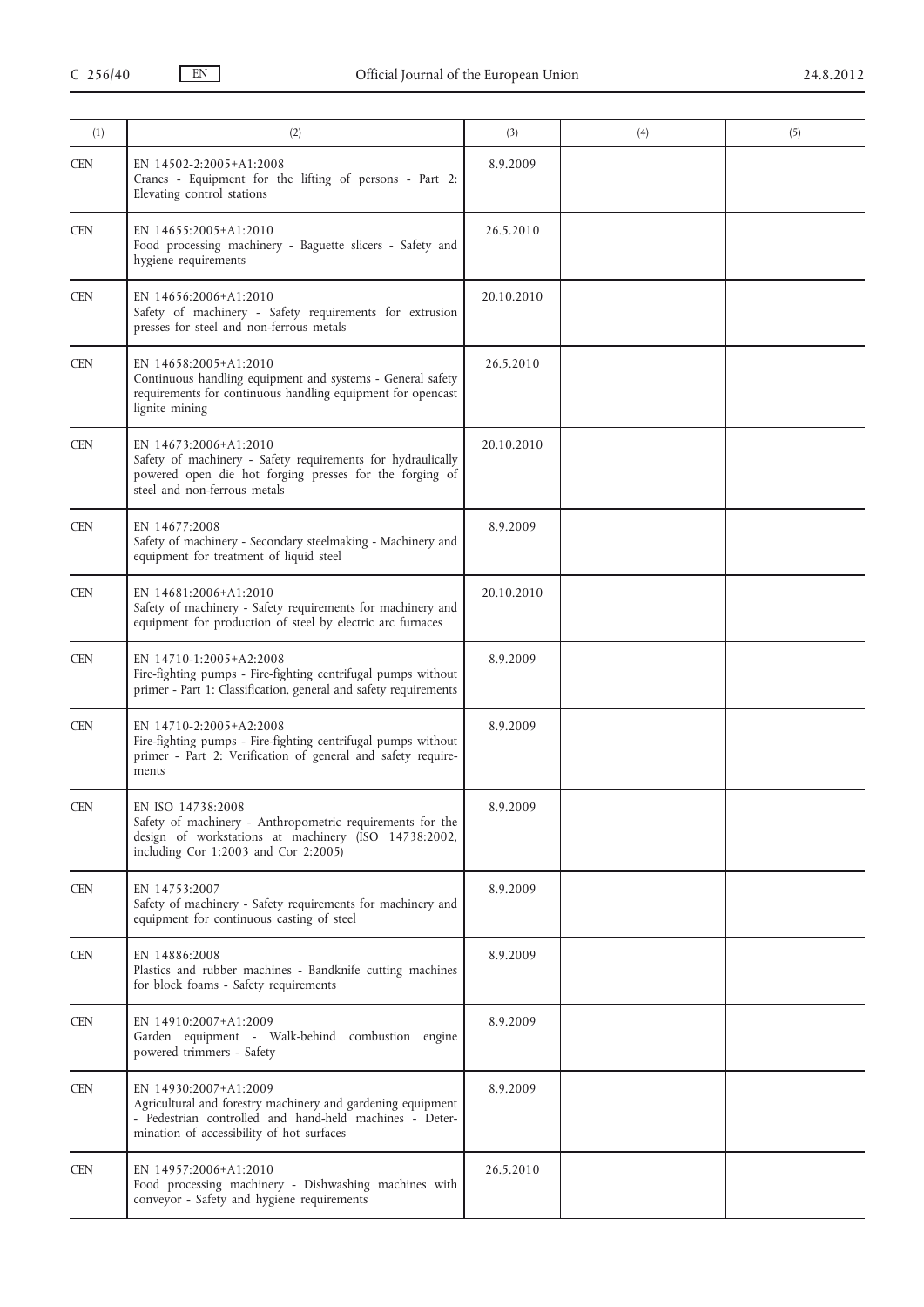| (1) | (2) | (3) | (4) | (5) |
|---|---|---|---|---|
| CEN | EN 14502-2:2005+A1:2008<br>Cranes - Equipment for the lifting of persons - Part 2: Elevating control stations | 8.9.2009 | | |
| CEN | EN 14655:2005+A1:2010<br>Food processing machinery - Baguette slicers - Safety and hygiene requirements | 26.5.2010 | | |
| CEN | EN 14656:2006+A1:2010<br>Safety of machinery - Safety requirements for extrusion presses for steel and non-ferrous metals | 20.10.2010 | | |
| CEN | EN 14658:2005+A1:2010<br>Continuous handling equipment and systems - General safety requirements for continuous handling equipment for opencast lignite mining | 26.5.2010 | | |
| CEN | EN 14673:2006+A1:2010<br>Safety of machinery - Safety requirements for hydraulically powered open die hot forging presses for the forging of steel and non-ferrous metals | 20.10.2010 | | |
| CEN | EN 14677:2008<br>Safety of machinery - Secondary steelmaking - Machinery and equipment for treatment of liquid steel | 8.9.2009 | | |
| CEN | EN 14681:2006+A1:2010<br>Safety of machinery - Safety requirements for machinery and equipment for production of steel by electric arc furnaces | 20.10.2010 | | |
| CEN | EN 14710-1:2005+A2:2008<br>Fire-fighting pumps - Fire-fighting centrifugal pumps without primer - Part 1: Classification, general and safety requirements | 8.9.2009 | | |
| CEN | EN 14710-2:2005+A2:2008<br>Fire-fighting pumps - Fire-fighting centrifugal pumps without primer - Part 2: Verification of general and safety requirements | 8.9.2009 | | |
| CEN | EN ISO 14738:2008<br>Safety of machinery - Anthropometric requirements for the design of workstations at machinery (ISO 14738:2002, including Cor 1:2003 and Cor 2:2005) | 8.9.2009 | | |
| CEN | EN 14753:2007<br>Safety of machinery - Safety requirements for machinery and equipment for continuous casting of steel | 8.9.2009 | | |
| CEN | EN 14886:2008<br>Plastics and rubber machines - Bandknife cutting machines for block foams - Safety requirements | 8.9.2009 | | |
| CEN | EN 14910:2007+A1:2009<br>Garden equipment - Walk-behind combustion engine powered trimmers - Safety | 8.9.2009 | | |
| CEN | EN 14930:2007+A1:2009<br>Agricultural and forestry machinery and gardening equipment - Pedestrian controlled and hand-held machines - Determination of accessibility of hot surfaces | 8.9.2009 | | |
| CEN | EN 14957:2006+A1:2010<br>Food processing machinery - Dishwashing machines with conveyor - Safety and hygiene requirements | 26.5.2010 | | |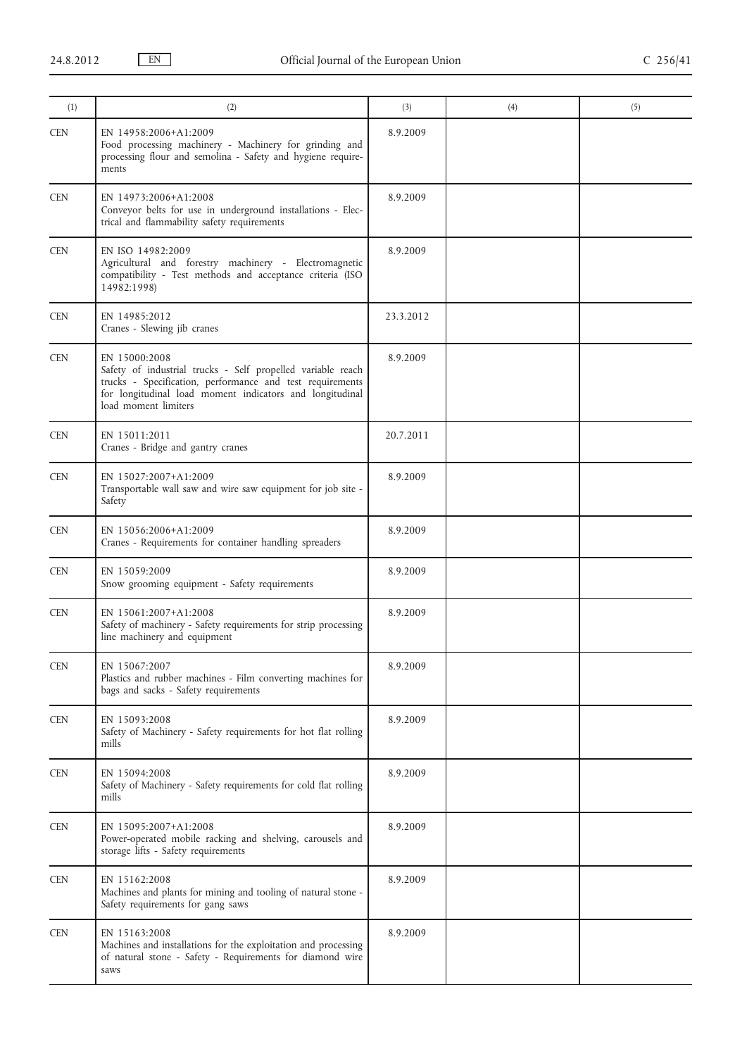| (1) | (2) | (3) | (4) | (5) |
|---|---|---|---|---|
| CEN | EN 14958:2006+A1:2009<br>Food processing machinery - Machinery for grinding and processing flour and semolina - Safety and hygiene requirements | 8.9.2009 | | |
| CEN | EN 14973:2006+A1:2008<br>Conveyor belts for use in underground installations - Electrical and flammability safety requirements | 8.9.2009 | | |
| CEN | EN ISO 14982:2009<br>Agricultural and forestry machinery - Electromagnetic compatibility - Test methods and acceptance criteria (ISO 14982:1998) | 8.9.2009 | | |
| CEN | EN 14985:2012<br>Cranes - Slewing jib cranes | 23.3.2012 | | |
| CEN | EN 15000:2008<br>Safety of industrial trucks - Self propelled variable reach trucks - Specification, performance and test requirements for longitudinal load moment indicators and longitudinal load moment limiters | 8.9.2009 | | |
| CEN | EN 15011:2011<br>Cranes - Bridge and gantry cranes | 20.7.2011 | | |
| CEN | EN 15027:2007+A1:2009<br>Transportable wall saw and wire saw equipment for job site - Safety | 8.9.2009 | | |
| CEN | EN 15056:2006+A1:2009<br>Cranes - Requirements for container handling spreaders | 8.9.2009 | | |
| CEN | EN 15059:2009<br>Snow grooming equipment - Safety requirements | 8.9.2009 | | |
| CEN | EN 15061:2007+A1:2008<br>Safety of machinery - Safety requirements for strip processing line machinery and equipment | 8.9.2009 | | |
| CEN | EN 15067:2007<br>Plastics and rubber machines - Film converting machines for bags and sacks - Safety requirements | 8.9.2009 | | |
| CEN | EN 15093:2008<br>Safety of Machinery - Safety requirements for hot flat rolling mills | 8.9.2009 | | |
| CEN | EN 15094:2008<br>Safety of Machinery - Safety requirements for cold flat rolling mills | 8.9.2009 | | |
| CEN | EN 15095:2007+A1:2008<br>Power-operated mobile racking and shelving, carousels and storage lifts - Safety requirements | 8.9.2009 | | |
| CEN | EN 15162:2008<br>Machines and plants for mining and tooling of natural stone - Safety requirements for gang saws | 8.9.2009 | | |
| CEN | EN 15163:2008<br>Machines and installations for the exploitation and processing of natural stone - Safety - Requirements for diamond wire saws | 8.9.2009 | | |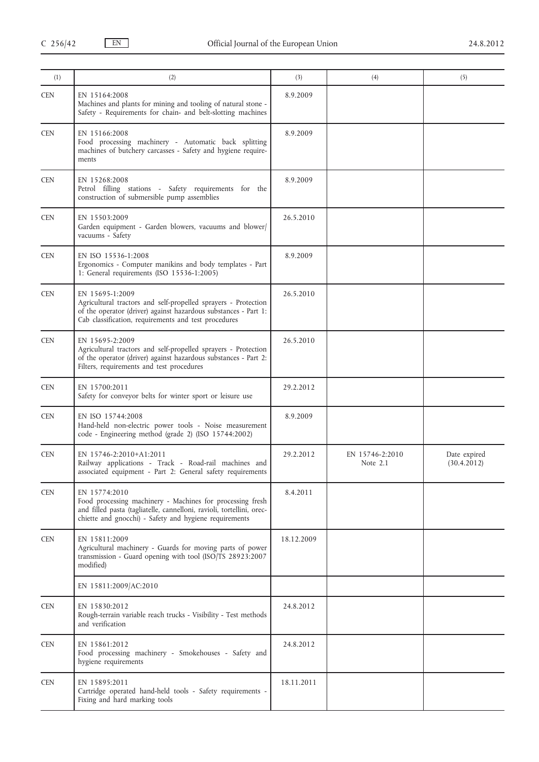| (1) | (2) | (3) | (4) | (5) |
|---|---|---|---|---|
| CEN | EN 15164:2008<br>Machines and plants for mining and tooling of natural stone - Safety - Requirements for chain- and belt-slotting machines | 8.9.2009 | | |
| CEN | EN 15166:2008<br>Food processing machinery - Automatic back splitting machines of butchery carcasses - Safety and hygiene requirements | 8.9.2009 | | |
| CEN | EN 15268:2008<br>Petrol filling stations - Safety requirements for the construction of submersible pump assemblies | 8.9.2009 | | |
| CEN | EN 15503:2009<br>Garden equipment - Garden blowers, vacuums and blower/vacuums - Safety | 26.5.2010 | | |
| CEN | EN ISO 15536-1:2008<br>Ergonomics - Computer manikins and body templates - Part 1: General requirements (ISO 15536-1:2005) | 8.9.2009 | | |
| CEN | EN 15695-1:2009<br>Agricultural tractors and self-propelled sprayers - Protection of the operator (driver) against hazardous substances - Part 1: Cab classification, requirements and test procedures | 26.5.2010 | | |
| CEN | EN 15695-2:2009<br>Agricultural tractors and self-propelled sprayers - Protection of the operator (driver) against hazardous substances - Part 2: Filters, requirements and test procedures | 26.5.2010 | | |
| CEN | EN 15700:2011<br>Safety for conveyor belts for winter sport or leisure use | 29.2.2012 | | |
| CEN | EN ISO 15744:2008<br>Hand-held non-electric power tools - Noise measurement code - Engineering method (grade 2) (ISO 15744:2002) | 8.9.2009 | | |
| CEN | EN 15746-2:2010+A1:2011<br>Railway applications - Track - Road-rail machines and associated equipment - Part 2: General safety requirements | 29.2.2012 | EN 15746-2:2010<br>Note 2.1 | Date expired<br>(30.4.2012) |
| CEN | EN 15774:2010<br>Food processing machinery - Machines for processing fresh and filled pasta (tagliatelle, cannelloni, ravioli, tortellini, orecchiette and gnocchi) - Safety and hygiene requirements | 8.4.2011 | | |
| CEN | EN 15811:2009<br>Agricultural machinery - Guards for moving parts of power transmission - Guard opening with tool (ISO/TS 28923:2007 modified) | 18.12.2009 | | |
| | EN 15811:2009/AC:2010 | | | |
| CEN | EN 15830:2012<br>Rough-terrain variable reach trucks - Visibility - Test methods and verification | 24.8.2012 | | |
| CEN | EN 15861:2012<br>Food processing machinery - Smokehouses - Safety and hygiene requirements | 24.8.2012 | | |
| CEN | EN 15895:2011<br>Cartridge operated hand-held tools - Safety requirements - Fixing and hard marking tools | 18.11.2011 | | |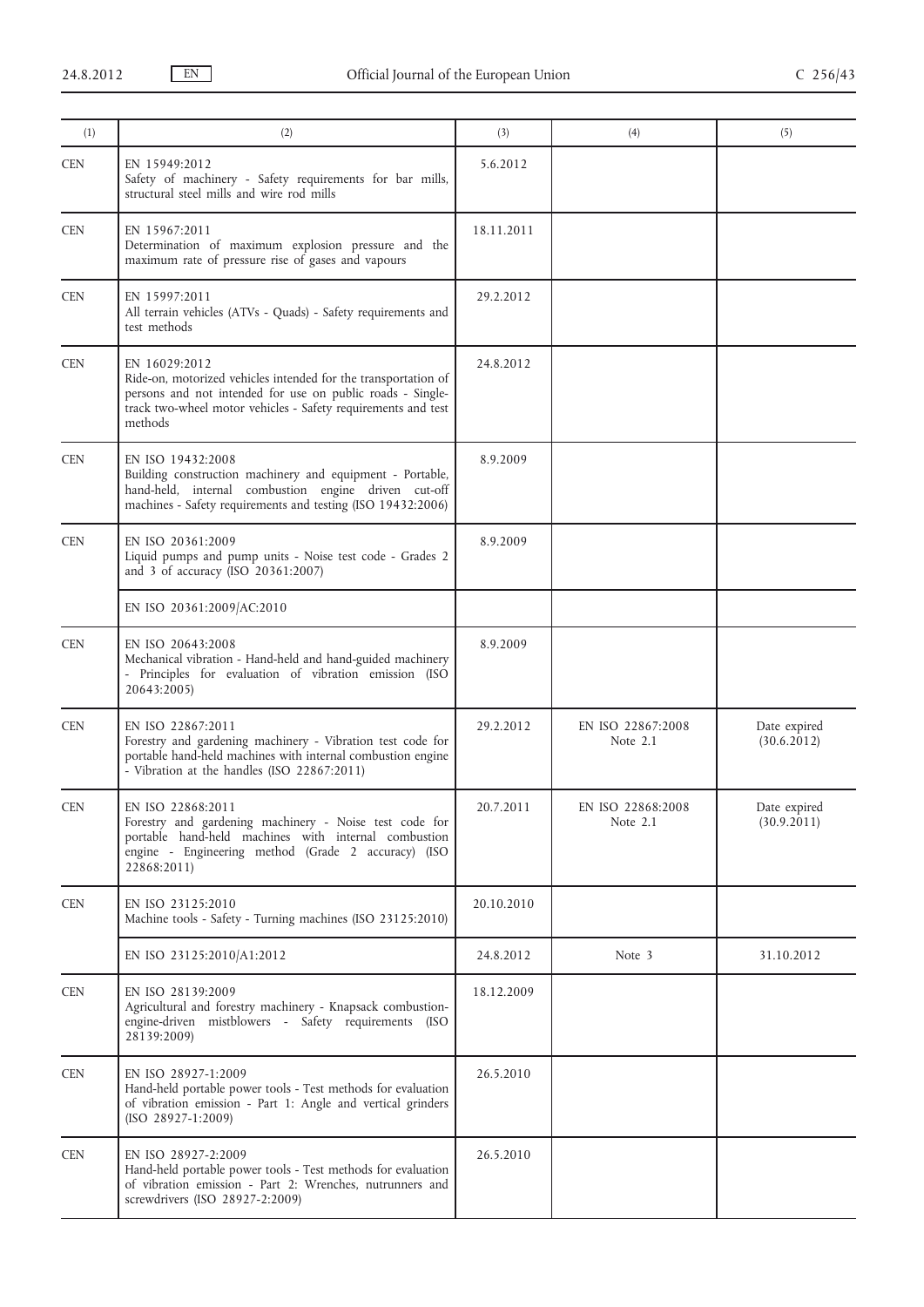| (1) | (2) | (3) | (4) | (5) |
|---|---|---|---|---|
| CEN | EN 15949:2012<br>Safety of machinery - Safety requirements for bar mills, structural steel mills and wire rod mills | 5.6.2012 | | |
| CEN | EN 15967:2011<br>Determination of maximum explosion pressure and the maximum rate of pressure rise of gases and vapours | 18.11.2011 | | |
| CEN | EN 15997:2011<br>All terrain vehicles (ATVs - Quads) - Safety requirements and test methods | 29.2.2012 | | |
| CEN | EN 16029:2012<br>Ride-on, motorized vehicles intended for the transportation of persons and not intended for use on public roads - Single-track two-wheel motor vehicles - Safety requirements and test methods | 24.8.2012 | | |
| CEN | EN ISO 19432:2008<br>Building construction machinery and equipment - Portable, hand-held, internal combustion engine driven cut-off machines - Safety requirements and testing (ISO 19432:2006) | 8.9.2009 | | |
| CEN | EN ISO 20361:2009<br>Liquid pumps and pump units - Noise test code - Grades 2 and 3 of accuracy (ISO 20361:2007) | 8.9.2009 | | |
| | EN ISO 20361:2009/AC:2010 | | | |
| CEN | EN ISO 20643:2008<br>Mechanical vibration - Hand-held and hand-guided machinery - Principles for evaluation of vibration emission (ISO 20643:2005) | 8.9.2009 | | |
| CEN | EN ISO 22867:2011<br>Forestry and gardening machinery - Vibration test code for portable hand-held machines with internal combustion engine - Vibration at the handles (ISO 22867:2011) | 29.2.2012 | EN ISO 22867:2008<br>Note 2.1 | Date expired<br>(30.6.2012) |
| CEN | EN ISO 22868:2011<br>Forestry and gardening machinery - Noise test code for portable hand-held machines with internal combustion engine - Engineering method (Grade 2 accuracy) (ISO 22868:2011) | 20.7.2011 | EN ISO 22868:2008<br>Note 2.1 | Date expired<br>(30.9.2011) |
| CEN | EN ISO 23125:2010<br>Machine tools - Safety - Turning machines (ISO 23125:2010) | 20.10.2010 | | |
| | EN ISO 23125:2010/A1:2012 | 24.8.2012 | Note 3 | 31.10.2012 |
| CEN | EN ISO 28139:2009<br>Agricultural and forestry machinery - Knapsack combustion-engine-driven mistblowers - Safety requirements (ISO 28139:2009) | 18.12.2009 | | |
| CEN | EN ISO 28927-1:2009<br>Hand-held portable power tools - Test methods for evaluation of vibration emission - Part 1: Angle and vertical grinders (ISO 28927-1:2009) | 26.5.2010 | | |
| CEN | EN ISO 28927-2:2009<br>Hand-held portable power tools - Test methods for evaluation of vibration emission - Part 2: Wrenches, nutrunners and screwdrivers (ISO 28927-2:2009) | 26.5.2010 | | |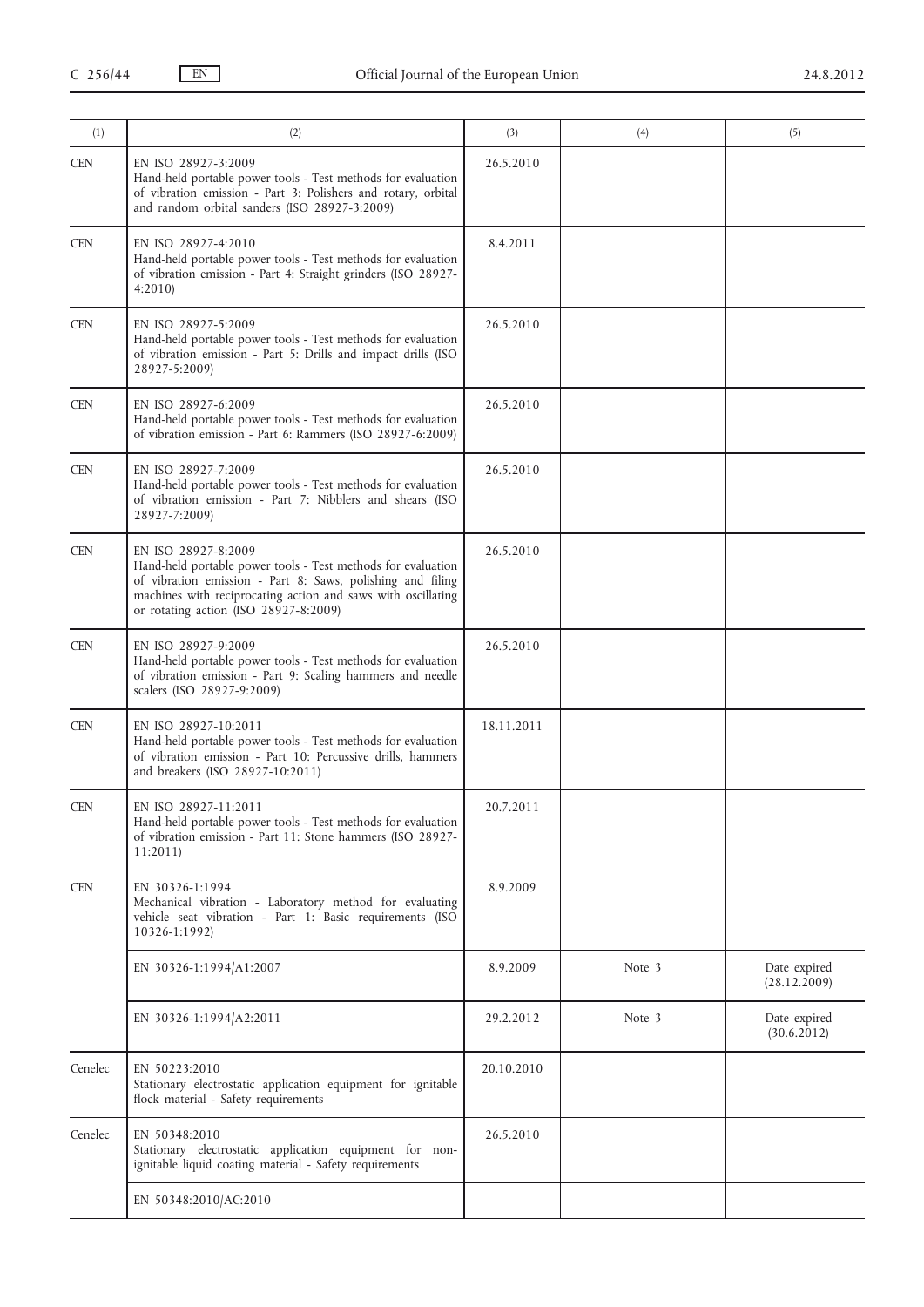| (1) | (2) | (3) | (4) | (5) |
|---|---|---|---|---|
| CEN | EN ISO 28927-3:2009<br>Hand-held portable power tools - Test methods for evaluation of vibration emission - Part 3: Polishers and rotary, orbital and random orbital sanders (ISO 28927-3:2009) | 26.5.2010 | | |
| CEN | EN ISO 28927-4:2010<br>Hand-held portable power tools - Test methods for evaluation of vibration emission - Part 4: Straight grinders (ISO 28927-4:2010) | 8.4.2011 | | |
| CEN | EN ISO 28927-5:2009<br>Hand-held portable power tools - Test methods for evaluation of vibration emission - Part 5: Drills and impact drills (ISO 28927-5:2009) | 26.5.2010 | | |
| CEN | EN ISO 28927-6:2009<br>Hand-held portable power tools - Test methods for evaluation of vibration emission - Part 6: Rammers (ISO 28927-6:2009) | 26.5.2010 | | |
| CEN | EN ISO 28927-7:2009<br>Hand-held portable power tools - Test methods for evaluation of vibration emission - Part 7: Nibblers and shears (ISO 28927-7:2009) | 26.5.2010 | | |
| CEN | EN ISO 28927-8:2009<br>Hand-held portable power tools - Test methods for evaluation of vibration emission - Part 8: Saws, polishing and filing machines with reciprocating action and saws with oscillating or rotating action (ISO 28927-8:2009) | 26.5.2010 | | |
| CEN | EN ISO 28927-9:2009<br>Hand-held portable power tools - Test methods for evaluation of vibration emission - Part 9: Scaling hammers and needle scalers (ISO 28927-9:2009) | 26.5.2010 | | |
| CEN | EN ISO 28927-10:2011<br>Hand-held portable power tools - Test methods for evaluation of vibration emission - Part 10: Percussive drills, hammers and breakers (ISO 28927-10:2011) | 18.11.2011 | | |
| CEN | EN ISO 28927-11:2011<br>Hand-held portable power tools - Test methods for evaluation of vibration emission - Part 11: Stone hammers (ISO 28927-11:2011) | 20.7.2011 | | |
| CEN | EN 30326-1:1994<br>Mechanical vibration - Laboratory method for evaluating vehicle seat vibration - Part 1: Basic requirements (ISO 10326-1:1992) | 8.9.2009 | | |
| | EN 30326-1:1994/A1:2007 | 8.9.2009 | Note 3 | Date expired (28.12.2009) |
| | EN 30326-1:1994/A2:2011 | 29.2.2012 | Note 3 | Date expired (30.6.2012) |
| Cenelec | EN 50223:2010<br>Stationary electrostatic application equipment for ignitable flock material - Safety requirements | 20.10.2010 | | |
| Cenelec | EN 50348:2010<br>Stationary electrostatic application equipment for non-ignitable liquid coating material - Safety requirements | 26.5.2010 | | |
| | EN 50348:2010/AC:2010 | | | |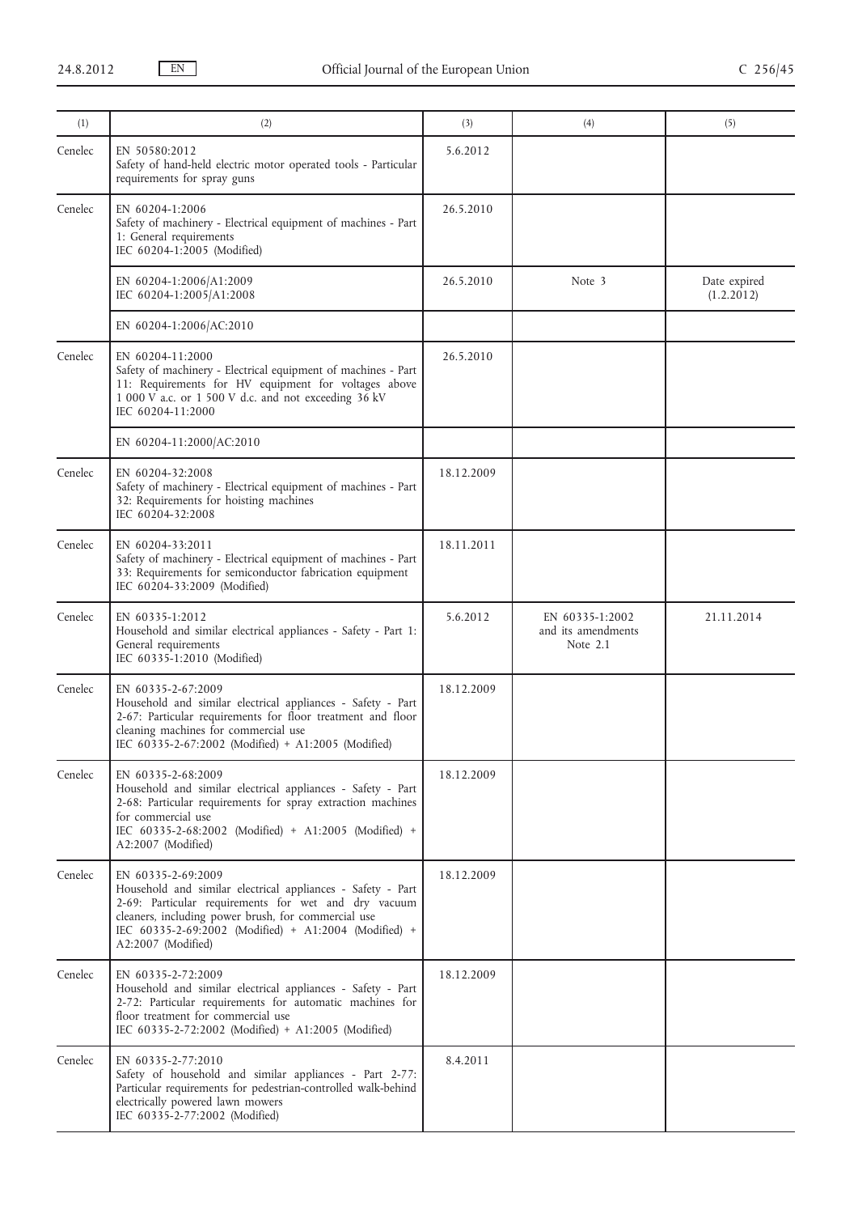| (1) | (2) | (3) | (4) | (5) |
|---|---|---|---|---|
| Cenelec | EN 50580:2012<br>Safety of hand-held electric motor operated tools - Particular requirements for spray guns | 5.6.2012 | | |
| Cenelec | EN 60204-1:2006<br>Safety of machinery - Electrical equipment of machines - Part 1: General requirements<br>IEC 60204-1:2005 (Modified) | 26.5.2010 | | |
| | EN 60204-1:2006/A1:2009<br>IEC 60204-1:2005/A1:2008 | 26.5.2010 | Note 3 | Date expired (1.2.2012) |
| | EN 60204-1:2006/AC:2010 | | | |
| Cenelec | EN 60204-11:2000<br>Safety of machinery - Electrical equipment of machines - Part 11: Requirements for HV equipment for voltages above 1 000 V a.c. or 1 500 V d.c. and not exceeding 36 kV<br>IEC 60204-11:2000 | 26.5.2010 | | |
| | EN 60204-11:2000/AC:2010 | | | |
| Cenelec | EN 60204-32:2008<br>Safety of machinery - Electrical equipment of machines - Part 32: Requirements for hoisting machines<br>IEC 60204-32:2008 | 18.12.2009 | | |
| Cenelec | EN 60204-33:2011<br>Safety of machinery - Electrical equipment of machines - Part 33: Requirements for semiconductor fabrication equipment<br>IEC 60204-33:2009 (Modified) | 18.11.2011 | | |
| Cenelec | EN 60335-1:2012<br>Household and similar electrical appliances - Safety - Part 1: General requirements<br>IEC 60335-1:2010 (Modified) | 5.6.2012 | EN 60335-1:2002 and its amendments<br>Note 2.1 | 21.11.2014 |
| Cenelec | EN 60335-2-67:2009<br>Household and similar electrical appliances - Safety - Part 2-67: Particular requirements for floor treatment and floor cleaning machines for commercial use<br>IEC 60335-2-67:2002 (Modified) + A1:2005 (Modified) | 18.12.2009 | | |
| Cenelec | EN 60335-2-68:2009<br>Household and similar electrical appliances - Safety - Part 2-68: Particular requirements for spray extraction machines for commercial use<br>IEC 60335-2-68:2002 (Modified) + A1:2005 (Modified) + A2:2007 (Modified) | 18.12.2009 | | |
| Cenelec | EN 60335-2-69:2009<br>Household and similar electrical appliances - Safety - Part 2-69: Particular requirements for wet and dry vacuum cleaners, including power brush, for commercial use<br>IEC 60335-2-69:2002 (Modified) + A1:2004 (Modified) + A2:2007 (Modified) | 18.12.2009 | | |
| Cenelec | EN 60335-2-72:2009<br>Household and similar electrical appliances - Safety - Part 2-72: Particular requirements for automatic machines for floor treatment for commercial use<br>IEC 60335-2-72:2002 (Modified) + A1:2005 (Modified) | 18.12.2009 | | |
| Cenelec | EN 60335-2-77:2010<br>Safety of household and similar appliances - Part 2-77: Particular requirements for pedestrian-controlled walk-behind electrically powered lawn mowers<br>IEC 60335-2-77:2002 (Modified) | 8.4.2011 | | |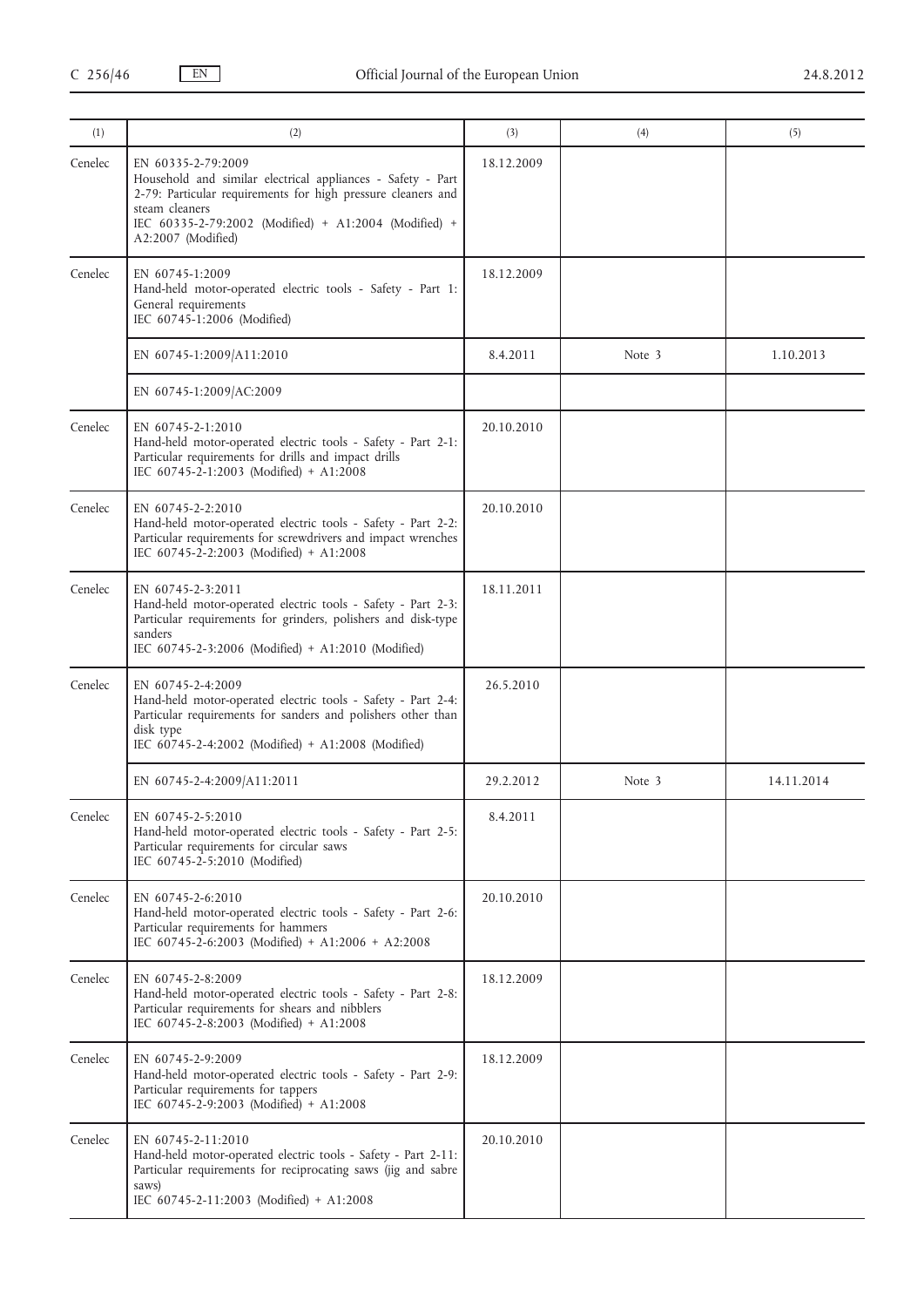| (1) | (2) | (3) | (4) | (5) |
|---|---|---|---|---|
| Cenelec | EN 60335-2-79:2009<br>Household and similar electrical appliances - Safety - Part 2-79: Particular requirements for high pressure cleaners and steam cleaners<br>IEC 60335-2-79:2002 (Modified) + A1:2004 (Modified) + A2:2007 (Modified) | 18.12.2009 | | |
| Cenelec | EN 60745-1:2009<br>Hand-held motor-operated electric tools - Safety - Part 1: General requirements<br>IEC 60745-1:2006 (Modified) | 18.12.2009 | | |
| | EN 60745-1:2009/A11:2010 | 8.4.2011 | Note 3 | 1.10.2013 |
| | EN 60745-1:2009/AC:2009 | | | |
| Cenelec | EN 60745-2-1:2010<br>Hand-held motor-operated electric tools - Safety - Part 2-1: Particular requirements for drills and impact drills<br>IEC 60745-2-1:2003 (Modified) + A1:2008 | 20.10.2010 | | |
| Cenelec | EN 60745-2-2:2010<br>Hand-held motor-operated electric tools - Safety - Part 2-2: Particular requirements for screwdrivers and impact wrenches<br>IEC 60745-2-2:2003 (Modified) + A1:2008 | 20.10.2010 | | |
| Cenelec | EN 60745-2-3:2011<br>Hand-held motor-operated electric tools - Safety - Part 2-3: Particular requirements for grinders, polishers and disk-type sanders<br>IEC 60745-2-3:2006 (Modified) + A1:2010 (Modified) | 18.11.2011 | | |
| Cenelec | EN 60745-2-4:2009<br>Hand-held motor-operated electric tools - Safety - Part 2-4: Particular requirements for sanders and polishers other than disk type<br>IEC 60745-2-4:2002 (Modified) + A1:2008 (Modified) | 26.5.2010 | | |
| | EN 60745-2-4:2009/A11:2011 | 29.2.2012 | Note 3 | 14.11.2014 |
| Cenelec | EN 60745-2-5:2010<br>Hand-held motor-operated electric tools - Safety - Part 2-5: Particular requirements for circular saws<br>IEC 60745-2-5:2010 (Modified) | 8.4.2011 | | |
| Cenelec | EN 60745-2-6:2010<br>Hand-held motor-operated electric tools - Safety - Part 2-6: Particular requirements for hammers<br>IEC 60745-2-6:2003 (Modified) + A1:2006 + A2:2008 | 20.10.2010 | | |
| Cenelec | EN 60745-2-8:2009<br>Hand-held motor-operated electric tools - Safety - Part 2-8: Particular requirements for shears and nibblers<br>IEC 60745-2-8:2003 (Modified) + A1:2008 | 18.12.2009 | | |
| Cenelec | EN 60745-2-9:2009<br>Hand-held motor-operated electric tools - Safety - Part 2-9: Particular requirements for tappers<br>IEC 60745-2-9:2003 (Modified) + A1:2008 | 18.12.2009 | | |
| Cenelec | EN 60745-2-11:2010<br>Hand-held motor-operated electric tools - Safety - Part 2-11: Particular requirements for reciprocating saws (jig and sabre saws)<br>IEC 60745-2-11:2003 (Modified) + A1:2008 | 20.10.2010 | | |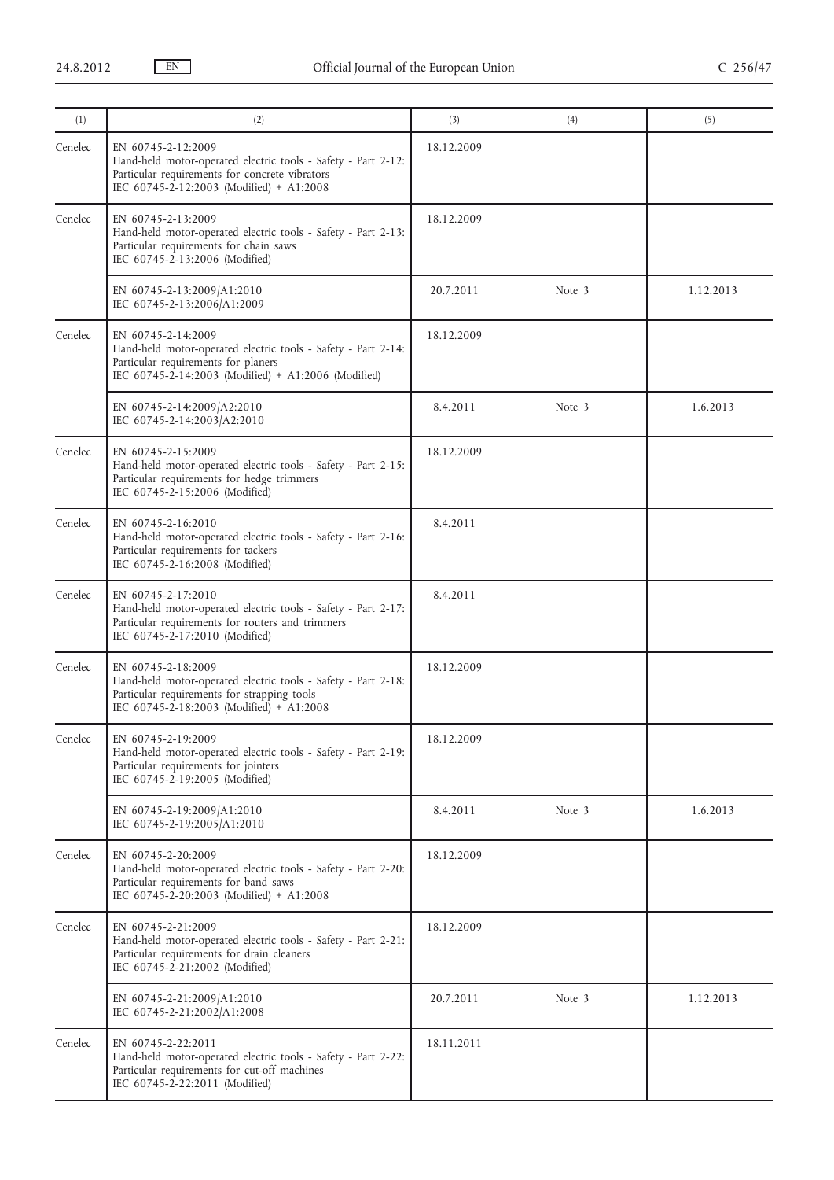| (1) | (2) | (3) | (4) | (5) |
|---|---|---|---|---|
| Cenelec | EN 60745-2-12:2009<br>Hand-held motor-operated electric tools - Safety - Part 2-12: Particular requirements for concrete vibrators<br>IEC 60745-2-12:2003 (Modified) + A1:2008 | 18.12.2009 | | |
| Cenelec | EN 60745-2-13:2009<br>Hand-held motor-operated electric tools - Safety - Part 2-13: Particular requirements for chain saws<br>IEC 60745-2-13:2006 (Modified) | 18.12.2009 | | |
| | EN 60745-2-13:2009/A1:2010<br>IEC 60745-2-13:2006/A1:2009 | 20.7.2011 | Note 3 | 1.12.2013 |
| Cenelec | EN 60745-2-14:2009<br>Hand-held motor-operated electric tools - Safety - Part 2-14: Particular requirements for planers<br>IEC 60745-2-14:2003 (Modified) + A1:2006 (Modified) | 18.12.2009 | | |
| | EN 60745-2-14:2009/A2:2010<br>IEC 60745-2-14:2003/A2:2010 | 8.4.2011 | Note 3 | 1.6.2013 |
| Cenelec | EN 60745-2-15:2009<br>Hand-held motor-operated electric tools - Safety - Part 2-15: Particular requirements for hedge trimmers<br>IEC 60745-2-15:2006 (Modified) | 18.12.2009 | | |
| Cenelec | EN 60745-2-16:2010<br>Hand-held motor-operated electric tools - Safety - Part 2-16: Particular requirements for tackers<br>IEC 60745-2-16:2008 (Modified) | 8.4.2011 | | |
| Cenelec | EN 60745-2-17:2010<br>Hand-held motor-operated electric tools - Safety - Part 2-17: Particular requirements for routers and trimmers<br>IEC 60745-2-17:2010 (Modified) | 8.4.2011 | | |
| Cenelec | EN 60745-2-18:2009<br>Hand-held motor-operated electric tools - Safety - Part 2-18: Particular requirements for strapping tools<br>IEC 60745-2-18:2003 (Modified) + A1:2008 | 18.12.2009 | | |
| Cenelec | EN 60745-2-19:2009<br>Hand-held motor-operated electric tools - Safety - Part 2-19: Particular requirements for jointers<br>IEC 60745-2-19:2005 (Modified) | 18.12.2009 | | |
| | EN 60745-2-19:2009/A1:2010<br>IEC 60745-2-19:2005/A1:2010 | 8.4.2011 | Note 3 | 1.6.2013 |
| Cenelec | EN 60745-2-20:2009<br>Hand-held motor-operated electric tools - Safety - Part 2-20: Particular requirements for band saws<br>IEC 60745-2-20:2003 (Modified) + A1:2008 | 18.12.2009 | | |
| Cenelec | EN 60745-2-21:2009<br>Hand-held motor-operated electric tools - Safety - Part 2-21: Particular requirements for drain cleaners<br>IEC 60745-2-21:2002 (Modified) | 18.12.2009 | | |
| | EN 60745-2-21:2009/A1:2010<br>IEC 60745-2-21:2002/A1:2008 | 20.7.2011 | Note 3 | 1.12.2013 |
| Cenelec | EN 60745-2-22:2011<br>Hand-held motor-operated electric tools - Safety - Part 2-22: Particular requirements for cut-off machines<br>IEC 60745-2-22:2011 (Modified) | 18.11.2011 | | |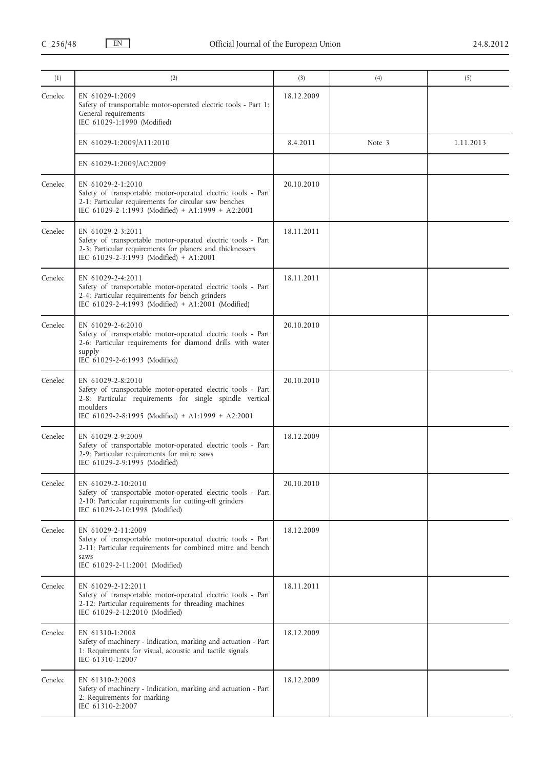| (1) | (2) | (3) | (4) | (5) |
|---|---|---|---|---|
| Cenelec | EN 61029-1:2009<br>Safety of transportable motor-operated electric tools - Part 1: General requirements<br>IEC 61029-1:1990 (Modified) | 18.12.2009 | | |
| | EN 61029-1:2009/A11:2010 | 8.4.2011 | Note 3 | 1.11.2013 |
| | EN 61029-1:2009/AC:2009 | | | |
| Cenelec | EN 61029-2-1:2010<br>Safety of transportable motor-operated electric tools - Part 2-1: Particular requirements for circular saw benches<br>IEC 61029-2-1:1993 (Modified) + A1:1999 + A2:2001 | 20.10.2010 | | |
| Cenelec | EN 61029-2-3:2011<br>Safety of transportable motor-operated electric tools - Part 2-3: Particular requirements for planers and thicknessers<br>IEC 61029-2-3:1993 (Modified) + A1:2001 | 18.11.2011 | | |
| Cenelec | EN 61029-2-4:2011<br>Safety of transportable motor-operated electric tools - Part 2-4: Particular requirements for bench grinders<br>IEC 61029-2-4:1993 (Modified) + A1:2001 (Modified) | 18.11.2011 | | |
| Cenelec | EN 61029-2-6:2010<br>Safety of transportable motor-operated electric tools - Part 2-6: Particular requirements for diamond drills with water supply<br>IEC 61029-2-6:1993 (Modified) | 20.10.2010 | | |
| Cenelec | EN 61029-2-8:2010<br>Safety of transportable motor-operated electric tools - Part 2-8: Particular requirements for single spindle vertical moulders<br>IEC 61029-2-8:1995 (Modified) + A1:1999 + A2:2001 | 20.10.2010 | | |
| Cenelec | EN 61029-2-9:2009<br>Safety of transportable motor-operated electric tools - Part 2-9: Particular requirements for mitre saws<br>IEC 61029-2-9:1995 (Modified) | 18.12.2009 | | |
| Cenelec | EN 61029-2-10:2010<br>Safety of transportable motor-operated electric tools - Part 2-10: Particular requirements for cutting-off grinders<br>IEC 61029-2-10:1998 (Modified) | 20.10.2010 | | |
| Cenelec | EN 61029-2-11:2009<br>Safety of transportable motor-operated electric tools - Part 2-11: Particular requirements for combined mitre and bench saws<br>IEC 61029-2-11:2001 (Modified) | 18.12.2009 | | |
| Cenelec | EN 61029-2-12:2011<br>Safety of transportable motor-operated electric tools - Part 2-12: Particular requirements for threading machines<br>IEC 61029-2-12:2010 (Modified) | 18.11.2011 | | |
| Cenelec | EN 61310-1:2008<br>Safety of machinery - Indication, marking and actuation - Part 1: Requirements for visual, acoustic and tactile signals<br>IEC 61310-1:2007 | 18.12.2009 | | |
| Cenelec | EN 61310-2:2008<br>Safety of machinery - Indication, marking and actuation - Part 2: Requirements for marking<br>IEC 61310-2:2007 | 18.12.2009 | | |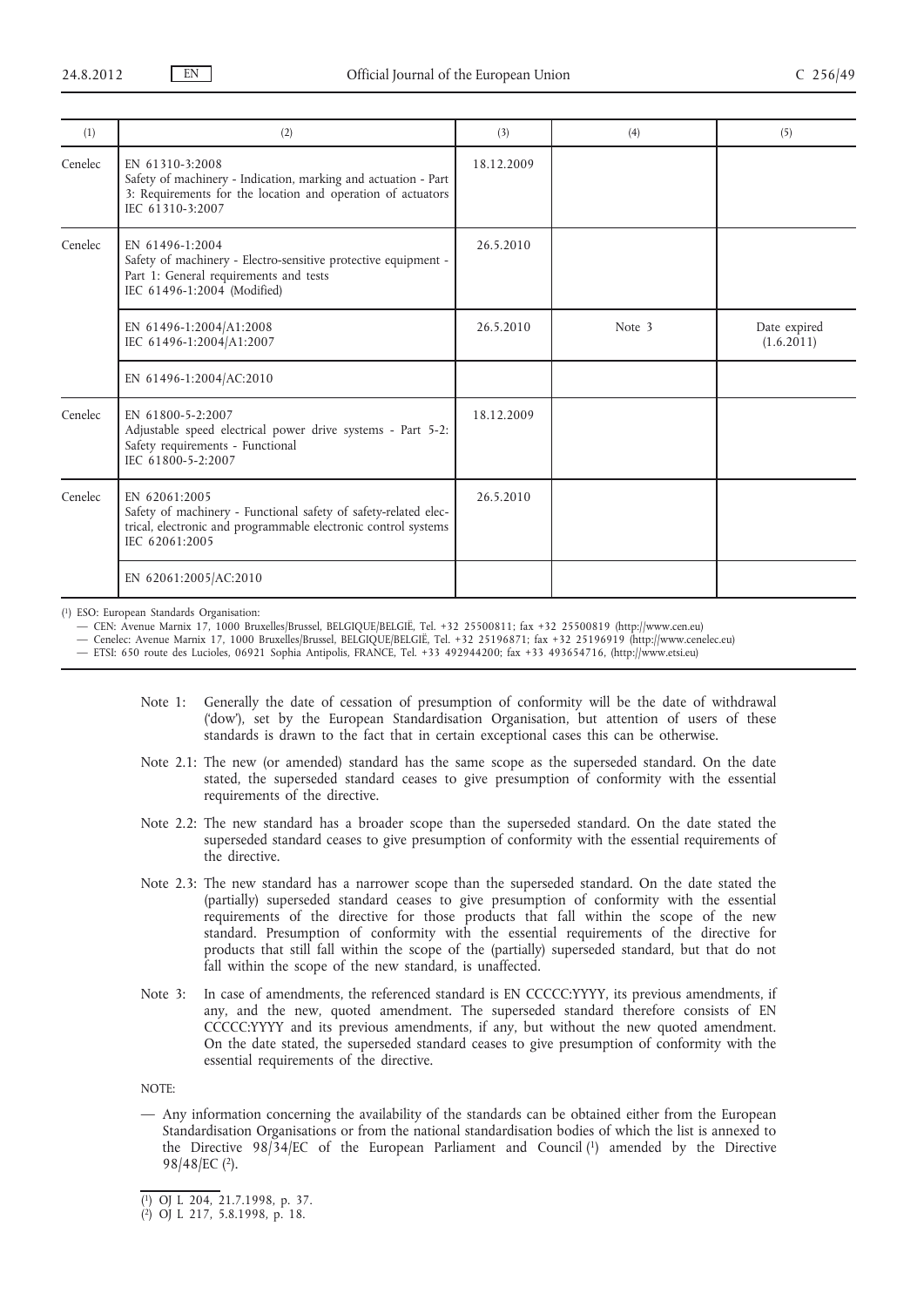| (1) | (2) | (3) | (4) | (5) |
|---|---|---|---|---|
| Cenelec | EN 61310-3:2008<br>Safety of machinery - Indication, marking and actuation - Part 3: Requirements for the location and operation of actuators<br>IEC 61310-3:2007 | 18.12.2009 | | |
| Cenelec | EN 61496-1:2004<br>Safety of machinery - Electro-sensitive protective equipment - Part 1: General requirements and tests<br>IEC 61496-1:2004 (Modified) | 26.5.2010 | | |
| | EN 61496-1:2004/A1:2008<br>IEC 61496-1:2004/A1:2007 | 26.5.2010 | Note 3 | Date expired (1.6.2011) |
| | EN 61496-1:2004/AC:2010 | | | |
| Cenelec | EN 61800-5-2:2007<br>Adjustable speed electrical power drive systems - Part 5-2: Safety requirements - Functional<br>IEC 61800-5-2:2007 | 18.12.2009 | | |
| Cenelec | EN 62061:2005<br>Safety of machinery - Functional safety of safety-related electrical, electronic and programmable electronic control systems<br>IEC 62061:2005 | 26.5.2010 | | |
| | EN 62061:2005/AC:2010 | | | |

[1] ESO: European Standards Organisation:
— CEN: Avenue Marnix 17, 1000 Bruxelles/Brussel, BELGIQUE/BELGIË, Tel. +32 25500811; fax +32 25500819 (http://www.cen.eu)
— Cenelec: Avenue Marnix 17, 1000 Bruxelles/Brussel, BELGIQUE/BELGIË, Tel. +32 25196871; fax +32 25196919 (http://www.cenelec.eu)
— ETSI: 650 route des Lucioles, 06921 Sophia Antipolis, FRANCE, Tel. +33 492944200; fax +33 493654716, (http://www.etsi.eu)

Note 1: Generally the date of cessation of presumption of conformity will be the date of withdrawal ('dow'), set by the European Standardisation Organisation, but attention of users of these standards is drawn to the fact that in certain exceptional cases this can be otherwise.

Note 2.1: The new (or amended) standard has the same scope as the superseded standard. On the date stated, the superseded standard ceases to give presumption of conformity with the essential requirements of the directive.

Note 2.2: The new standard has a broader scope than the superseded standard. On the date stated the superseded standard ceases to give presumption of conformity with the essential requirements of the directive.

Note 2.3: The new standard has a narrower scope than the superseded standard. On the date stated the (partially) superseded standard ceases to give presumption of conformity with the essential requirements of the directive for those products that fall within the scope of the new standard. Presumption of conformity with the essential requirements of the directive for products that still fall within the scope of the (partially) superseded standard, but that do not fall within the scope of the new standard, is unaffected.

Note 3: In case of amendments, the referenced standard is EN CCCCC:YYYY, its previous amendments, if any, and the new, quoted amendment. The superseded standard therefore consists of EN CCCCC:YYYY and its previous amendments, if any, but without the new quoted amendment. On the date stated, the superseded standard ceases to give presumption of conformity with the essential requirements of the directive.

NOTE:

— Any information concerning the availability of the standards can be obtained either from the European Standardisation Organisations or from the national standardisation bodies of which the list is annexed to the Directive 98/34/EC of the European Parliament and Council [1] amended by the Directive 98/48/EC [2].

[1] OJ L 204, 21.7.1998, p. 37.

[2] OJ L 217, 5.8.1998, p. 18.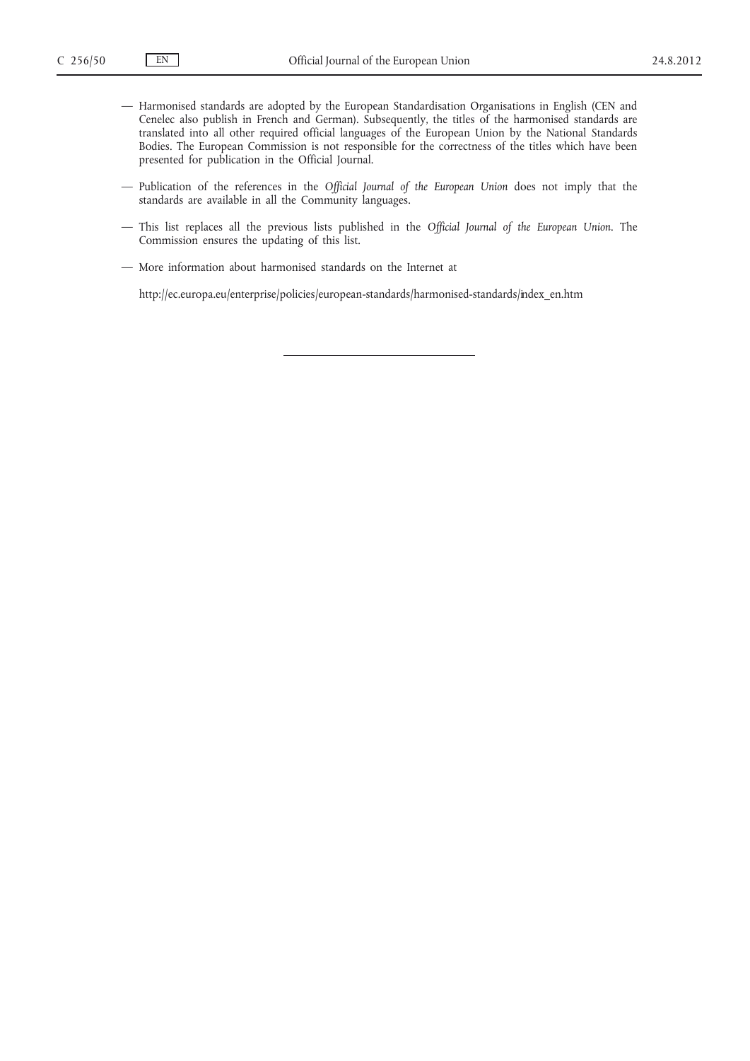— Harmonised standards are adopted by the European Standardisation Organisations in English (CEN and Cenelec also publish in French and German). Subsequently, the titles of the harmonised standards are translated into all other required official languages of the European Union by the National Standards Bodies. The European Commission is not responsible for the correctness of the titles which have been presented for publication in the Official Journal.

— Publication of the references in the *Official Journal of the European Union* does not imply that the standards are available in all the Community languages.

— This list replaces all the previous lists published in the *Official Journal of the European Union*. The Commission ensures the updating of this list.

— More information about harmonised standards on the Internet at

http://ec.europa.eu/enterprise/policies/european-standards/harmonised-standards/index_en.htm